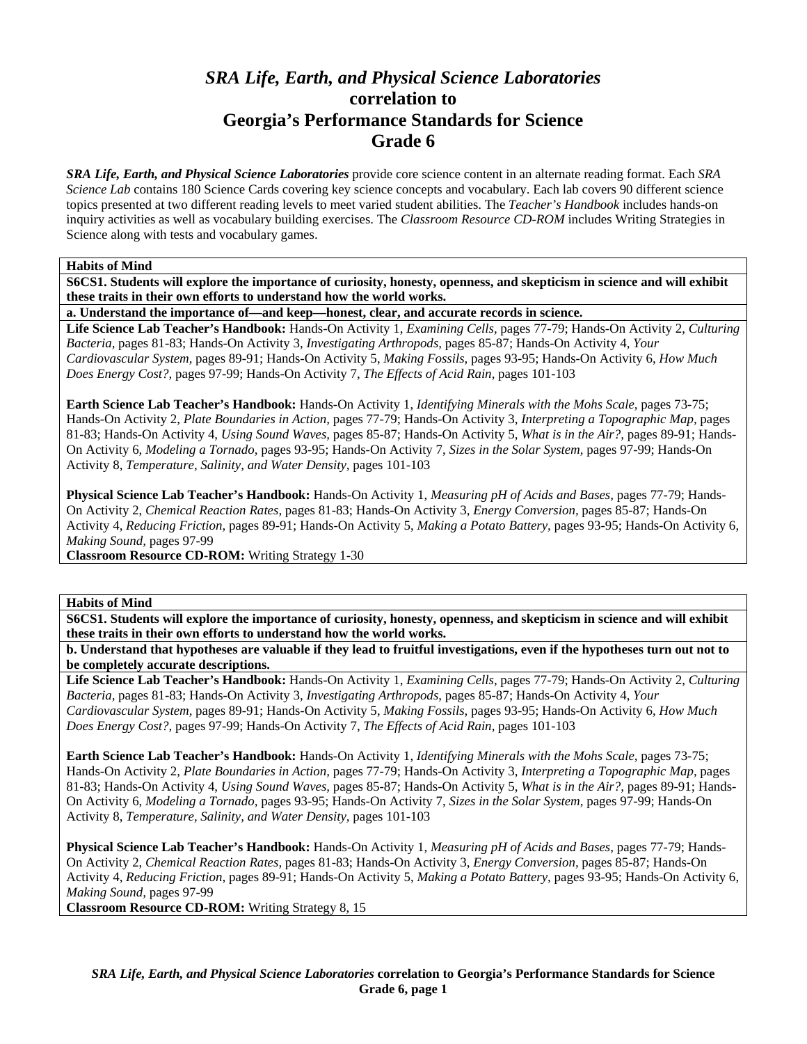# *SRA Life, Earth, and Physical Science Laboratories*
## correlation to
## Georgia's Performance Standards for Science
## Grade 6

***SRA Life, Earth, and Physical Science Laboratories*** provide core science content in an alternate reading format. Each *SRA Science Lab* contains 180 Science Cards covering key science concepts and vocabulary. Each lab covers 90 different science topics presented at two different reading levels to meet varied student abilities. The *Teacher's Handbook* includes hands-on inquiry activities as well as vocabulary building exercises. The *Classroom Resource CD-ROM* includes Writing Strategies in Science along with tests and vocabulary games.

**Habits of Mind**

**S6CS1. Students will explore the importance of curiosity, honesty, openness, and skepticism in science and will exhibit these traits in their own efforts to understand how the world works.**

**a. Understand the importance of—and keep—honest, clear, and accurate records in science.**

**Life Science Lab Teacher's Handbook:** Hands-On Activity 1, *Examining Cells,* pages 77-79; Hands-On Activity 2, *Culturing Bacteria,* pages 81-83; Hands-On Activity 3, *Investigating Arthropods,* pages 85-87; Hands-On Activity 4, *Your Cardiovascular System,* pages 89-91; Hands-On Activity 5, *Making Fossils,* pages 93-95; Hands-On Activity 6, *How Much Does Energy Cost?,* pages 97-99; Hands-On Activity 7, *The Effects of Acid Rain,* pages 101-103

**Earth Science Lab Teacher's Handbook:** Hands-On Activity 1, *Identifying Minerals with the Mohs Scale,* pages 73-75; Hands-On Activity 2, *Plate Boundaries in Action,* pages 77-79; Hands-On Activity 3, *Interpreting a Topographic Map,* pages 81-83; Hands-On Activity 4, *Using Sound Waves,* pages 85-87; Hands-On Activity 5, *What is in the Air?,* pages 89-91; Hands-On Activity 6, *Modeling a Tornado,* pages 93-95; Hands-On Activity 7, *Sizes in the Solar System,* pages 97-99; Hands-On Activity 8, *Temperature, Salinity, and Water Density,* pages 101-103

**Physical Science Lab Teacher's Handbook:** Hands-On Activity 1, *Measuring pH of Acids and Bases,* pages 77-79; Hands-On Activity 2, *Chemical Reaction Rates,* pages 81-83; Hands-On Activity 3, *Energy Conversion,* pages 85-87; Hands-On Activity 4, *Reducing Friction,* pages 89-91; Hands-On Activity 5, *Making a Potato Battery,* pages 93-95; Hands-On Activity 6, *Making Sound,* pages 97-99

**Classroom Resource CD-ROM:** Writing Strategy 1-30

**Habits of Mind**

**S6CS1. Students will explore the importance of curiosity, honesty, openness, and skepticism in science and will exhibit these traits in their own efforts to understand how the world works.**

**b. Understand that hypotheses are valuable if they lead to fruitful investigations, even if the hypotheses turn out not to be completely accurate descriptions.**

**Life Science Lab Teacher's Handbook:** Hands-On Activity 1, *Examining Cells,* pages 77-79; Hands-On Activity 2, *Culturing Bacteria,* pages 81-83; Hands-On Activity 3, *Investigating Arthropods,* pages 85-87; Hands-On Activity 4, *Your Cardiovascular System,* pages 89-91; Hands-On Activity 5, *Making Fossils,* pages 93-95; Hands-On Activity 6, *How Much Does Energy Cost?,* pages 97-99; Hands-On Activity 7, *The Effects of Acid Rain,* pages 101-103

**Earth Science Lab Teacher's Handbook:** Hands-On Activity 1, *Identifying Minerals with the Mohs Scale,* pages 73-75; Hands-On Activity 2, *Plate Boundaries in Action,* pages 77-79; Hands-On Activity 3, *Interpreting a Topographic Map,* pages 81-83; Hands-On Activity 4, *Using Sound Waves,* pages 85-87; Hands-On Activity 5, *What is in the Air?,* pages 89-91; Hands-On Activity 6, *Modeling a Tornado,* pages 93-95; Hands-On Activity 7, *Sizes in the Solar System,* pages 97-99; Hands-On Activity 8, *Temperature, Salinity, and Water Density,* pages 101-103

**Physical Science Lab Teacher's Handbook:** Hands-On Activity 1, *Measuring pH of Acids and Bases,* pages 77-79; Hands-On Activity 2, *Chemical Reaction Rates,* pages 81-83; Hands-On Activity 3, *Energy Conversion,* pages 85-87; Hands-On Activity 4, *Reducing Friction,* pages 89-91; Hands-On Activity 5, *Making a Potato Battery,* pages 93-95; Hands-On Activity 6, *Making Sound,* pages 97-99

**Classroom Resource CD-ROM:** Writing Strategy 8, 15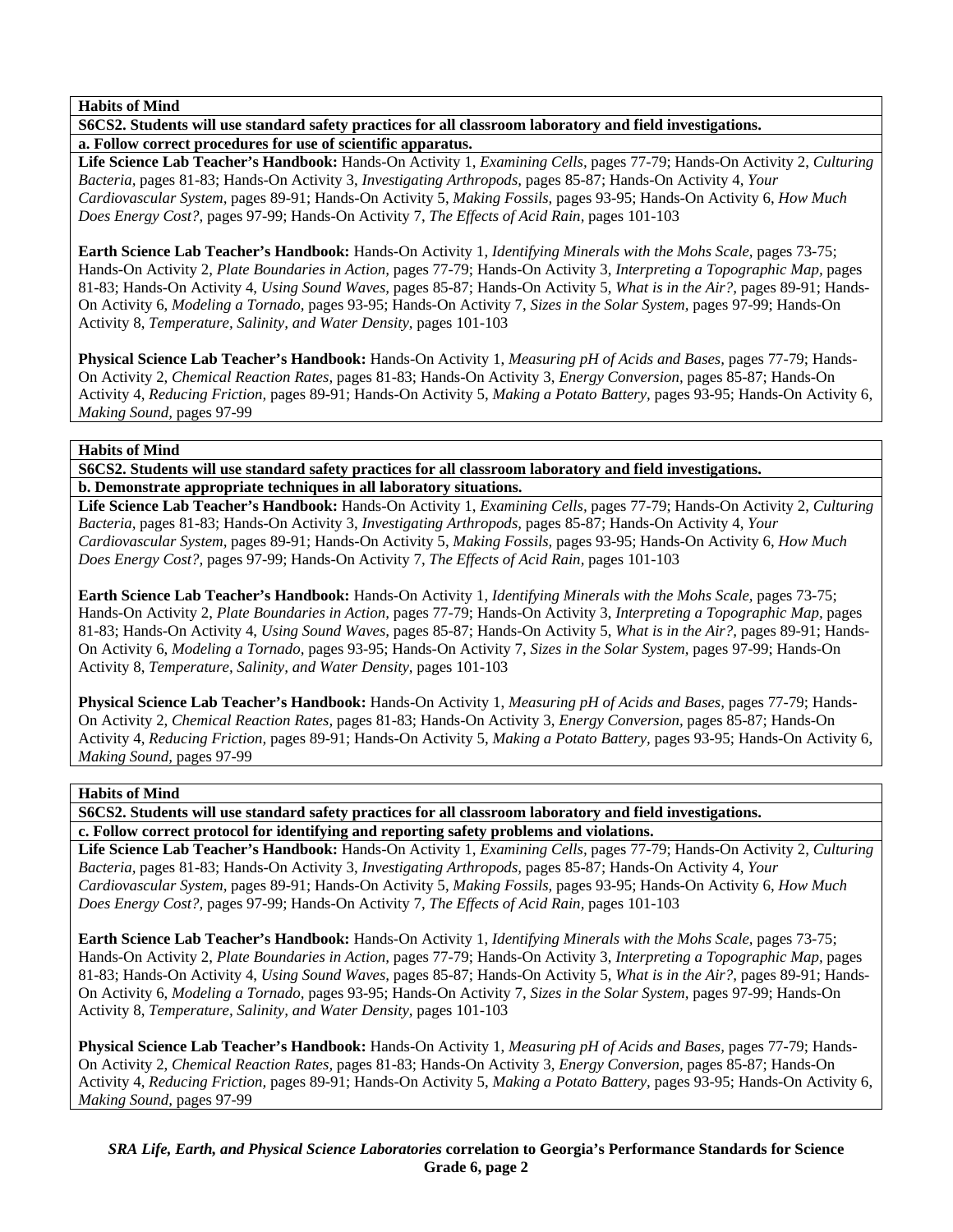**Habits of Mind**

**S6CS2. Students will use standard safety practices for all classroom laboratory and field investigations.**

**a. Follow correct procedures for use of scientific apparatus.**

**Life Science Lab Teacher's Handbook:** Hands-On Activity 1, *Examining Cells,* pages 77-79; Hands-On Activity 2, *Culturing Bacteria,* pages 81-83; Hands-On Activity 3, *Investigating Arthropods,* pages 85-87; Hands-On Activity 4, *Your Cardiovascular System,* pages 89-91; Hands-On Activity 5, *Making Fossils,* pages 93-95; Hands-On Activity 6, *How Much Does Energy Cost?,* pages 97-99; Hands-On Activity 7, *The Effects of Acid Rain,* pages 101-103

**Earth Science Lab Teacher's Handbook:** Hands-On Activity 1, *Identifying Minerals with the Mohs Scale,* pages 73-75; Hands-On Activity 2, *Plate Boundaries in Action,* pages 77-79; Hands-On Activity 3, *Interpreting a Topographic Map,* pages 81-83; Hands-On Activity 4, *Using Sound Waves,* pages 85-87; Hands-On Activity 5, *What is in the Air?,* pages 89-91; Hands-On Activity 6, *Modeling a Tornado,* pages 93-95; Hands-On Activity 7, *Sizes in the Solar System,* pages 97-99; Hands-On Activity 8, *Temperature, Salinity, and Water Density,* pages 101-103

**Physical Science Lab Teacher's Handbook:** Hands-On Activity 1, *Measuring pH of Acids and Bases,* pages 77-79; Hands-On Activity 2, *Chemical Reaction Rates,* pages 81-83; Hands-On Activity 3, *Energy Conversion,* pages 85-87; Hands-On Activity 4, *Reducing Friction,* pages 89-91; Hands-On Activity 5, *Making a Potato Battery,* pages 93-95; Hands-On Activity 6, *Making Sound,* pages 97-99

**Habits of Mind**

**S6CS2. Students will use standard safety practices for all classroom laboratory and field investigations.**

**b. Demonstrate appropriate techniques in all laboratory situations.**

**Life Science Lab Teacher's Handbook:** Hands-On Activity 1, *Examining Cells,* pages 77-79; Hands-On Activity 2, *Culturing Bacteria,* pages 81-83; Hands-On Activity 3, *Investigating Arthropods,* pages 85-87; Hands-On Activity 4, *Your Cardiovascular System,* pages 89-91; Hands-On Activity 5, *Making Fossils,* pages 93-95; Hands-On Activity 6, *How Much Does Energy Cost?,* pages 97-99; Hands-On Activity 7, *The Effects of Acid Rain,* pages 101-103

**Earth Science Lab Teacher's Handbook:** Hands-On Activity 1, *Identifying Minerals with the Mohs Scale,* pages 73-75; Hands-On Activity 2, *Plate Boundaries in Action,* pages 77-79; Hands-On Activity 3, *Interpreting a Topographic Map,* pages 81-83; Hands-On Activity 4, *Using Sound Waves,* pages 85-87; Hands-On Activity 5, *What is in the Air?,* pages 89-91; Hands-On Activity 6, *Modeling a Tornado,* pages 93-95; Hands-On Activity 7, *Sizes in the Solar System,* pages 97-99; Hands-On Activity 8, *Temperature, Salinity, and Water Density,* pages 101-103

**Physical Science Lab Teacher's Handbook:** Hands-On Activity 1, *Measuring pH of Acids and Bases,* pages 77-79; Hands-On Activity 2, *Chemical Reaction Rates,* pages 81-83; Hands-On Activity 3, *Energy Conversion,* pages 85-87; Hands-On Activity 4, *Reducing Friction,* pages 89-91; Hands-On Activity 5, *Making a Potato Battery,* pages 93-95; Hands-On Activity 6, *Making Sound,* pages 97-99

**Habits of Mind**

**S6CS2. Students will use standard safety practices for all classroom laboratory and field investigations.**

**c. Follow correct protocol for identifying and reporting safety problems and violations.**

**Life Science Lab Teacher's Handbook:** Hands-On Activity 1, *Examining Cells,* pages 77-79; Hands-On Activity 2, *Culturing Bacteria,* pages 81-83; Hands-On Activity 3, *Investigating Arthropods,* pages 85-87; Hands-On Activity 4, *Your Cardiovascular System,* pages 89-91; Hands-On Activity 5, *Making Fossils,* pages 93-95; Hands-On Activity 6, *How Much Does Energy Cost?,* pages 97-99; Hands-On Activity 7, *The Effects of Acid Rain,* pages 101-103

**Earth Science Lab Teacher's Handbook:** Hands-On Activity 1, *Identifying Minerals with the Mohs Scale,* pages 73-75; Hands-On Activity 2, *Plate Boundaries in Action,* pages 77-79; Hands-On Activity 3, *Interpreting a Topographic Map,* pages 81-83; Hands-On Activity 4, *Using Sound Waves,* pages 85-87; Hands-On Activity 5, *What is in the Air?,* pages 89-91; Hands-On Activity 6, *Modeling a Tornado,* pages 93-95; Hands-On Activity 7, *Sizes in the Solar System,* pages 97-99; Hands-On Activity 8, *Temperature, Salinity, and Water Density,* pages 101-103

**Physical Science Lab Teacher's Handbook:** Hands-On Activity 1, *Measuring pH of Acids and Bases,* pages 77-79; Hands-On Activity 2, *Chemical Reaction Rates,* pages 81-83; Hands-On Activity 3, *Energy Conversion,* pages 85-87; Hands-On Activity 4, *Reducing Friction,* pages 89-91; Hands-On Activity 5, *Making a Potato Battery,* pages 93-95; Hands-On Activity 6, *Making Sound,* pages 97-99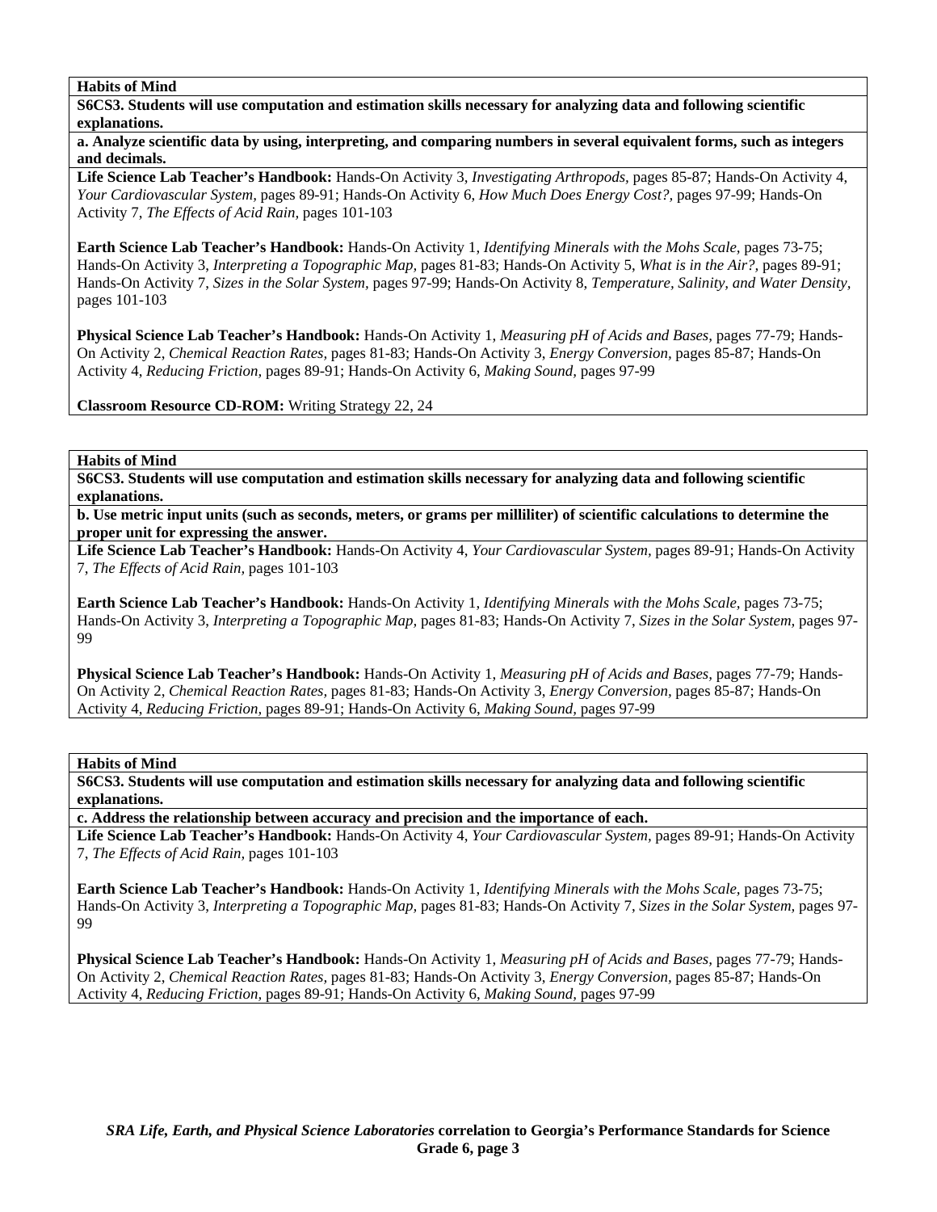**Habits of Mind**

**S6CS3. Students will use computation and estimation skills necessary for analyzing data and following scientific explanations.**

**a. Analyze scientific data by using, interpreting, and comparing numbers in several equivalent forms, such as integers and decimals.**

**Life Science Lab Teacher's Handbook:** Hands-On Activity 3, *Investigating Arthropods,* pages 85-87; Hands-On Activity 4, *Your Cardiovascular System,* pages 89-91; Hands-On Activity 6, *How Much Does Energy Cost?,* pages 97-99; Hands-On Activity 7, *The Effects of Acid Rain,* pages 101-103

**Earth Science Lab Teacher's Handbook:** Hands-On Activity 1, *Identifying Minerals with the Mohs Scale,* pages 73-75; Hands-On Activity 3, *Interpreting a Topographic Map,* pages 81-83; Hands-On Activity 5, *What is in the Air?,* pages 89-91; Hands-On Activity 7, *Sizes in the Solar System,* pages 97-99; Hands-On Activity 8, *Temperature, Salinity, and Water Density,* pages 101-103

**Physical Science Lab Teacher's Handbook:** Hands-On Activity 1, *Measuring pH of Acids and Bases,* pages 77-79; Hands-On Activity 2, *Chemical Reaction Rates,* pages 81-83; Hands-On Activity 3, *Energy Conversion,* pages 85-87; Hands-On Activity 4, *Reducing Friction,* pages 89-91; Hands-On Activity 6, *Making Sound,* pages 97-99

**Classroom Resource CD-ROM:** Writing Strategy 22, 24

**Habits of Mind**

**S6CS3. Students will use computation and estimation skills necessary for analyzing data and following scientific explanations.**

**b. Use metric input units (such as seconds, meters, or grams per milliliter) of scientific calculations to determine the proper unit for expressing the answer.**

**Life Science Lab Teacher's Handbook:** Hands-On Activity 4, *Your Cardiovascular System,* pages 89-91; Hands-On Activity 7, *The Effects of Acid Rain,* pages 101-103

**Earth Science Lab Teacher's Handbook:** Hands-On Activity 1, *Identifying Minerals with the Mohs Scale,* pages 73-75; Hands-On Activity 3, *Interpreting a Topographic Map,* pages 81-83; Hands-On Activity 7, *Sizes in the Solar System,* pages 97-99

**Physical Science Lab Teacher's Handbook:** Hands-On Activity 1, *Measuring pH of Acids and Bases,* pages 77-79; Hands-On Activity 2, *Chemical Reaction Rates,* pages 81-83; Hands-On Activity 3, *Energy Conversion,* pages 85-87; Hands-On Activity 4, *Reducing Friction,* pages 89-91; Hands-On Activity 6, *Making Sound,* pages 97-99

**Habits of Mind**

**S6CS3. Students will use computation and estimation skills necessary for analyzing data and following scientific explanations.**

**c. Address the relationship between accuracy and precision and the importance of each.**

**Life Science Lab Teacher's Handbook:** Hands-On Activity 4, *Your Cardiovascular System,* pages 89-91; Hands-On Activity 7, *The Effects of Acid Rain,* pages 101-103

**Earth Science Lab Teacher's Handbook:** Hands-On Activity 1, *Identifying Minerals with the Mohs Scale,* pages 73-75; Hands-On Activity 3, *Interpreting a Topographic Map,* pages 81-83; Hands-On Activity 7, *Sizes in the Solar System,* pages 97-99

**Physical Science Lab Teacher's Handbook:** Hands-On Activity 1, *Measuring pH of Acids and Bases,* pages 77-79; Hands-On Activity 2, *Chemical Reaction Rates,* pages 81-83; Hands-On Activity 3, *Energy Conversion,* pages 85-87; Hands-On Activity 4, *Reducing Friction,* pages 89-91; Hands-On Activity 6, *Making Sound,* pages 97-99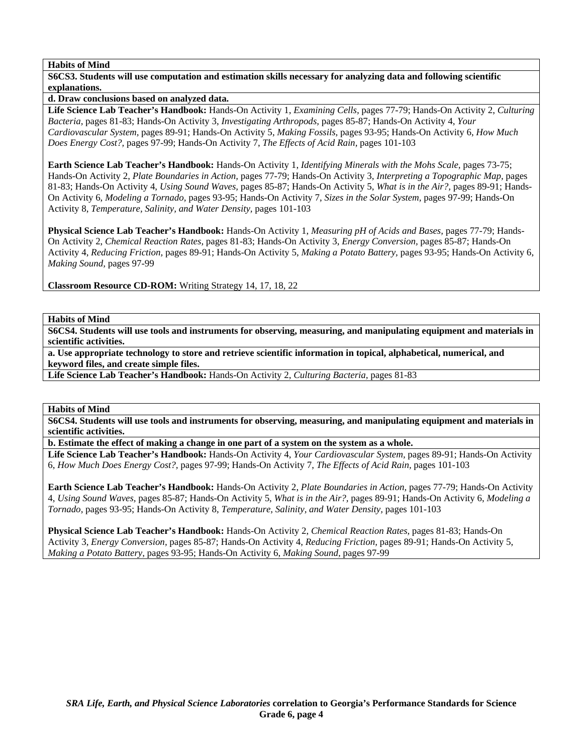**Habits of Mind**

**S6CS3. Students will use computation and estimation skills necessary for analyzing data and following scientific explanations.**

**d. Draw conclusions based on analyzed data.**

**Life Science Lab Teacher's Handbook:** Hands-On Activity 1, *Examining Cells,* pages 77-79; Hands-On Activity 2, *Culturing Bacteria,* pages 81-83; Hands-On Activity 3, *Investigating Arthropods,* pages 85-87; Hands-On Activity 4, *Your Cardiovascular System,* pages 89-91; Hands-On Activity 5, *Making Fossils,* pages 93-95; Hands-On Activity 6, *How Much Does Energy Cost?,* pages 97-99; Hands-On Activity 7, *The Effects of Acid Rain,* pages 101-103

**Earth Science Lab Teacher's Handbook:** Hands-On Activity 1, *Identifying Minerals with the Mohs Scale,* pages 73-75; Hands-On Activity 2, *Plate Boundaries in Action,* pages 77-79; Hands-On Activity 3, *Interpreting a Topographic Map,* pages 81-83; Hands-On Activity 4, *Using Sound Waves,* pages 85-87; Hands-On Activity 5, *What is in the Air?,* pages 89-91; Hands-On Activity 6, *Modeling a Tornado,* pages 93-95; Hands-On Activity 7, *Sizes in the Solar System,* pages 97-99; Hands-On Activity 8, *Temperature, Salinity, and Water Density,* pages 101-103

**Physical Science Lab Teacher's Handbook:** Hands-On Activity 1, *Measuring pH of Acids and Bases,* pages 77-79; Hands-On Activity 2, *Chemical Reaction Rates,* pages 81-83; Hands-On Activity 3, *Energy Conversion,* pages 85-87; Hands-On Activity 4, *Reducing Friction,* pages 89-91; Hands-On Activity 5, *Making a Potato Battery,* pages 93-95; Hands-On Activity 6, *Making Sound,* pages 97-99

**Classroom Resource CD-ROM:** Writing Strategy 14, 17, 18, 22

**Habits of Mind**

**S6CS4. Students will use tools and instruments for observing, measuring, and manipulating equipment and materials in scientific activities.**

**a. Use appropriate technology to store and retrieve scientific information in topical, alphabetical, numerical, and keyword files, and create simple files.**

**Life Science Lab Teacher's Handbook:** Hands-On Activity 2, *Culturing Bacteria,* pages 81-83

**Habits of Mind**

**S6CS4. Students will use tools and instruments for observing, measuring, and manipulating equipment and materials in scientific activities.**

**b. Estimate the effect of making a change in one part of a system on the system as a whole.**

**Life Science Lab Teacher's Handbook:** Hands-On Activity 4, *Your Cardiovascular System,* pages 89-91; Hands-On Activity 6, *How Much Does Energy Cost?,* pages 97-99; Hands-On Activity 7, *The Effects of Acid Rain,* pages 101-103

**Earth Science Lab Teacher's Handbook:** Hands-On Activity 2, *Plate Boundaries in Action,* pages 77-79; Hands-On Activity 4, *Using Sound Waves,* pages 85-87; Hands-On Activity 5, *What is in the Air?,* pages 89-91; Hands-On Activity 6, *Modeling a Tornado,* pages 93-95; Hands-On Activity 8, *Temperature, Salinity, and Water Density,* pages 101-103

**Physical Science Lab Teacher's Handbook:** Hands-On Activity 2, *Chemical Reaction Rates,* pages 81-83; Hands-On Activity 3, *Energy Conversion,* pages 85-87; Hands-On Activity 4, *Reducing Friction,* pages 89-91; Hands-On Activity 5, *Making a Potato Battery,* pages 93-95; Hands-On Activity 6, *Making Sound,* pages 97-99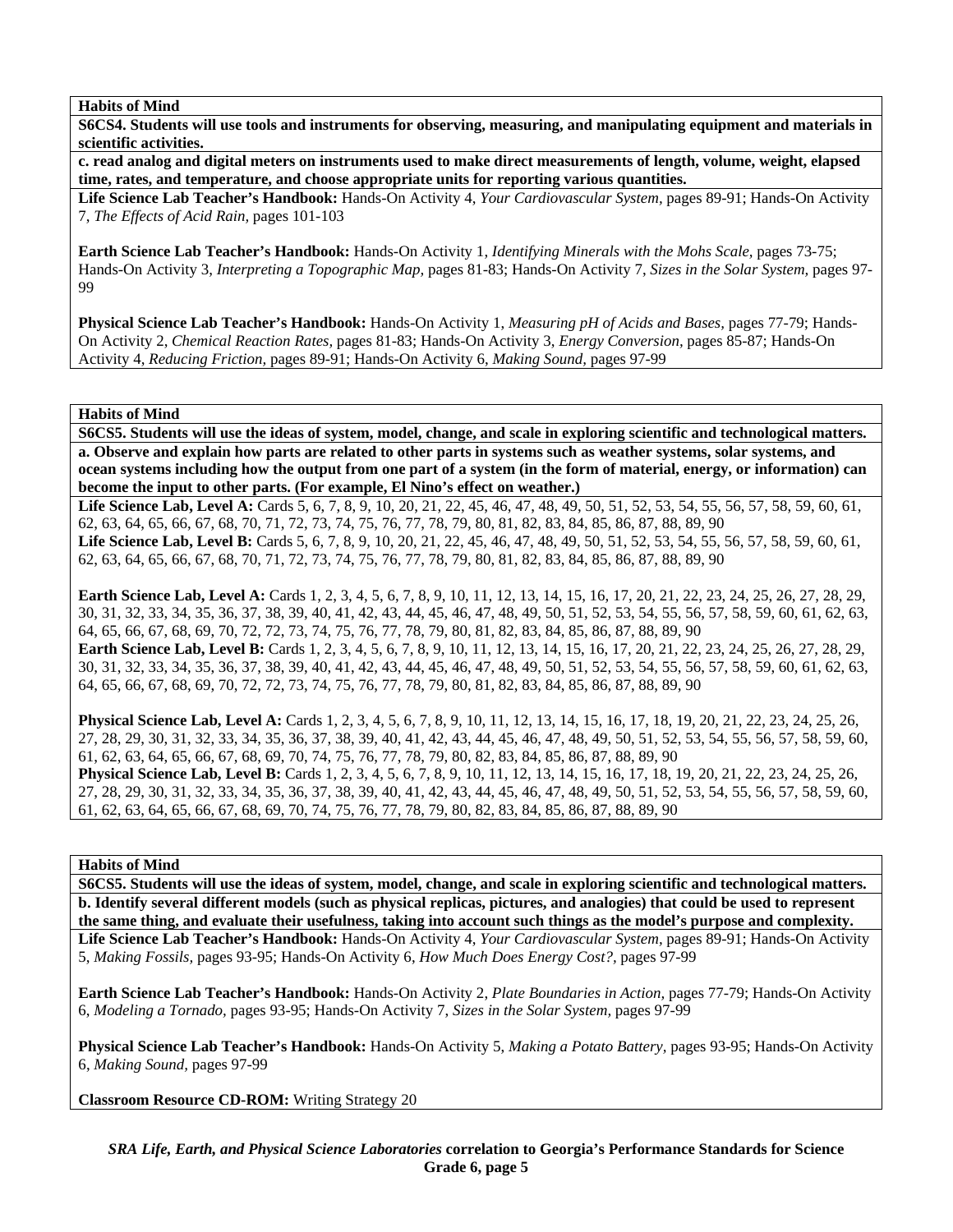**Habits of Mind**

**S6CS4. Students will use tools and instruments for observing, measuring, and manipulating equipment and materials in scientific activities.**

**c. read analog and digital meters on instruments used to make direct measurements of length, volume, weight, elapsed time, rates, and temperature, and choose appropriate units for reporting various quantities.**

**Life Science Lab Teacher's Handbook:** Hands-On Activity 4, *Your Cardiovascular System,* pages 89-91; Hands-On Activity 7, *The Effects of Acid Rain,* pages 101-103

**Earth Science Lab Teacher's Handbook:** Hands-On Activity 1, *Identifying Minerals with the Mohs Scale,* pages 73-75; Hands-On Activity 3, *Interpreting a Topographic Map,* pages 81-83; Hands-On Activity 7, *Sizes in the Solar System,* pages 97-99

**Physical Science Lab Teacher's Handbook:** Hands-On Activity 1, *Measuring pH of Acids and Bases,* pages 77-79; Hands-On Activity 2, *Chemical Reaction Rates,* pages 81-83; Hands-On Activity 3, *Energy Conversion,* pages 85-87; Hands-On Activity 4, *Reducing Friction,* pages 89-91; Hands-On Activity 6, *Making Sound,* pages 97-99

**Habits of Mind**

**S6CS5. Students will use the ideas of system, model, change, and scale in exploring scientific and technological matters.**

**a. Observe and explain how parts are related to other parts in systems such as weather systems, solar systems, and ocean systems including how the output from one part of a system (in the form of material, energy, or information) can become the input to other parts. (For example, El Nino's effect on weather.)**

**Life Science Lab, Level A:** Cards 5, 6, 7, 8, 9, 10, 20, 21, 22, 45, 46, 47, 48, 49, 50, 51, 52, 53, 54, 55, 56, 57, 58, 59, 60, 61, 62, 63, 64, 65, 66, 67, 68, 70, 71, 72, 73, 74, 75, 76, 77, 78, 79, 80, 81, 82, 83, 84, 85, 86, 87, 88, 89, 90

**Life Science Lab, Level B:** Cards 5, 6, 7, 8, 9, 10, 20, 21, 22, 45, 46, 47, 48, 49, 50, 51, 52, 53, 54, 55, 56, 57, 58, 59, 60, 61, 62, 63, 64, 65, 66, 67, 68, 70, 71, 72, 73, 74, 75, 76, 77, 78, 79, 80, 81, 82, 83, 84, 85, 86, 87, 88, 89, 90

**Earth Science Lab, Level A:** Cards 1, 2, 3, 4, 5, 6, 7, 8, 9, 10, 11, 12, 13, 14, 15, 16, 17, 20, 21, 22, 23, 24, 25, 26, 27, 28, 29, 30, 31, 32, 33, 34, 35, 36, 37, 38, 39, 40, 41, 42, 43, 44, 45, 46, 47, 48, 49, 50, 51, 52, 53, 54, 55, 56, 57, 58, 59, 60, 61, 62, 63, 64, 65, 66, 67, 68, 69, 70, 72, 72, 73, 74, 75, 76, 77, 78, 79, 80, 81, 82, 83, 84, 85, 86, 87, 88, 89, 90

**Earth Science Lab, Level B:** Cards 1, 2, 3, 4, 5, 6, 7, 8, 9, 10, 11, 12, 13, 14, 15, 16, 17, 20, 21, 22, 23, 24, 25, 26, 27, 28, 29, 30, 31, 32, 33, 34, 35, 36, 37, 38, 39, 40, 41, 42, 43, 44, 45, 46, 47, 48, 49, 50, 51, 52, 53, 54, 55, 56, 57, 58, 59, 60, 61, 62, 63, 64, 65, 66, 67, 68, 69, 70, 72, 72, 73, 74, 75, 76, 77, 78, 79, 80, 81, 82, 83, 84, 85, 86, 87, 88, 89, 90

**Physical Science Lab, Level A:** Cards 1, 2, 3, 4, 5, 6, 7, 8, 9, 10, 11, 12, 13, 14, 15, 16, 17, 18, 19, 20, 21, 22, 23, 24, 25, 26, 27, 28, 29, 30, 31, 32, 33, 34, 35, 36, 37, 38, 39, 40, 41, 42, 43, 44, 45, 46, 47, 48, 49, 50, 51, 52, 53, 54, 55, 56, 57, 58, 59, 60, 61, 62, 63, 64, 65, 66, 67, 68, 69, 70, 74, 75, 76, 77, 78, 79, 80, 82, 83, 84, 85, 86, 87, 88, 89, 90

**Physical Science Lab, Level B:** Cards 1, 2, 3, 4, 5, 6, 7, 8, 9, 10, 11, 12, 13, 14, 15, 16, 17, 18, 19, 20, 21, 22, 23, 24, 25, 26, 27, 28, 29, 30, 31, 32, 33, 34, 35, 36, 37, 38, 39, 40, 41, 42, 43, 44, 45, 46, 47, 48, 49, 50, 51, 52, 53, 54, 55, 56, 57, 58, 59, 60, 61, 62, 63, 64, 65, 66, 67, 68, 69, 70, 74, 75, 76, 77, 78, 79, 80, 82, 83, 84, 85, 86, 87, 88, 89, 90

**Habits of Mind**

**S6CS5. Students will use the ideas of system, model, change, and scale in exploring scientific and technological matters.**

**b. Identify several different models (such as physical replicas, pictures, and analogies) that could be used to represent the same thing, and evaluate their usefulness, taking into account such things as the model's purpose and complexity.**

**Life Science Lab Teacher's Handbook:** Hands-On Activity 4, *Your Cardiovascular System,* pages 89-91; Hands-On Activity 5, *Making Fossils,* pages 93-95; Hands-On Activity 6, *How Much Does Energy Cost?,* pages 97-99

**Earth Science Lab Teacher's Handbook:** Hands-On Activity 2, *Plate Boundaries in Action,* pages 77-79; Hands-On Activity 6, *Modeling a Tornado,* pages 93-95; Hands-On Activity 7, *Sizes in the Solar System,* pages 97-99

**Physical Science Lab Teacher's Handbook:** Hands-On Activity 5, *Making a Potato Battery,* pages 93-95; Hands-On Activity 6, *Making Sound,* pages 97-99

**Classroom Resource CD-ROM:** Writing Strategy 20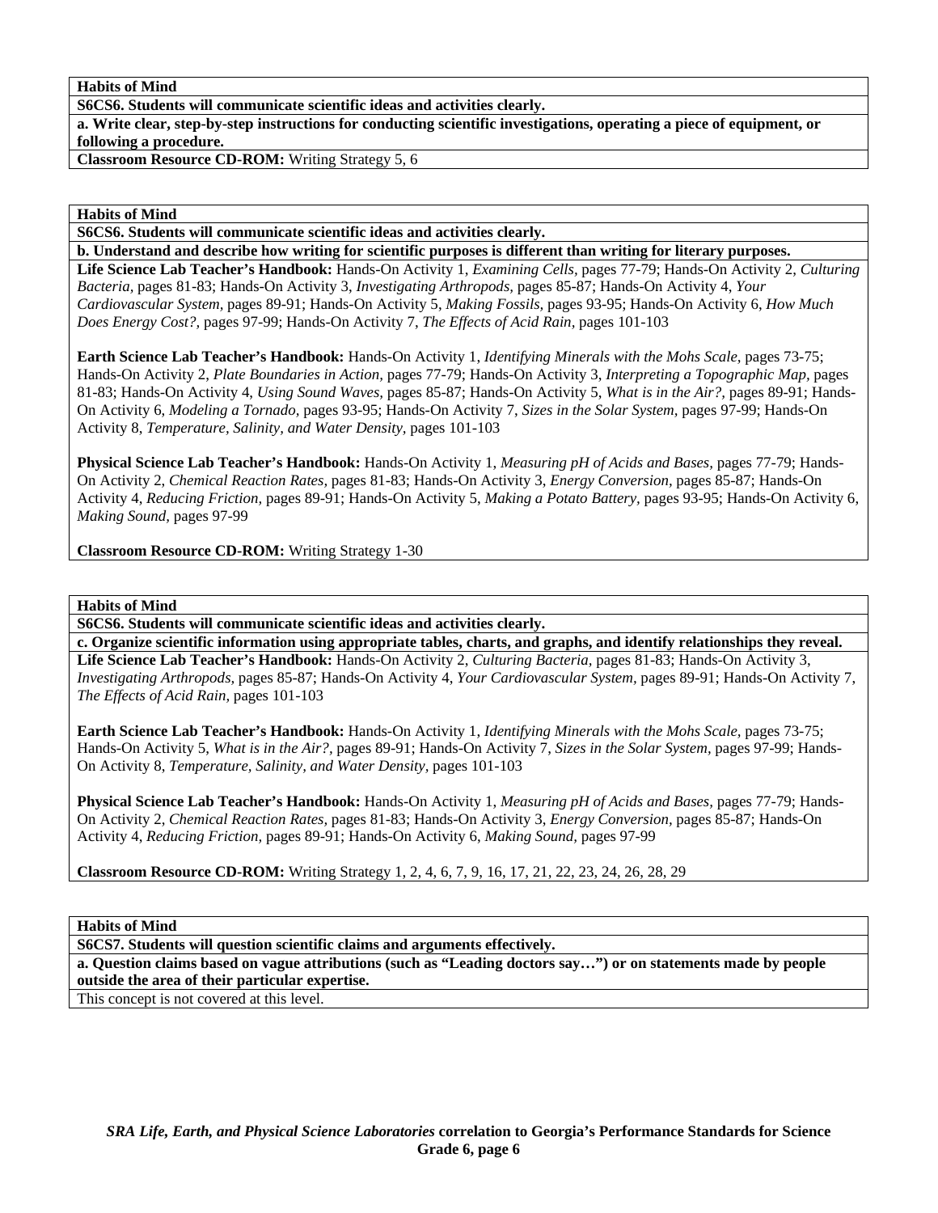**Habits of Mind**

**S6CS6. Students will communicate scientific ideas and activities clearly.**

**a. Write clear, step-by-step instructions for conducting scientific investigations, operating a piece of equipment, or following a procedure.**

**Classroom Resource CD-ROM:** Writing Strategy 5, 6

---

**Habits of Mind**

**S6CS6. Students will communicate scientific ideas and activities clearly.**

**b. Understand and describe how writing for scientific purposes is different than writing for literary purposes.**

**Life Science Lab Teacher's Handbook:** Hands-On Activity 1, *Examining Cells,* pages 77-79; Hands-On Activity 2, *Culturing Bacteria,* pages 81-83; Hands-On Activity 3, *Investigating Arthropods,* pages 85-87; Hands-On Activity 4, *Your Cardiovascular System,* pages 89-91; Hands-On Activity 5, *Making Fossils,* pages 93-95; Hands-On Activity 6, *How Much Does Energy Cost?,* pages 97-99; Hands-On Activity 7, *The Effects of Acid Rain,* pages 101-103

**Earth Science Lab Teacher's Handbook:** Hands-On Activity 1, *Identifying Minerals with the Mohs Scale,* pages 73-75; Hands-On Activity 2, *Plate Boundaries in Action,* pages 77-79; Hands-On Activity 3, *Interpreting a Topographic Map,* pages 81-83; Hands-On Activity 4, *Using Sound Waves,* pages 85-87; Hands-On Activity 5, *What is in the Air?,* pages 89-91; Hands-On Activity 6, *Modeling a Tornado,* pages 93-95; Hands-On Activity 7, *Sizes in the Solar System,* pages 97-99; Hands-On Activity 8, *Temperature, Salinity, and Water Density,* pages 101-103

**Physical Science Lab Teacher's Handbook:** Hands-On Activity 1, *Measuring pH of Acids and Bases,* pages 77-79; Hands-On Activity 2, *Chemical Reaction Rates,* pages 81-83; Hands-On Activity 3, *Energy Conversion,* pages 85-87; Hands-On Activity 4, *Reducing Friction,* pages 89-91; Hands-On Activity 5, *Making a Potato Battery,* pages 93-95; Hands-On Activity 6, *Making Sound,* pages 97-99

**Classroom Resource CD-ROM:** Writing Strategy 1-30

---

**Habits of Mind**

**S6CS6. Students will communicate scientific ideas and activities clearly.**

**c. Organize scientific information using appropriate tables, charts, and graphs, and identify relationships they reveal.**

**Life Science Lab Teacher's Handbook:** Hands-On Activity 2, *Culturing Bacteria,* pages 81-83; Hands-On Activity 3, *Investigating Arthropods,* pages 85-87; Hands-On Activity 4, *Your Cardiovascular System,* pages 89-91; Hands-On Activity 7, *The Effects of Acid Rain,* pages 101-103

**Earth Science Lab Teacher's Handbook:** Hands-On Activity 1, *Identifying Minerals with the Mohs Scale,* pages 73-75; Hands-On Activity 5, *What is in the Air?,* pages 89-91; Hands-On Activity 7, *Sizes in the Solar System,* pages 97-99; Hands-On Activity 8, *Temperature, Salinity, and Water Density,* pages 101-103

**Physical Science Lab Teacher's Handbook:** Hands-On Activity 1, *Measuring pH of Acids and Bases,* pages 77-79; Hands-On Activity 2, *Chemical Reaction Rates,* pages 81-83; Hands-On Activity 3, *Energy Conversion,* pages 85-87; Hands-On Activity 4, *Reducing Friction,* pages 89-91; Hands-On Activity 6, *Making Sound,* pages 97-99

**Classroom Resource CD-ROM:** Writing Strategy 1, 2, 4, 6, 7, 9, 16, 17, 21, 22, 23, 24, 26, 28, 29

---

**Habits of Mind**

**S6CS7. Students will question scientific claims and arguments effectively.**

**a. Question claims based on vague attributions (such as "Leading doctors say…") or on statements made by people outside the area of their particular expertise.**

This concept is not covered at this level.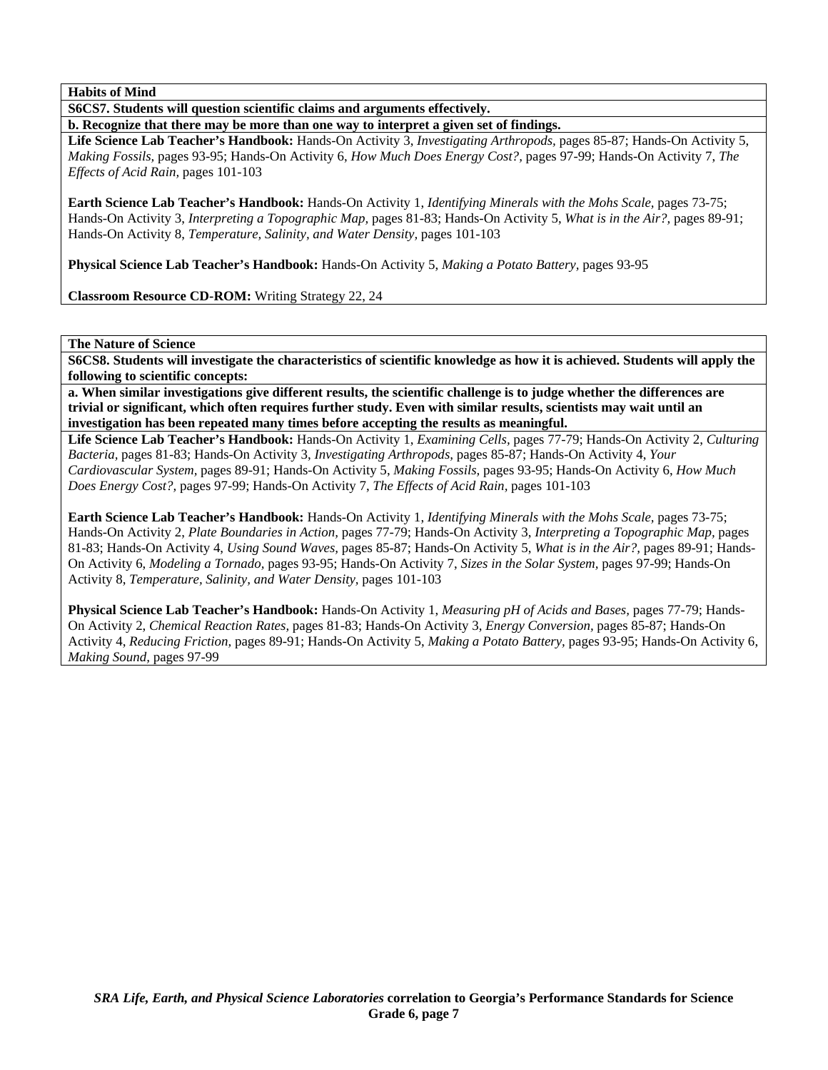**Habits of Mind**

**S6CS7. Students will question scientific claims and arguments effectively.**

**b. Recognize that there may be more than one way to interpret a given set of findings.**

**Life Science Lab Teacher's Handbook:** Hands-On Activity 3, *Investigating Arthropods,* pages 85-87; Hands-On Activity 5, *Making Fossils,* pages 93-95; Hands-On Activity 6, *How Much Does Energy Cost?,* pages 97-99; Hands-On Activity 7, *The Effects of Acid Rain,* pages 101-103

**Earth Science Lab Teacher's Handbook:** Hands-On Activity 1, *Identifying Minerals with the Mohs Scale,* pages 73-75; Hands-On Activity 3, *Interpreting a Topographic Map,* pages 81-83; Hands-On Activity 5, *What is in the Air?,* pages 89-91; Hands-On Activity 8, *Temperature, Salinity, and Water Density,* pages 101-103

**Physical Science Lab Teacher's Handbook:** Hands-On Activity 5, *Making a Potato Battery,* pages 93-95

**Classroom Resource CD-ROM:** Writing Strategy 22, 24

**The Nature of Science**

**S6CS8. Students will investigate the characteristics of scientific knowledge as how it is achieved. Students will apply the following to scientific concepts:**

**a. When similar investigations give different results, the scientific challenge is to judge whether the differences are trivial or significant, which often requires further study. Even with similar results, scientists may wait until an investigation has been repeated many times before accepting the results as meaningful.**

**Life Science Lab Teacher's Handbook:** Hands-On Activity 1, *Examining Cells,* pages 77-79; Hands-On Activity 2, *Culturing Bacteria,* pages 81-83; Hands-On Activity 3, *Investigating Arthropods,* pages 85-87; Hands-On Activity 4, *Your Cardiovascular System,* pages 89-91; Hands-On Activity 5, *Making Fossils,* pages 93-95; Hands-On Activity 6, *How Much Does Energy Cost?,* pages 97-99; Hands-On Activity 7, *The Effects of Acid Rain,* pages 101-103

**Earth Science Lab Teacher's Handbook:** Hands-On Activity 1, *Identifying Minerals with the Mohs Scale,* pages 73-75; Hands-On Activity 2, *Plate Boundaries in Action,* pages 77-79; Hands-On Activity 3, *Interpreting a Topographic Map,* pages 81-83; Hands-On Activity 4, *Using Sound Waves,* pages 85-87; Hands-On Activity 5, *What is in the Air?,* pages 89-91; Hands-On Activity 6, *Modeling a Tornado,* pages 93-95; Hands-On Activity 7, *Sizes in the Solar System,* pages 97-99; Hands-On Activity 8, *Temperature, Salinity, and Water Density,* pages 101-103

**Physical Science Lab Teacher's Handbook:** Hands-On Activity 1, *Measuring pH of Acids and Bases,* pages 77-79; Hands-On Activity 2, *Chemical Reaction Rates,* pages 81-83; Hands-On Activity 3, *Energy Conversion,* pages 85-87; Hands-On Activity 4, *Reducing Friction,* pages 89-91; Hands-On Activity 5, *Making a Potato Battery,* pages 93-95; Hands-On Activity 6, *Making Sound,* pages 97-99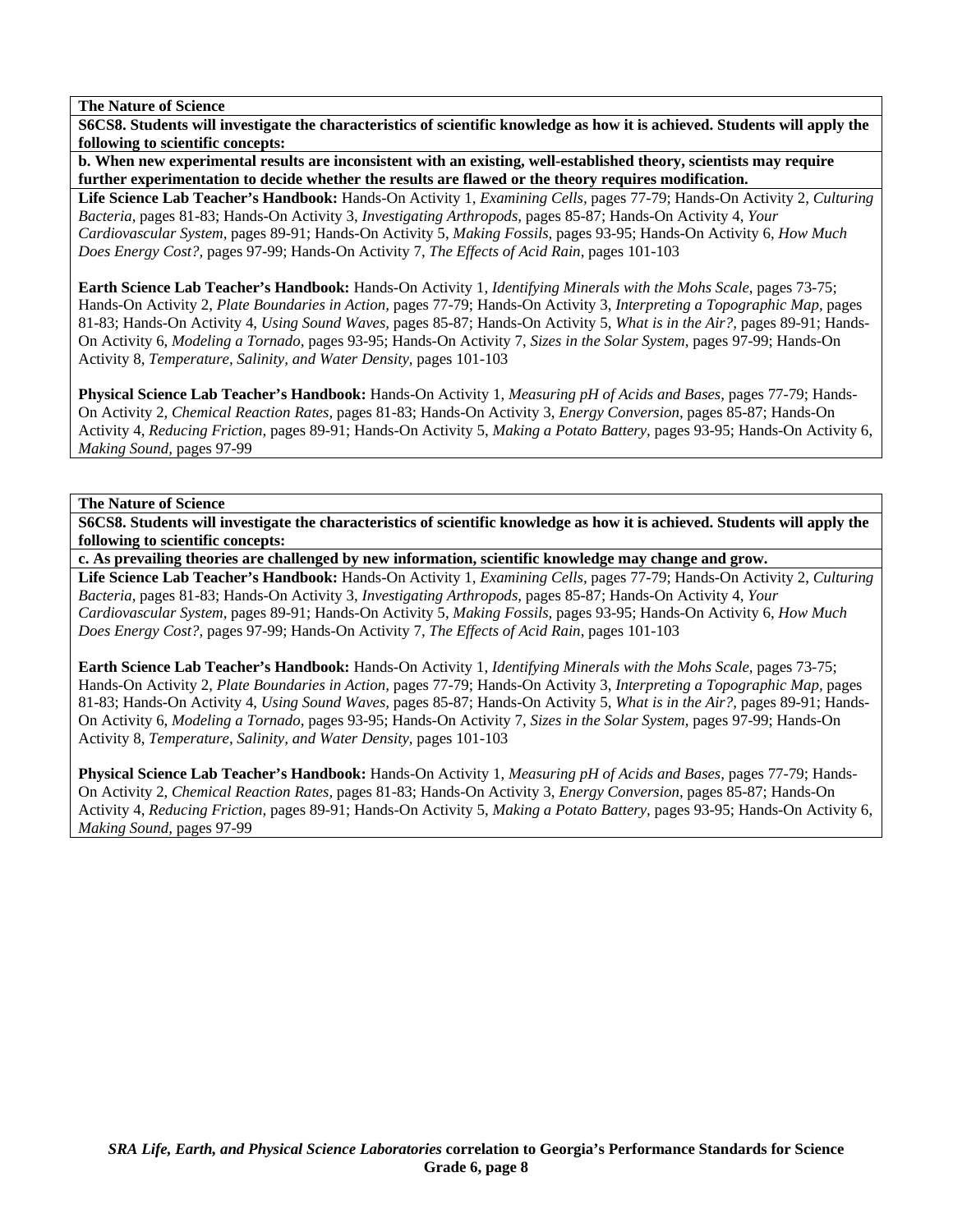**The Nature of Science**

**S6CS8. Students will investigate the characteristics of scientific knowledge as how it is achieved. Students will apply the following to scientific concepts:**

**b. When new experimental results are inconsistent with an existing, well-established theory, scientists may require further experimentation to decide whether the results are flawed or the theory requires modification.**

**Life Science Lab Teacher's Handbook:** Hands-On Activity 1, *Examining Cells,* pages 77-79; Hands-On Activity 2, *Culturing Bacteria,* pages 81-83; Hands-On Activity 3, *Investigating Arthropods,* pages 85-87; Hands-On Activity 4, *Your Cardiovascular System,* pages 89-91; Hands-On Activity 5, *Making Fossils,* pages 93-95; Hands-On Activity 6, *How Much Does Energy Cost?,* pages 97-99; Hands-On Activity 7, *The Effects of Acid Rain,* pages 101-103

**Earth Science Lab Teacher's Handbook:** Hands-On Activity 1, *Identifying Minerals with the Mohs Scale*, pages 73-75; Hands-On Activity 2, *Plate Boundaries in Action,* pages 77-79; Hands-On Activity 3, *Interpreting a Topographic Map,* pages 81-83; Hands-On Activity 4, *Using Sound Waves,* pages 85-87; Hands-On Activity 5, *What is in the Air?,* pages 89-91; Hands-On Activity 6, *Modeling a Tornado,* pages 93-95; Hands-On Activity 7, *Sizes in the Solar System,* pages 97-99; Hands-On Activity 8, *Temperature, Salinity, and Water Density,* pages 101-103

**Physical Science Lab Teacher's Handbook:** Hands-On Activity 1, *Measuring pH of Acids and Bases,* pages 77-79; Hands-On Activity 2, *Chemical Reaction Rates,* pages 81-83; Hands-On Activity 3, *Energy Conversion,* pages 85-87; Hands-On Activity 4, *Reducing Friction,* pages 89-91; Hands-On Activity 5, *Making a Potato Battery,* pages 93-95; Hands-On Activity 6, *Making Sound,* pages 97-99

**The Nature of Science**

**S6CS8. Students will investigate the characteristics of scientific knowledge as how it is achieved. Students will apply the following to scientific concepts:**

**c. As prevailing theories are challenged by new information, scientific knowledge may change and grow.**

**Life Science Lab Teacher's Handbook:** Hands-On Activity 1, *Examining Cells,* pages 77-79; Hands-On Activity 2, *Culturing Bacteria,* pages 81-83; Hands-On Activity 3, *Investigating Arthropods,* pages 85-87; Hands-On Activity 4, *Your Cardiovascular System,* pages 89-91; Hands-On Activity 5, *Making Fossils,* pages 93-95; Hands-On Activity 6, *How Much Does Energy Cost?,* pages 97-99; Hands-On Activity 7, *The Effects of Acid Rain,* pages 101-103

**Earth Science Lab Teacher's Handbook:** Hands-On Activity 1, *Identifying Minerals with the Mohs Scale*, pages 73-75; Hands-On Activity 2, *Plate Boundaries in Action,* pages 77-79; Hands-On Activity 3, *Interpreting a Topographic Map,* pages 81-83; Hands-On Activity 4, *Using Sound Waves,* pages 85-87; Hands-On Activity 5, *What is in the Air?,* pages 89-91; Hands-On Activity 6, *Modeling a Tornado,* pages 93-95; Hands-On Activity 7, *Sizes in the Solar System,* pages 97-99; Hands-On Activity 8, *Temperature, Salinity, and Water Density,* pages 101-103

**Physical Science Lab Teacher's Handbook:** Hands-On Activity 1, *Measuring pH of Acids and Bases,* pages 77-79; Hands-On Activity 2, *Chemical Reaction Rates,* pages 81-83; Hands-On Activity 3, *Energy Conversion,* pages 85-87; Hands-On Activity 4, *Reducing Friction,* pages 89-91; Hands-On Activity 5, *Making a Potato Battery,* pages 93-95; Hands-On Activity 6, *Making Sound,* pages 97-99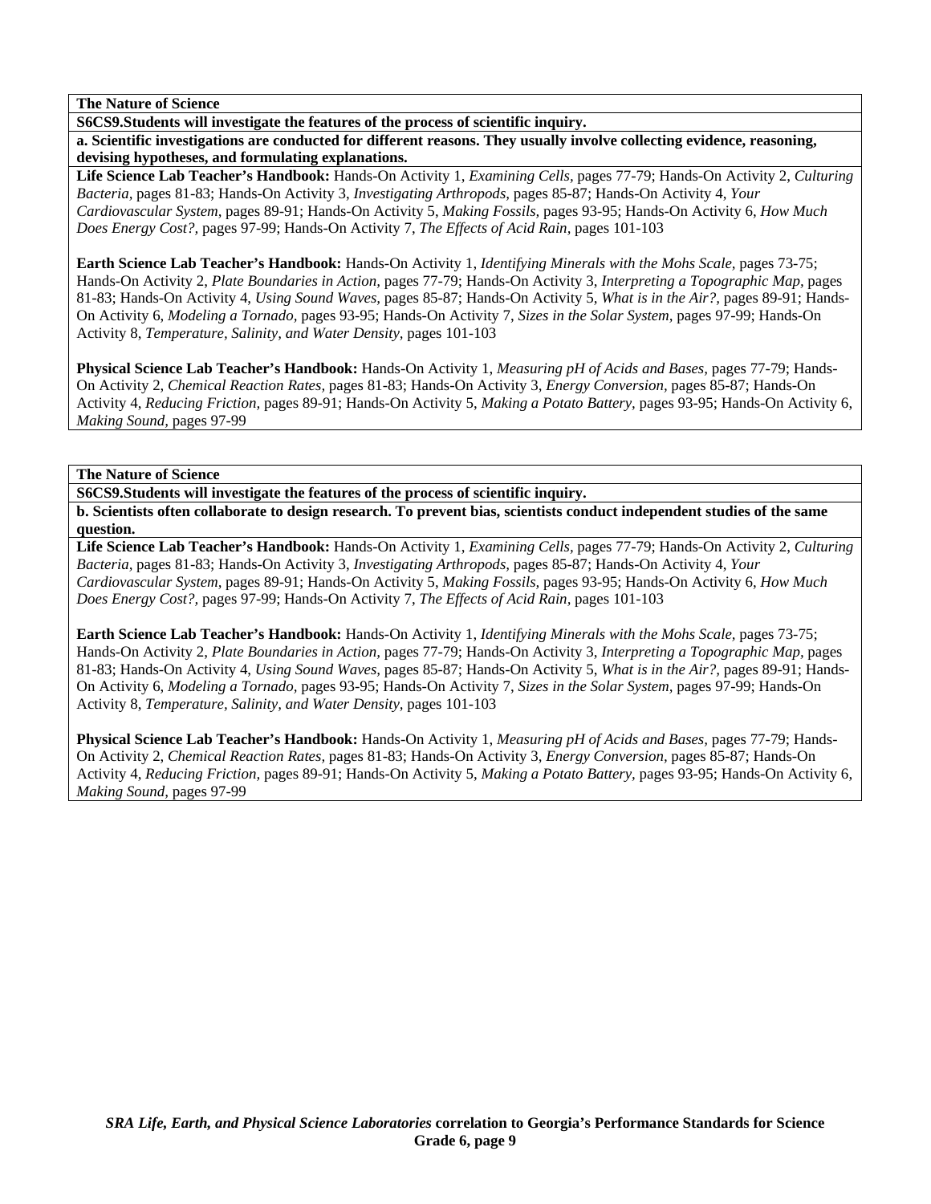**The Nature of Science**

**S6CS9.Students will investigate the features of the process of scientific inquiry.**

**a. Scientific investigations are conducted for different reasons. They usually involve collecting evidence, reasoning, devising hypotheses, and formulating explanations.**

**Life Science Lab Teacher's Handbook:** Hands-On Activity 1, *Examining Cells,* pages 77-79; Hands-On Activity 2, *Culturing Bacteria,* pages 81-83; Hands-On Activity 3, *Investigating Arthropods,* pages 85-87; Hands-On Activity 4, *Your Cardiovascular System,* pages 89-91; Hands-On Activity 5, *Making Fossils,* pages 93-95; Hands-On Activity 6, *How Much Does Energy Cost?,* pages 97-99; Hands-On Activity 7, *The Effects of Acid Rain,* pages 101-103

**Earth Science Lab Teacher's Handbook:** Hands-On Activity 1, *Identifying Minerals with the Mohs Scale,* pages 73-75; Hands-On Activity 2, *Plate Boundaries in Action,* pages 77-79; Hands-On Activity 3, *Interpreting a Topographic Map,* pages 81-83; Hands-On Activity 4, *Using Sound Waves,* pages 85-87; Hands-On Activity 5, *What is in the Air?,* pages 89-91; Hands-On Activity 6, *Modeling a Tornado,* pages 93-95; Hands-On Activity 7, *Sizes in the Solar System,* pages 97-99; Hands-On Activity 8, *Temperature, Salinity, and Water Density,* pages 101-103

**Physical Science Lab Teacher's Handbook:** Hands-On Activity 1, *Measuring pH of Acids and Bases,* pages 77-79; Hands-On Activity 2, *Chemical Reaction Rates,* pages 81-83; Hands-On Activity 3, *Energy Conversion,* pages 85-87; Hands-On Activity 4, *Reducing Friction,* pages 89-91; Hands-On Activity 5, *Making a Potato Battery,* pages 93-95; Hands-On Activity 6, *Making Sound,* pages 97-99

**The Nature of Science**

**S6CS9.Students will investigate the features of the process of scientific inquiry.**

**b. Scientists often collaborate to design research. To prevent bias, scientists conduct independent studies of the same question.**

**Life Science Lab Teacher's Handbook:** Hands-On Activity 1, *Examining Cells,* pages 77-79; Hands-On Activity 2, *Culturing Bacteria,* pages 81-83; Hands-On Activity 3, *Investigating Arthropods,* pages 85-87; Hands-On Activity 4, *Your Cardiovascular System,* pages 89-91; Hands-On Activity 5, *Making Fossils,* pages 93-95; Hands-On Activity 6, *How Much Does Energy Cost?,* pages 97-99; Hands-On Activity 7, *The Effects of Acid Rain,* pages 101-103

**Earth Science Lab Teacher's Handbook:** Hands-On Activity 1, *Identifying Minerals with the Mohs Scale,* pages 73-75; Hands-On Activity 2, *Plate Boundaries in Action,* pages 77-79; Hands-On Activity 3, *Interpreting a Topographic Map,* pages 81-83; Hands-On Activity 4, *Using Sound Waves,* pages 85-87; Hands-On Activity 5, *What is in the Air?,* pages 89-91; Hands-On Activity 6, *Modeling a Tornado,* pages 93-95; Hands-On Activity 7, *Sizes in the Solar System,* pages 97-99; Hands-On Activity 8, *Temperature, Salinity, and Water Density,* pages 101-103

**Physical Science Lab Teacher's Handbook:** Hands-On Activity 1, *Measuring pH of Acids and Bases,* pages 77-79; Hands-On Activity 2, *Chemical Reaction Rates,* pages 81-83; Hands-On Activity 3, *Energy Conversion,* pages 85-87; Hands-On Activity 4, *Reducing Friction,* pages 89-91; Hands-On Activity 5, *Making a Potato Battery,* pages 93-95; Hands-On Activity 6, *Making Sound,* pages 97-99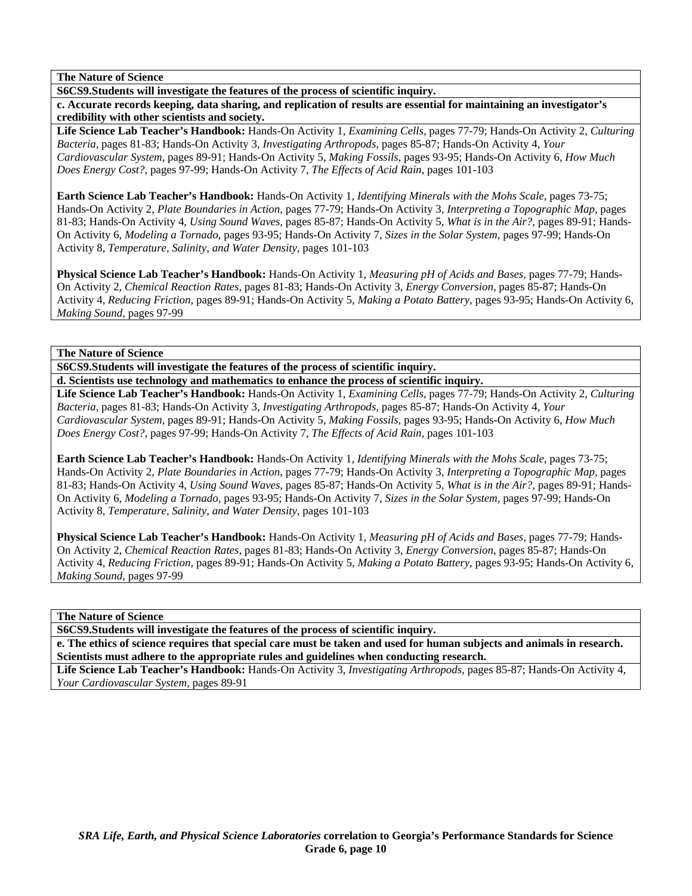**The Nature of Science**

**S6CS9.Students will investigate the features of the process of scientific inquiry.**

**c. Accurate records keeping, data sharing, and replication of results are essential for maintaining an investigator's credibility with other scientists and society.**

**Life Science Lab Teacher's Handbook:** Hands-On Activity 1, *Examining Cells,* pages 77-79; Hands-On Activity 2, *Culturing Bacteria,* pages 81-83; Hands-On Activity 3, *Investigating Arthropods,* pages 85-87; Hands-On Activity 4, *Your Cardiovascular System,* pages 89-91; Hands-On Activity 5, *Making Fossils*, pages 93-95; Hands-On Activity 6, *How Much Does Energy Cost?,* pages 97-99; Hands-On Activity 7, *The Effects of Acid Rain,* pages 101-103

**Earth Science Lab Teacher's Handbook:** Hands-On Activity 1, *Identifying Minerals with the Mohs Scale*, pages 73-75; Hands-On Activity 2, *Plate Boundaries in Action,* pages 77-79; Hands-On Activity 3, *Interpreting a Topographic Map,* pages 81-83; Hands-On Activity 4, *Using Sound Waves,* pages 85-87; Hands-On Activity 5, *What is in the Air?,* pages 89-91; Hands-On Activity 6, *Modeling a Tornado*, pages 93-95; Hands-On Activity 7, *Sizes in the Solar System,* pages 97-99; Hands-On Activity 8, *Temperature, Salinity, and Water Density,* pages 101-103

**Physical Science Lab Teacher's Handbook:** Hands-On Activity 1, *Measuring pH of Acids and Bases*, pages 77-79; Hands-On Activity 2, *Chemical Reaction Rates,* pages 81-83; Hands-On Activity 3, *Energy Conversion,* pages 85-87; Hands-On Activity 4, *Reducing Friction,* pages 89-91; Hands-On Activity 5, *Making a Potato Battery*, pages 93-95; Hands-On Activity 6, *Making Sound,* pages 97-99

**The Nature of Science**

**S6CS9.Students will investigate the features of the process of scientific inquiry.**

**d. Scientists use technology and mathematics to enhance the process of scientific inquiry.**

**Life Science Lab Teacher's Handbook:** Hands-On Activity 1, *Examining Cells,* pages 77-79; Hands-On Activity 2, *Culturing Bacteria,* pages 81-83; Hands-On Activity 3, *Investigating Arthropods,* pages 85-87; Hands-On Activity 4, *Your Cardiovascular System,* pages 89-91; Hands-On Activity 5, *Making Fossils*, pages 93-95; Hands-On Activity 6, *How Much Does Energy Cost?,* pages 97-99; Hands-On Activity 7, *The Effects of Acid Rain,* pages 101-103

**Earth Science Lab Teacher's Handbook:** Hands-On Activity 1, *Identifying Minerals with the Mohs Scale*, pages 73-75; Hands-On Activity 2, *Plate Boundaries in Action,* pages 77-79; Hands-On Activity 3, *Interpreting a Topographic Map,* pages 81-83; Hands-On Activity 4, *Using Sound Waves,* pages 85-87; Hands-On Activity 5, *What is in the Air?,* pages 89-91; Hands-On Activity 6, *Modeling a Tornado*, pages 93-95; Hands-On Activity 7, *Sizes in the Solar System,* pages 97-99; Hands-On Activity 8, *Temperature, Salinity, and Water Density,* pages 101-103

**Physical Science Lab Teacher's Handbook:** Hands-On Activity 1, *Measuring pH of Acids and Bases*, pages 77-79; Hands-On Activity 2, *Chemical Reaction Rates,* pages 81-83; Hands-On Activity 3, *Energy Conversion,* pages 85-87; Hands-On Activity 4, *Reducing Friction,* pages 89-91; Hands-On Activity 5, *Making a Potato Battery*, pages 93-95; Hands-On Activity 6, *Making Sound,* pages 97-99

**The Nature of Science**

**S6CS9.Students will investigate the features of the process of scientific inquiry.**

**e. The ethics of science requires that special care must be taken and used for human subjects and animals in research. Scientists must adhere to the appropriate rules and guidelines when conducting research.**

**Life Science Lab Teacher's Handbook:** Hands-On Activity 3, *Investigating Arthropods,* pages 85-87; Hands-On Activity 4, *Your Cardiovascular System,* pages 89-91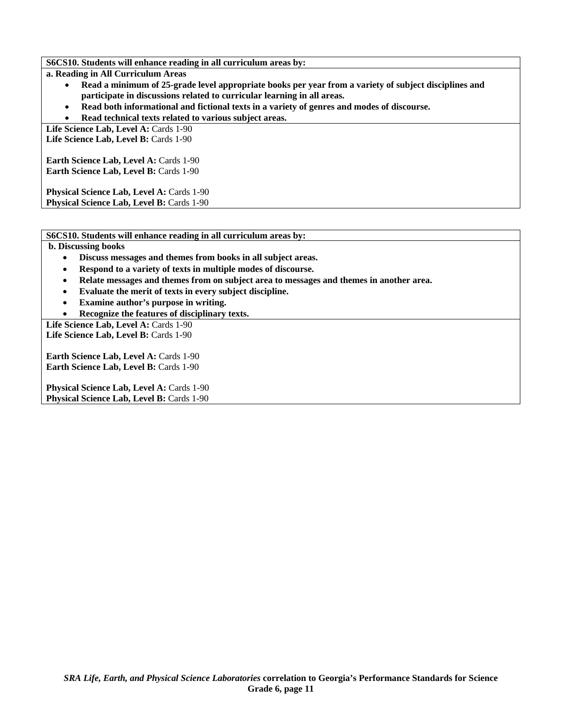**S6CS10. Students will enhance reading in all curriculum areas by:**

**a. Reading in All Curriculum Areas**

- **Read a minimum of 25-grade level appropriate books per year from a variety of subject disciplines and participate in discussions related to curricular learning in all areas.**
- **Read both informational and fictional texts in a variety of genres and modes of discourse.**
- **Read technical texts related to various subject areas.**

**Life Science Lab, Level A:** Cards 1-90
**Life Science Lab, Level B:** Cards 1-90

**Earth Science Lab, Level A:** Cards 1-90
**Earth Science Lab, Level B:** Cards 1-90

**Physical Science Lab, Level A:** Cards 1-90
**Physical Science Lab, Level B:** Cards 1-90

**S6CS10. Students will enhance reading in all curriculum areas by:**

**b. Discussing books**

- **Discuss messages and themes from books in all subject areas.**
- **Respond to a variety of texts in multiple modes of discourse.**
- **Relate messages and themes from on subject area to messages and themes in another area.**
- **Evaluate the merit of texts in every subject discipline.**
- **Examine author's purpose in writing.**
- **Recognize the features of disciplinary texts.**

**Life Science Lab, Level A:** Cards 1-90
**Life Science Lab, Level B:** Cards 1-90

**Earth Science Lab, Level A:** Cards 1-90
**Earth Science Lab, Level B:** Cards 1-90

**Physical Science Lab, Level A:** Cards 1-90
**Physical Science Lab, Level B:** Cards 1-90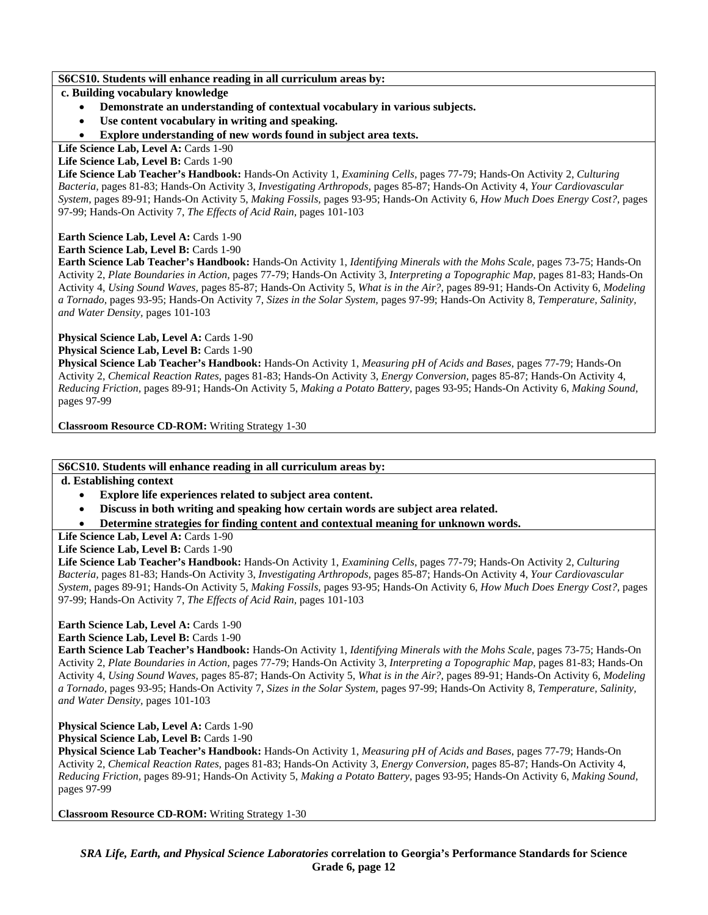**S6CS10. Students will enhance reading in all curriculum areas by:**

**c. Building vocabulary knowledge**

- **Demonstrate an understanding of contextual vocabulary in various subjects.**
- **Use content vocabulary in writing and speaking.**
- **Explore understanding of new words found in subject area texts.**

**Life Science Lab, Level A:** Cards 1-90
**Life Science Lab, Level B:** Cards 1-90
**Life Science Lab Teacher's Handbook:** Hands-On Activity 1, *Examining Cells,* pages 77-79; Hands-On Activity 2, *Culturing Bacteria,* pages 81-83; Hands-On Activity 3, *Investigating Arthropods,* pages 85-87; Hands-On Activity 4, *Your Cardiovascular System,* pages 89-91; Hands-On Activity 5, *Making Fossils,* pages 93-95; Hands-On Activity 6, *How Much Does Energy Cost?,* pages 97-99; Hands-On Activity 7, *The Effects of Acid Rain,* pages 101-103

**Earth Science Lab, Level A:** Cards 1-90
**Earth Science Lab, Level B:** Cards 1-90
**Earth Science Lab Teacher's Handbook:** Hands-On Activity 1, *Identifying Minerals with the Mohs Scale,* pages 73-75; Hands-On Activity 2, *Plate Boundaries in Action,* pages 77-79; Hands-On Activity 3, *Interpreting a Topographic Map,* pages 81-83; Hands-On Activity 4, *Using Sound Waves,* pages 85-87; Hands-On Activity 5, *What is in the Air?,* pages 89-91; Hands-On Activity 6, *Modeling a Tornado,* pages 93-95; Hands-On Activity 7, *Sizes in the Solar System,* pages 97-99; Hands-On Activity 8, *Temperature, Salinity, and Water Density,* pages 101-103

**Physical Science Lab, Level A:** Cards 1-90
**Physical Science Lab, Level B:** Cards 1-90
**Physical Science Lab Teacher's Handbook:** Hands-On Activity 1, *Measuring pH of Acids and Bases,* pages 77-79; Hands-On Activity 2, *Chemical Reaction Rates,* pages 81-83; Hands-On Activity 3, *Energy Conversion,* pages 85-87; Hands-On Activity 4, *Reducing Friction,* pages 89-91; Hands-On Activity 5, *Making a Potato Battery,* pages 93-95; Hands-On Activity 6, *Making Sound,* pages 97-99

**Classroom Resource CD-ROM:** Writing Strategy 1-30

**S6CS10. Students will enhance reading in all curriculum areas by:**

**d. Establishing context**

- **Explore life experiences related to subject area content.**
- **Discuss in both writing and speaking how certain words are subject area related.**
- **Determine strategies for finding content and contextual meaning for unknown words.**

**Life Science Lab, Level A:** Cards 1-90
**Life Science Lab, Level B:** Cards 1-90
**Life Science Lab Teacher's Handbook:** Hands-On Activity 1, *Examining Cells,* pages 77-79; Hands-On Activity 2, *Culturing Bacteria,* pages 81-83; Hands-On Activity 3, *Investigating Arthropods,* pages 85-87; Hands-On Activity 4, *Your Cardiovascular System,* pages 89-91; Hands-On Activity 5, *Making Fossils,* pages 93-95; Hands-On Activity 6, *How Much Does Energy Cost?,* pages 97-99; Hands-On Activity 7, *The Effects of Acid Rain,* pages 101-103

**Earth Science Lab, Level A:** Cards 1-90
**Earth Science Lab, Level B:** Cards 1-90
**Earth Science Lab Teacher's Handbook:** Hands-On Activity 1, *Identifying Minerals with the Mohs Scale,* pages 73-75; Hands-On Activity 2, *Plate Boundaries in Action,* pages 77-79; Hands-On Activity 3, *Interpreting a Topographic Map,* pages 81-83; Hands-On Activity 4, *Using Sound Waves,* pages 85-87; Hands-On Activity 5, *What is in the Air?,* pages 89-91; Hands-On Activity 6, *Modeling a Tornado,* pages 93-95; Hands-On Activity 7, *Sizes in the Solar System,* pages 97-99; Hands-On Activity 8, *Temperature, Salinity, and Water Density,* pages 101-103

**Physical Science Lab, Level A:** Cards 1-90
**Physical Science Lab, Level B:** Cards 1-90
**Physical Science Lab Teacher's Handbook:** Hands-On Activity 1, *Measuring pH of Acids and Bases,* pages 77-79; Hands-On Activity 2, *Chemical Reaction Rates,* pages 81-83; Hands-On Activity 3, *Energy Conversion,* pages 85-87; Hands-On Activity 4, *Reducing Friction,* pages 89-91; Hands-On Activity 5, *Making a Potato Battery,* pages 93-95; Hands-On Activity 6, *Making Sound,* pages 97-99

**Classroom Resource CD-ROM:** Writing Strategy 1-30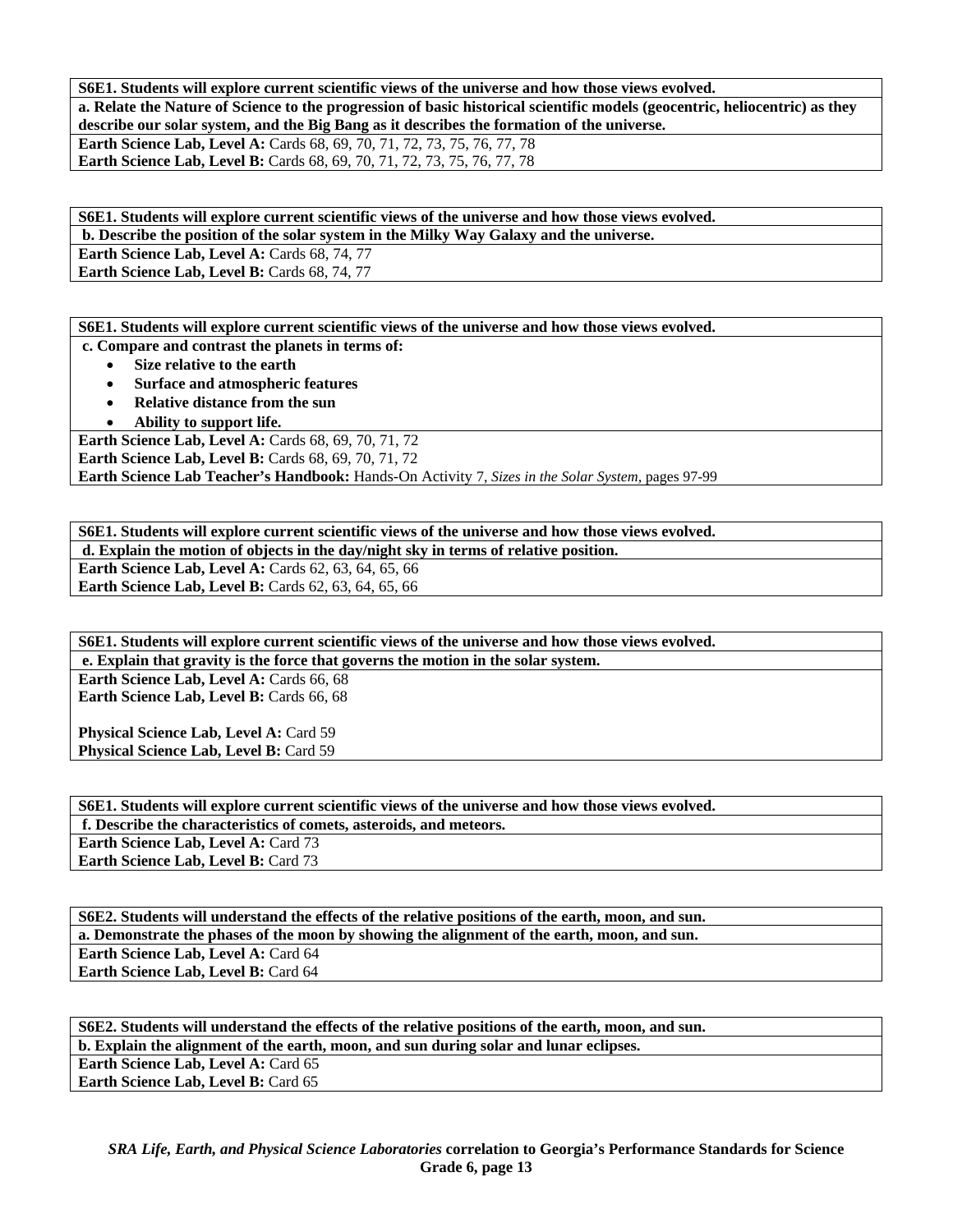**S6E1. Students will explore current scientific views of the universe and how those views evolved.**

**a. Relate the Nature of Science to the progression of basic historical scientific models (geocentric, heliocentric) as they describe our solar system, and the Big Bang as it describes the formation of the universe.**

**Earth Science Lab, Level A:** Cards 68, 69, 70, 71, 72, 73, 75, 76, 77, 78
**Earth Science Lab, Level B:** Cards 68, 69, 70, 71, 72, 73, 75, 76, 77, 78

**S6E1. Students will explore current scientific views of the universe and how those views evolved.**

**b. Describe the position of the solar system in the Milky Way Galaxy and the universe.**

**Earth Science Lab, Level A:** Cards 68, 74, 77
**Earth Science Lab, Level B:** Cards 68, 74, 77

**S6E1. Students will explore current scientific views of the universe and how those views evolved.**

**c. Compare and contrast the planets in terms of:**

- **Size relative to the earth**
- **Surface and atmospheric features**
- **Relative distance from the sun**
- **Ability to support life.**

**Earth Science Lab, Level A:** Cards 68, 69, 70, 71, 72
**Earth Science Lab, Level B:** Cards 68, 69, 70, 71, 72
**Earth Science Lab Teacher's Handbook:** Hands-On Activity 7, *Sizes in the Solar System,* pages 97-99

**S6E1. Students will explore current scientific views of the universe and how those views evolved.**

**d. Explain the motion of objects in the day/night sky in terms of relative position.**

**Earth Science Lab, Level A:** Cards 62, 63, 64, 65, 66
**Earth Science Lab, Level B:** Cards 62, 63, 64, 65, 66

**S6E1. Students will explore current scientific views of the universe and how those views evolved.**

**e. Explain that gravity is the force that governs the motion in the solar system.**

**Earth Science Lab, Level A:** Cards 66, 68
**Earth Science Lab, Level B:** Cards 66, 68

**Physical Science Lab, Level A:** Card 59
**Physical Science Lab, Level B:** Card 59

**S6E1. Students will explore current scientific views of the universe and how those views evolved.**

**f. Describe the characteristics of comets, asteroids, and meteors.**

**Earth Science Lab, Level A:** Card 73
**Earth Science Lab, Level B:** Card 73

**S6E2. Students will understand the effects of the relative positions of the earth, moon, and sun.**

**a. Demonstrate the phases of the moon by showing the alignment of the earth, moon, and sun.**

**Earth Science Lab, Level A:** Card 64
**Earth Science Lab, Level B:** Card 64

**S6E2. Students will understand the effects of the relative positions of the earth, moon, and sun.**

**b. Explain the alignment of the earth, moon, and sun during solar and lunar eclipses.**

**Earth Science Lab, Level A:** Card 65
**Earth Science Lab, Level B:** Card 65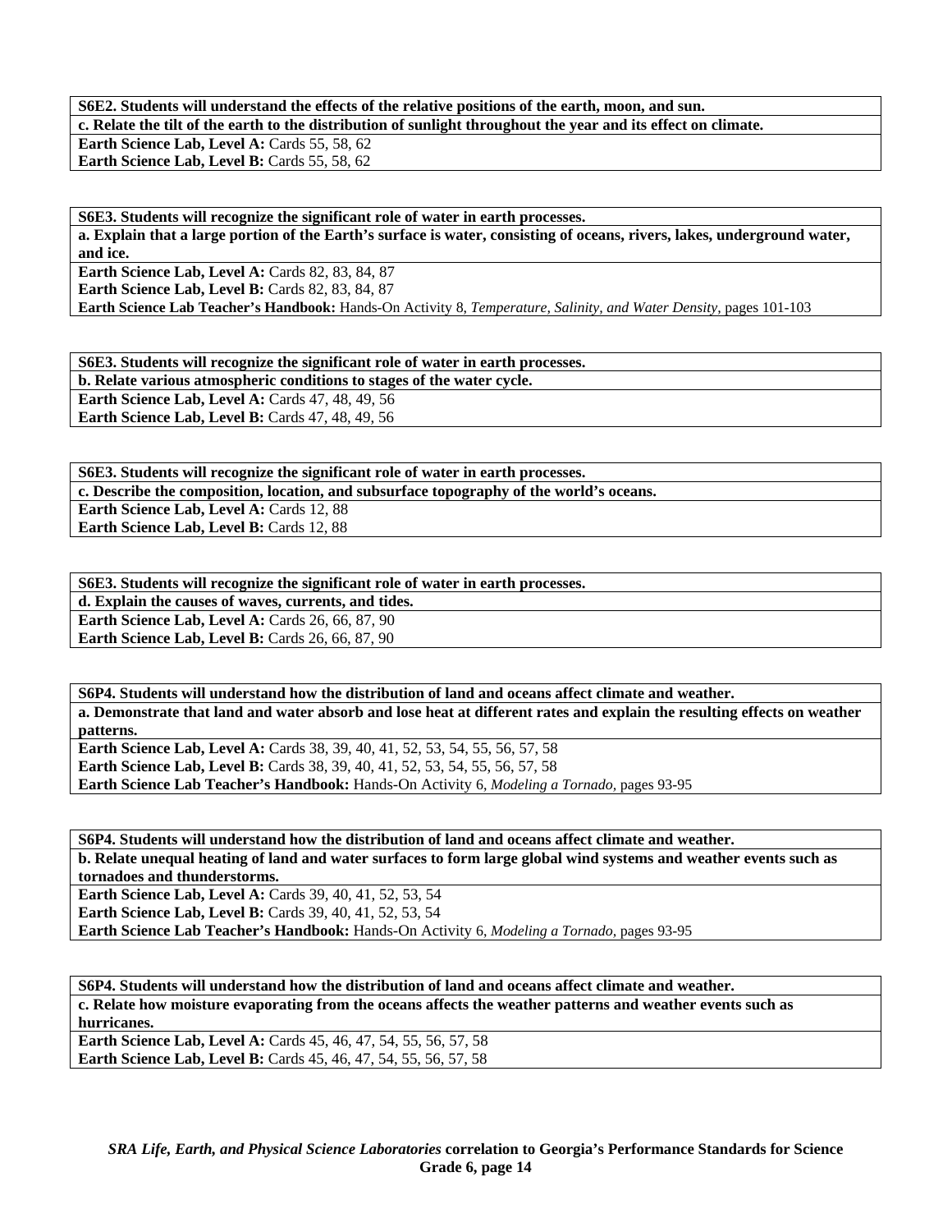| **S6E2. Students will understand the effects of the relative positions of the earth, moon, and sun.** |
| --- |
| **c. Relate the tilt of the earth to the distribution of sunlight throughout the year and its effect on climate.** |
| **Earth Science Lab, Level A:** Cards 55, 58, 62<br>**Earth Science Lab, Level B:** Cards 55, 58, 62 |

| **S6E3. Students will recognize the significant role of water in earth processes.** |
| --- |
| **a. Explain that a large portion of the Earth's surface is water, consisting of oceans, rivers, lakes, underground water, and ice.** |
| **Earth Science Lab, Level A:** Cards 82, 83, 84, 87<br>**Earth Science Lab, Level B:** Cards 82, 83, 84, 87<br>**Earth Science Lab Teacher's Handbook:** Hands-On Activity 8, *Temperature, Salinity, and Water Density,* pages 101-103 |

| **S6E3. Students will recognize the significant role of water in earth processes.** |
| --- |
| **b. Relate various atmospheric conditions to stages of the water cycle.** |
| **Earth Science Lab, Level A:** Cards 47, 48, 49, 56<br>**Earth Science Lab, Level B:** Cards 47, 48, 49, 56 |

| **S6E3. Students will recognize the significant role of water in earth processes.** |
| --- |
| **c. Describe the composition, location, and subsurface topography of the world's oceans.** |
| **Earth Science Lab, Level A:** Cards 12, 88<br>**Earth Science Lab, Level B:** Cards 12, 88 |

| **S6E3. Students will recognize the significant role of water in earth processes.** |
| --- |
| **d. Explain the causes of waves, currents, and tides.** |
| **Earth Science Lab, Level A:** Cards 26, 66, 87, 90<br>**Earth Science Lab, Level B:** Cards 26, 66, 87, 90 |

| **S6P4. Students will understand how the distribution of land and oceans affect climate and weather.** |
| --- |
| **a. Demonstrate that land and water absorb and lose heat at different rates and explain the resulting effects on weather patterns.** |
| **Earth Science Lab, Level A:** Cards 38, 39, 40, 41, 52, 53, 54, 55, 56, 57, 58<br>**Earth Science Lab, Level B:** Cards 38, 39, 40, 41, 52, 53, 54, 55, 56, 57, 58<br>**Earth Science Lab Teacher's Handbook:** Hands-On Activity 6, *Modeling a Tornado,* pages 93-95 |

| **S6P4. Students will understand how the distribution of land and oceans affect climate and weather.** |
| --- |
| **b. Relate unequal heating of land and water surfaces to form large global wind systems and weather events such as tornadoes and thunderstorms.** |
| **Earth Science Lab, Level A:** Cards 39, 40, 41, 52, 53, 54<br>**Earth Science Lab, Level B:** Cards 39, 40, 41, 52, 53, 54<br>**Earth Science Lab Teacher's Handbook:** Hands-On Activity 6, *Modeling a Tornado,* pages 93-95 |

| **S6P4. Students will understand how the distribution of land and oceans affect climate and weather.** |
| --- |
| **c. Relate how moisture evaporating from the oceans affects the weather patterns and weather events such as hurricanes.** |
| **Earth Science Lab, Level A:** Cards 45, 46, 47, 54, 55, 56, 57, 58<br>**Earth Science Lab, Level B:** Cards 45, 46, 47, 54, 55, 56, 57, 58 |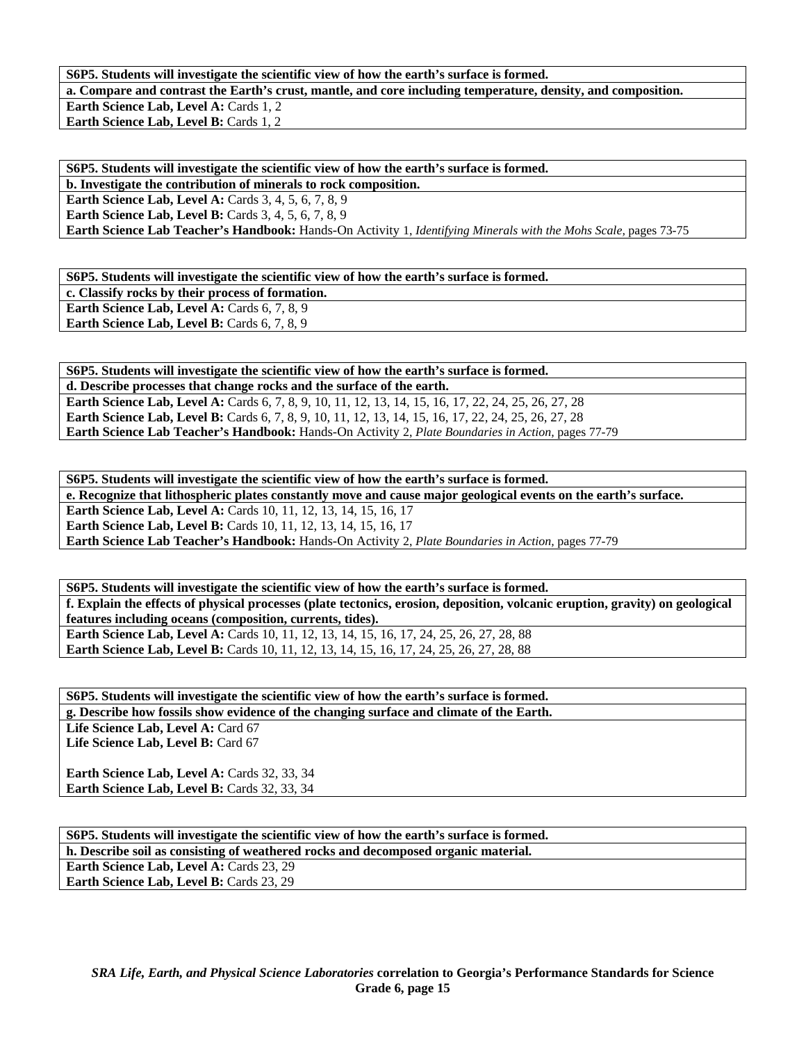| **S6P5. Students will investigate the scientific view of how the earth's surface is formed.** |
|---|
| **a. Compare and contrast the Earth's crust, mantle, and core including temperature, density, and composition.** |
| **Earth Science Lab, Level A:** Cards 1, 2<br>**Earth Science Lab, Level B:** Cards 1, 2 |

| **S6P5. Students will investigate the scientific view of how the earth's surface is formed.** |
|---|
| **b. Investigate the contribution of minerals to rock composition.** |
| **Earth Science Lab, Level A:** Cards 3, 4, 5, 6, 7, 8, 9<br>**Earth Science Lab, Level B:** Cards 3, 4, 5, 6, 7, 8, 9<br>**Earth Science Lab Teacher's Handbook:** Hands-On Activity 1, *Identifying Minerals with the Mohs Scale,* pages 73-75 |

| **S6P5. Students will investigate the scientific view of how the earth's surface is formed.** |
|---|
| **c. Classify rocks by their process of formation.** |
| **Earth Science Lab, Level A:** Cards 6, 7, 8, 9<br>**Earth Science Lab, Level B:** Cards 6, 7, 8, 9 |

| **S6P5. Students will investigate the scientific view of how the earth's surface is formed.** |
|---|
| **d. Describe processes that change rocks and the surface of the earth.** |
| **Earth Science Lab, Level A:** Cards 6, 7, 8, 9, 10, 11, 12, 13, 14, 15, 16, 17, 22, 24, 25, 26, 27, 28<br>**Earth Science Lab, Level B:** Cards 6, 7, 8, 9, 10, 11, 12, 13, 14, 15, 16, 17, 22, 24, 25, 26, 27, 28<br>**Earth Science Lab Teacher's Handbook:** Hands-On Activity 2, *Plate Boundaries in Action,* pages 77-79 |

| **S6P5. Students will investigate the scientific view of how the earth's surface is formed.** |
|---|
| **e. Recognize that lithospheric plates constantly move and cause major geological events on the earth's surface.** |
| **Earth Science Lab, Level A:** Cards 10, 11, 12, 13, 14, 15, 16, 17<br>**Earth Science Lab, Level B:** Cards 10, 11, 12, 13, 14, 15, 16, 17<br>**Earth Science Lab Teacher's Handbook:** Hands-On Activity 2, *Plate Boundaries in Action,* pages 77-79 |

| **S6P5. Students will investigate the scientific view of how the earth's surface is formed.** |
|---|
| **f. Explain the effects of physical processes (plate tectonics, erosion, deposition, volcanic eruption, gravity) on geological features including oceans (composition, currents, tides).** |
| **Earth Science Lab, Level A:** Cards 10, 11, 12, 13, 14, 15, 16, 17, 24, 25, 26, 27, 28, 88<br>**Earth Science Lab, Level B:** Cards 10, 11, 12, 13, 14, 15, 16, 17, 24, 25, 26, 27, 28, 88 |

| **S6P5. Students will investigate the scientific view of how the earth's surface is formed.** |
|---|
| **g. Describe how fossils show evidence of the changing surface and climate of the Earth.** |
| **Life Science Lab, Level A:** Card 67<br>**Life Science Lab, Level B:** Card 67<br><br>**Earth Science Lab, Level A:** Cards 32, 33, 34<br>**Earth Science Lab, Level B:** Cards 32, 33, 34 |

| **S6P5. Students will investigate the scientific view of how the earth's surface is formed.** |
|---|
| **h. Describe soil as consisting of weathered rocks and decomposed organic material.** |
| **Earth Science Lab, Level A:** Cards 23, 29<br>**Earth Science Lab, Level B:** Cards 23, 29 |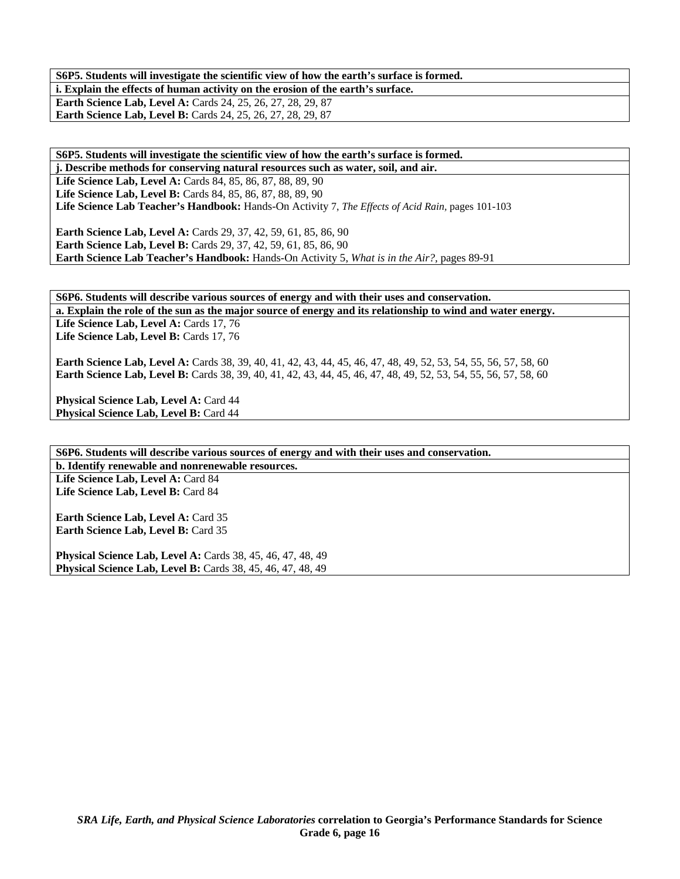**S6P5. Students will investigate the scientific view of how the earth's surface is formed.**

**i. Explain the effects of human activity on the erosion of the earth's surface.**

**Earth Science Lab, Level A:** Cards 24, 25, 26, 27, 28, 29, 87
**Earth Science Lab, Level B:** Cards 24, 25, 26, 27, 28, 29, 87

**S6P5. Students will investigate the scientific view of how the earth's surface is formed.**

**j. Describe methods for conserving natural resources such as water, soil, and air.**

**Life Science Lab, Level A:** Cards 84, 85, 86, 87, 88, 89, 90
**Life Science Lab, Level B:** Cards 84, 85, 86, 87, 88, 89, 90
**Life Science Lab Teacher's Handbook:** Hands-On Activity 7, *The Effects of Acid Rain,* pages 101-103

**Earth Science Lab, Level A:** Cards 29, 37, 42, 59, 61, 85, 86, 90
**Earth Science Lab, Level B:** Cards 29, 37, 42, 59, 61, 85, 86, 90
**Earth Science Lab Teacher's Handbook:** Hands-On Activity 5, *What is in the Air?,* pages 89-91

**S6P6. Students will describe various sources of energy and with their uses and conservation.**

**a. Explain the role of the sun as the major source of energy and its relationship to wind and water energy.**

**Life Science Lab, Level A:** Cards 17, 76
**Life Science Lab, Level B:** Cards 17, 76

**Earth Science Lab, Level A:** Cards 38, 39, 40, 41, 42, 43, 44, 45, 46, 47, 48, 49, 52, 53, 54, 55, 56, 57, 58, 60
**Earth Science Lab, Level B:** Cards 38, 39, 40, 41, 42, 43, 44, 45, 46, 47, 48, 49, 52, 53, 54, 55, 56, 57, 58, 60

**Physical Science Lab, Level A:** Card 44
**Physical Science Lab, Level B:** Card 44

**S6P6. Students will describe various sources of energy and with their uses and conservation.**

**b. Identify renewable and nonrenewable resources.**

**Life Science Lab, Level A:** Card 84
**Life Science Lab, Level B:** Card 84

**Earth Science Lab, Level A:** Card 35
**Earth Science Lab, Level B:** Card 35

**Physical Science Lab, Level A:** Cards 38, 45, 46, 47, 48, 49
**Physical Science Lab, Level B:** Cards 38, 45, 46, 47, 48, 49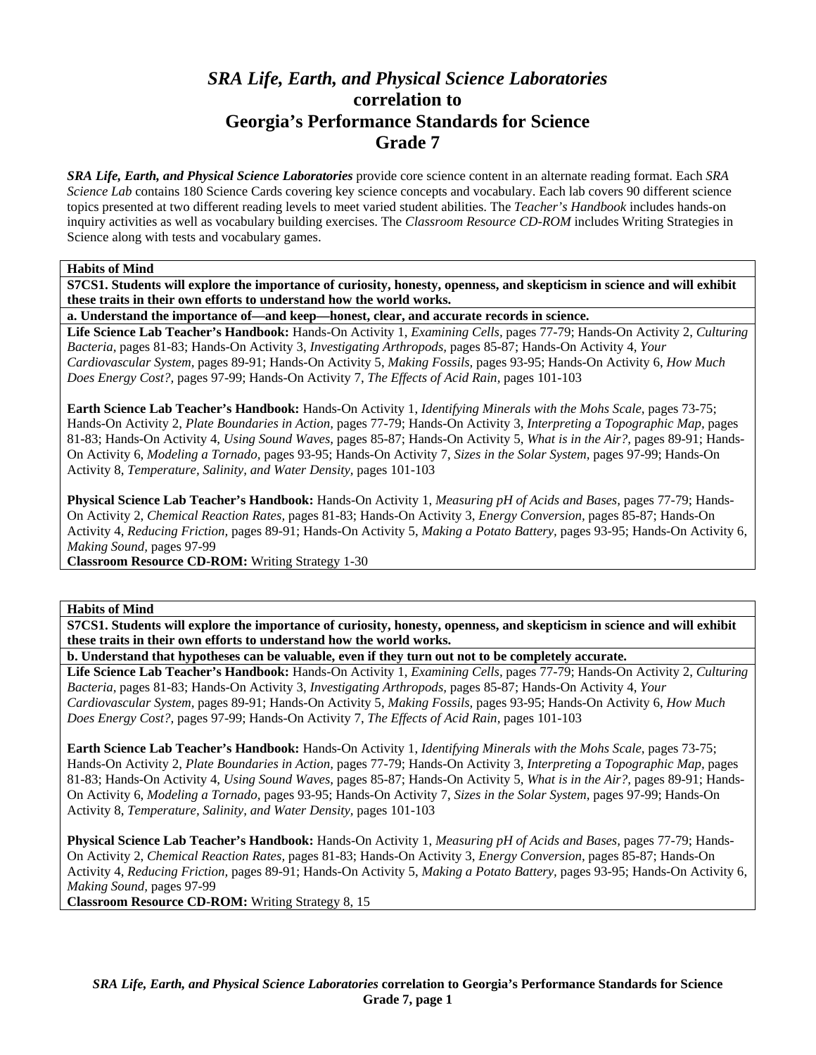# *SRA Life, Earth, and Physical Science Laboratories*
## correlation to
## Georgia's Performance Standards for Science
## Grade 7

***SRA Life, Earth, and Physical Science Laboratories*** provide core science content in an alternate reading format. Each *SRA Science Lab* contains 180 Science Cards covering key science concepts and vocabulary. Each lab covers 90 different science topics presented at two different reading levels to meet varied student abilities. The *Teacher's Handbook* includes hands-on inquiry activities as well as vocabulary building exercises. The *Classroom Resource CD-ROM* includes Writing Strategies in Science along with tests and vocabulary games.

**Habits of Mind**

**S7CS1. Students will explore the importance of curiosity, honesty, openness, and skepticism in science and will exhibit these traits in their own efforts to understand how the world works.**

**a. Understand the importance of—and keep—honest, clear, and accurate records in science.**

**Life Science Lab Teacher's Handbook:** Hands-On Activity 1, *Examining Cells,* pages 77-79; Hands-On Activity 2, *Culturing Bacteria,* pages 81-83; Hands-On Activity 3, *Investigating Arthropods,* pages 85-87; Hands-On Activity 4, *Your Cardiovascular System,* pages 89-91; Hands-On Activity 5, *Making Fossils,* pages 93-95; Hands-On Activity 6, *How Much Does Energy Cost?,* pages 97-99; Hands-On Activity 7, *The Effects of Acid Rain,* pages 101-103

**Earth Science Lab Teacher's Handbook:** Hands-On Activity 1, *Identifying Minerals with the Mohs Scale,* pages 73-75; Hands-On Activity 2, *Plate Boundaries in Action,* pages 77-79; Hands-On Activity 3, *Interpreting a Topographic Map,* pages 81-83; Hands-On Activity 4, *Using Sound Waves,* pages 85-87; Hands-On Activity 5, *What is in the Air?,* pages 89-91; Hands-On Activity 6, *Modeling a Tornado,* pages 93-95; Hands-On Activity 7, *Sizes in the Solar System,* pages 97-99; Hands-On Activity 8, *Temperature, Salinity, and Water Density,* pages 101-103

**Physical Science Lab Teacher's Handbook:** Hands-On Activity 1, *Measuring pH of Acids and Bases,* pages 77-79; Hands-On Activity 2, *Chemical Reaction Rates,* pages 81-83; Hands-On Activity 3, *Energy Conversion,* pages 85-87; Hands-On Activity 4, *Reducing Friction,* pages 89-91; Hands-On Activity 5, *Making a Potato Battery,* pages 93-95; Hands-On Activity 6, *Making Sound,* pages 97-99

**Classroom Resource CD-ROM:** Writing Strategy 1-30

**Habits of Mind**

**S7CS1. Students will explore the importance of curiosity, honesty, openness, and skepticism in science and will exhibit these traits in their own efforts to understand how the world works.**

**b. Understand that hypotheses can be valuable, even if they turn out not to be completely accurate.**

**Life Science Lab Teacher's Handbook:** Hands-On Activity 1, *Examining Cells,* pages 77-79; Hands-On Activity 2, *Culturing Bacteria,* pages 81-83; Hands-On Activity 3, *Investigating Arthropods,* pages 85-87; Hands-On Activity 4, *Your Cardiovascular System,* pages 89-91; Hands-On Activity 5, *Making Fossils,* pages 93-95; Hands-On Activity 6, *How Much Does Energy Cost?,* pages 97-99; Hands-On Activity 7, *The Effects of Acid Rain,* pages 101-103

**Earth Science Lab Teacher's Handbook:** Hands-On Activity 1, *Identifying Minerals with the Mohs Scale,* pages 73-75; Hands-On Activity 2, *Plate Boundaries in Action,* pages 77-79; Hands-On Activity 3, *Interpreting a Topographic Map,* pages 81-83; Hands-On Activity 4, *Using Sound Waves,* pages 85-87; Hands-On Activity 5, *What is in the Air?,* pages 89-91; Hands-On Activity 6, *Modeling a Tornado,* pages 93-95; Hands-On Activity 7, *Sizes in the Solar System,* pages 97-99; Hands-On Activity 8, *Temperature, Salinity, and Water Density,* pages 101-103

**Physical Science Lab Teacher's Handbook:** Hands-On Activity 1, *Measuring pH of Acids and Bases,* pages 77-79; Hands-On Activity 2, *Chemical Reaction Rates,* pages 81-83; Hands-On Activity 3, *Energy Conversion,* pages 85-87; Hands-On Activity 4, *Reducing Friction,* pages 89-91; Hands-On Activity 5, *Making a Potato Battery,* pages 93-95; Hands-On Activity 6, *Making Sound,* pages 97-99

**Classroom Resource CD-ROM:** Writing Strategy 8, 15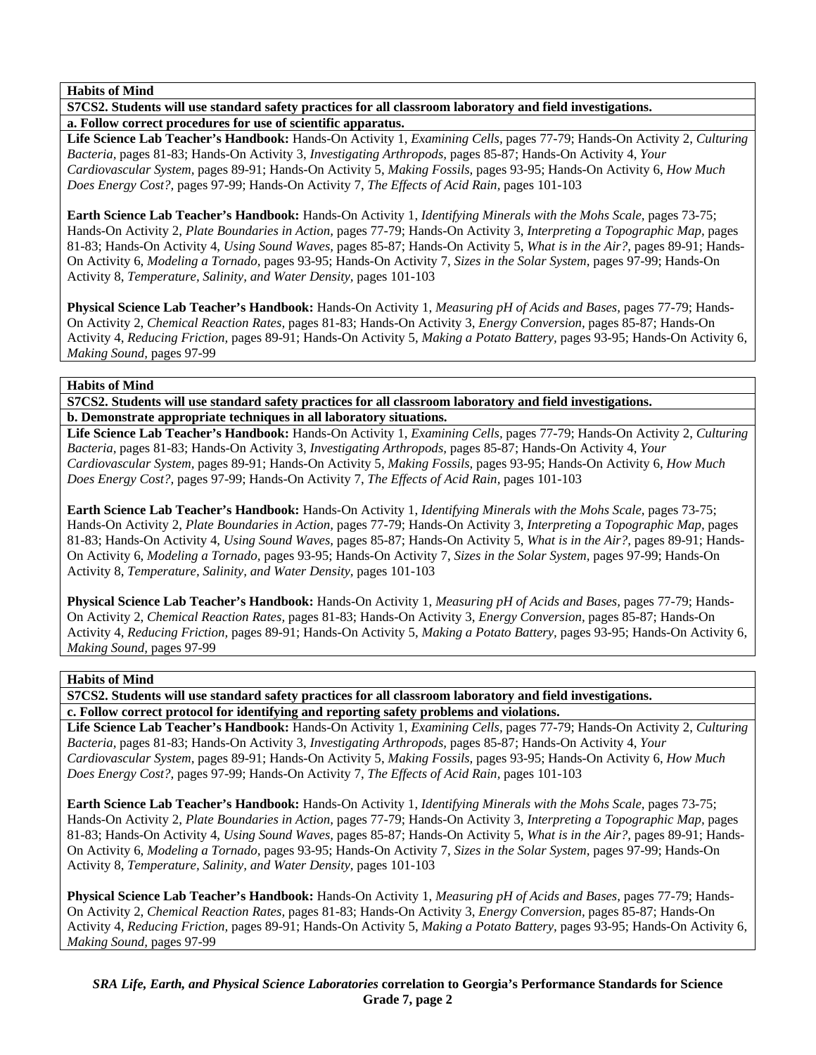**Habits of Mind**

**S7CS2. Students will use standard safety practices for all classroom laboratory and field investigations.**

**a. Follow correct procedures for use of scientific apparatus.**

**Life Science Lab Teacher's Handbook:** Hands-On Activity 1, *Examining Cells,* pages 77-79; Hands-On Activity 2, *Culturing Bacteria,* pages 81-83; Hands-On Activity 3, *Investigating Arthropods,* pages 85-87; Hands-On Activity 4, *Your Cardiovascular System,* pages 89-91; Hands-On Activity 5, *Making Fossils,* pages 93-95; Hands-On Activity 6, *How Much Does Energy Cost?,* pages 97-99; Hands-On Activity 7, *The Effects of Acid Rain,* pages 101-103

**Earth Science Lab Teacher's Handbook:** Hands-On Activity 1, *Identifying Minerals with the Mohs Scale,* pages 73-75; Hands-On Activity 2, *Plate Boundaries in Action,* pages 77-79; Hands-On Activity 3, *Interpreting a Topographic Map,* pages 81-83; Hands-On Activity 4, *Using Sound Waves,* pages 85-87; Hands-On Activity 5, *What is in the Air?,* pages 89-91; Hands-On Activity 6, *Modeling a Tornado,* pages 93-95; Hands-On Activity 7, *Sizes in the Solar System,* pages 97-99; Hands-On Activity 8, *Temperature, Salinity, and Water Density,* pages 101-103

**Physical Science Lab Teacher's Handbook:** Hands-On Activity 1, *Measuring pH of Acids and Bases,* pages 77-79; Hands-On Activity 2, *Chemical Reaction Rates,* pages 81-83; Hands-On Activity 3, *Energy Conversion,* pages 85-87; Hands-On Activity 4, *Reducing Friction,* pages 89-91; Hands-On Activity 5, *Making a Potato Battery,* pages 93-95; Hands-On Activity 6, *Making Sound,* pages 97-99

**Habits of Mind**

**S7CS2. Students will use standard safety practices for all classroom laboratory and field investigations.**

**b. Demonstrate appropriate techniques in all laboratory situations.**

**Life Science Lab Teacher's Handbook:** Hands-On Activity 1, *Examining Cells,* pages 77-79; Hands-On Activity 2, *Culturing Bacteria,* pages 81-83; Hands-On Activity 3, *Investigating Arthropods,* pages 85-87; Hands-On Activity 4, *Your Cardiovascular System,* pages 89-91; Hands-On Activity 5, *Making Fossils,* pages 93-95; Hands-On Activity 6, *How Much Does Energy Cost?,* pages 97-99; Hands-On Activity 7, *The Effects of Acid Rain,* pages 101-103

**Earth Science Lab Teacher's Handbook:** Hands-On Activity 1, *Identifying Minerals with the Mohs Scale,* pages 73-75; Hands-On Activity 2, *Plate Boundaries in Action,* pages 77-79; Hands-On Activity 3, *Interpreting a Topographic Map,* pages 81-83; Hands-On Activity 4, *Using Sound Waves,* pages 85-87; Hands-On Activity 5, *What is in the Air?,* pages 89-91; Hands-On Activity 6, *Modeling a Tornado,* pages 93-95; Hands-On Activity 7, *Sizes in the Solar System,* pages 97-99; Hands-On Activity 8, *Temperature, Salinity, and Water Density,* pages 101-103

**Physical Science Lab Teacher's Handbook:** Hands-On Activity 1, *Measuring pH of Acids and Bases,* pages 77-79; Hands-On Activity 2, *Chemical Reaction Rates,* pages 81-83; Hands-On Activity 3, *Energy Conversion,* pages 85-87; Hands-On Activity 4, *Reducing Friction,* pages 89-91; Hands-On Activity 5, *Making a Potato Battery,* pages 93-95; Hands-On Activity 6, *Making Sound,* pages 97-99

**Habits of Mind**

**S7CS2. Students will use standard safety practices for all classroom laboratory and field investigations.**

**c. Follow correct protocol for identifying and reporting safety problems and violations.**

**Life Science Lab Teacher's Handbook:** Hands-On Activity 1, *Examining Cells,* pages 77-79; Hands-On Activity 2, *Culturing Bacteria,* pages 81-83; Hands-On Activity 3, *Investigating Arthropods,* pages 85-87; Hands-On Activity 4, *Your Cardiovascular System,* pages 89-91; Hands-On Activity 5, *Making Fossils,* pages 93-95; Hands-On Activity 6, *How Much Does Energy Cost?,* pages 97-99; Hands-On Activity 7, *The Effects of Acid Rain,* pages 101-103

**Earth Science Lab Teacher's Handbook:** Hands-On Activity 1, *Identifying Minerals with the Mohs Scale,* pages 73-75; Hands-On Activity 2, *Plate Boundaries in Action,* pages 77-79; Hands-On Activity 3, *Interpreting a Topographic Map,* pages 81-83; Hands-On Activity 4, *Using Sound Waves,* pages 85-87; Hands-On Activity 5, *What is in the Air?,* pages 89-91; Hands-On Activity 6, *Modeling a Tornado,* pages 93-95; Hands-On Activity 7, *Sizes in the Solar System,* pages 97-99; Hands-On Activity 8, *Temperature, Salinity, and Water Density,* pages 101-103

**Physical Science Lab Teacher's Handbook:** Hands-On Activity 1, *Measuring pH of Acids and Bases,* pages 77-79; Hands-On Activity 2, *Chemical Reaction Rates,* pages 81-83; Hands-On Activity 3, *Energy Conversion,* pages 85-87; Hands-On Activity 4, *Reducing Friction,* pages 89-91; Hands-On Activity 5, *Making a Potato Battery,* pages 93-95; Hands-On Activity 6, *Making Sound,* pages 97-99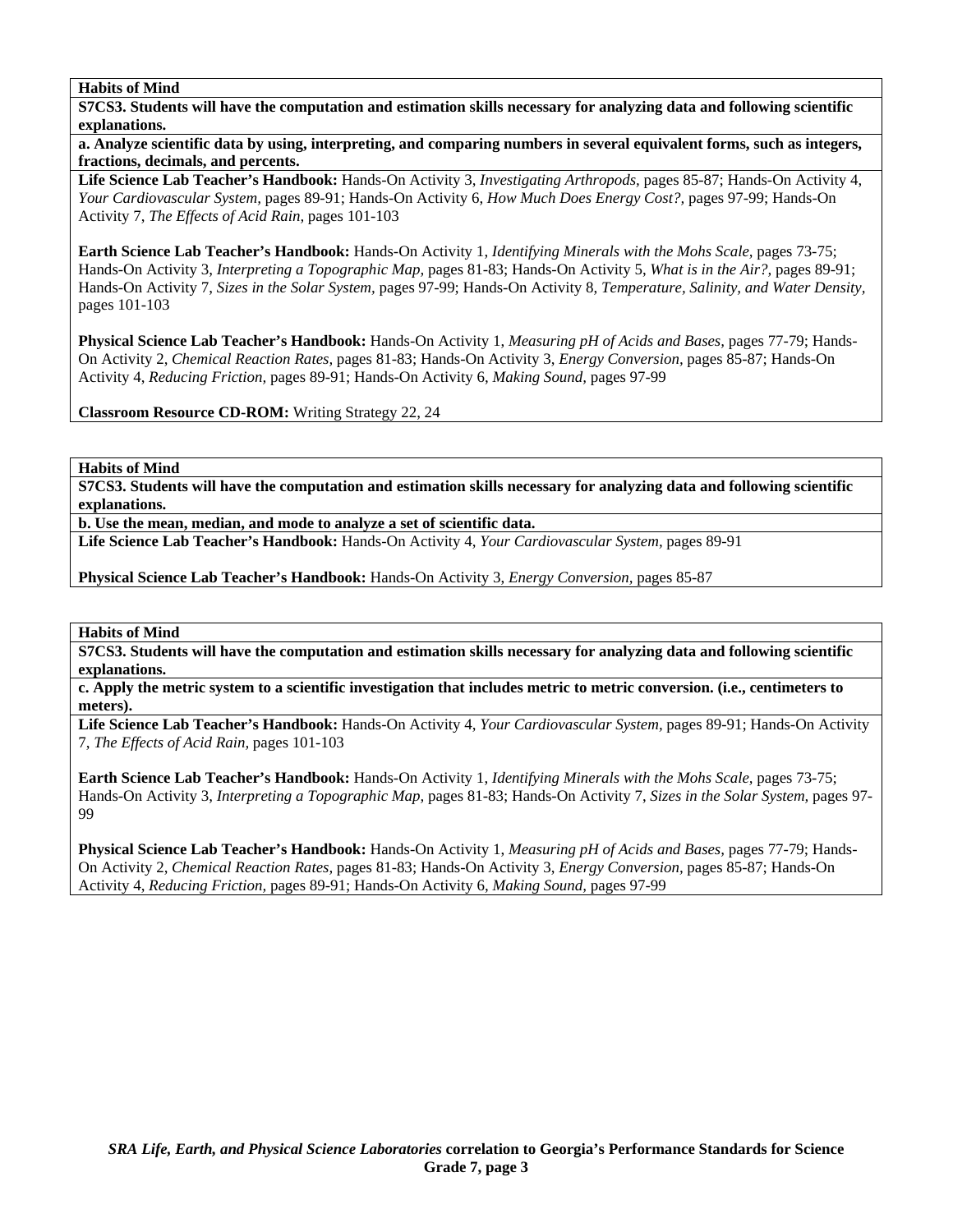**Habits of Mind**

**S7CS3. Students will have the computation and estimation skills necessary for analyzing data and following scientific explanations.**

**a. Analyze scientific data by using, interpreting, and comparing numbers in several equivalent forms, such as integers, fractions, decimals, and percents.**

**Life Science Lab Teacher's Handbook:** Hands-On Activity 3, *Investigating Arthropods,* pages 85-87; Hands-On Activity 4, *Your Cardiovascular System,* pages 89-91; Hands-On Activity 6, *How Much Does Energy Cost?,* pages 97-99; Hands-On Activity 7, *The Effects of Acid Rain,* pages 101-103

**Earth Science Lab Teacher's Handbook:** Hands-On Activity 1, *Identifying Minerals with the Mohs Scale,* pages 73-75; Hands-On Activity 3, *Interpreting a Topographic Map,* pages 81-83; Hands-On Activity 5, *What is in the Air?,* pages 89-91; Hands-On Activity 7, *Sizes in the Solar System,* pages 97-99; Hands-On Activity 8, *Temperature, Salinity, and Water Density,* pages 101-103

**Physical Science Lab Teacher's Handbook:** Hands-On Activity 1, *Measuring pH of Acids and Bases,* pages 77-79; Hands-On Activity 2, *Chemical Reaction Rates,* pages 81-83; Hands-On Activity 3, *Energy Conversion,* pages 85-87; Hands-On Activity 4, *Reducing Friction,* pages 89-91; Hands-On Activity 6, *Making Sound,* pages 97-99

**Classroom Resource CD-ROM:** Writing Strategy 22, 24

**Habits of Mind**

**S7CS3. Students will have the computation and estimation skills necessary for analyzing data and following scientific explanations.**

**b. Use the mean, median, and mode to analyze a set of scientific data.**

**Life Science Lab Teacher's Handbook:** Hands-On Activity 4, *Your Cardiovascular System,* pages 89-91

**Physical Science Lab Teacher's Handbook:** Hands-On Activity 3, *Energy Conversion,* pages 85-87

**Habits of Mind**

**S7CS3. Students will have the computation and estimation skills necessary for analyzing data and following scientific explanations.**

**c. Apply the metric system to a scientific investigation that includes metric to metric conversion. (i.e., centimeters to meters).**

**Life Science Lab Teacher's Handbook:** Hands-On Activity 4, *Your Cardiovascular System,* pages 89-91; Hands-On Activity 7, *The Effects of Acid Rain,* pages 101-103

**Earth Science Lab Teacher's Handbook:** Hands-On Activity 1, *Identifying Minerals with the Mohs Scale,* pages 73-75; Hands-On Activity 3, *Interpreting a Topographic Map,* pages 81-83; Hands-On Activity 7, *Sizes in the Solar System,* pages 97-99

**Physical Science Lab Teacher's Handbook:** Hands-On Activity 1, *Measuring pH of Acids and Bases,* pages 77-79; Hands-On Activity 2, *Chemical Reaction Rates,* pages 81-83; Hands-On Activity 3, *Energy Conversion,* pages 85-87; Hands-On Activity 4, *Reducing Friction,* pages 89-91; Hands-On Activity 6, *Making Sound,* pages 97-99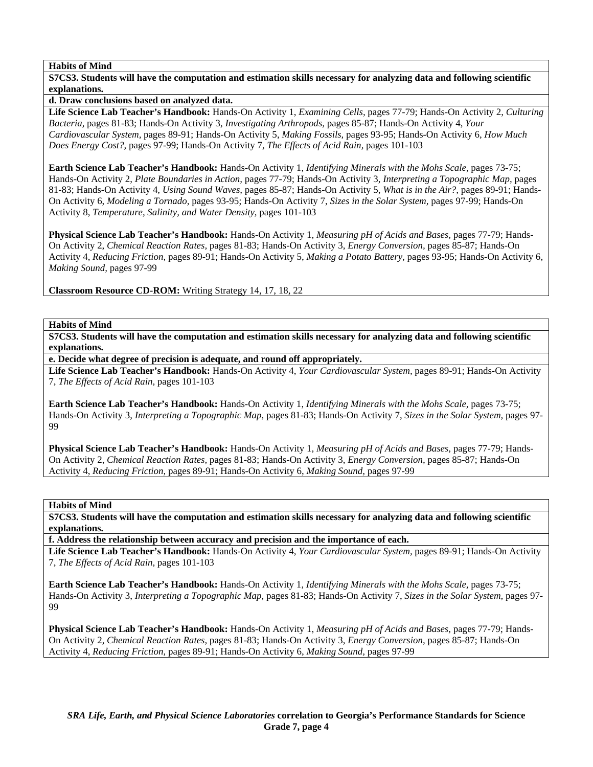**Habits of Mind**

**S7CS3. Students will have the computation and estimation skills necessary for analyzing data and following scientific explanations.**

**d. Draw conclusions based on analyzed data.**

**Life Science Lab Teacher's Handbook:** Hands-On Activity 1, *Examining Cells,* pages 77-79; Hands-On Activity 2, *Culturing Bacteria,* pages 81-83; Hands-On Activity 3, *Investigating Arthropods,* pages 85-87; Hands-On Activity 4, *Your Cardiovascular System,* pages 89-91; Hands-On Activity 5, *Making Fossils,* pages 93-95; Hands-On Activity 6, *How Much Does Energy Cost?,* pages 97-99; Hands-On Activity 7, *The Effects of Acid Rain,* pages 101-103

**Earth Science Lab Teacher's Handbook:** Hands-On Activity 1, *Identifying Minerals with the Mohs Scale,* pages 73-75; Hands-On Activity 2, *Plate Boundaries in Action,* pages 77-79; Hands-On Activity 3, *Interpreting a Topographic Map,* pages 81-83; Hands-On Activity 4, *Using Sound Waves,* pages 85-87; Hands-On Activity 5, *What is in the Air?,* pages 89-91; Hands-On Activity 6, *Modeling a Tornado,* pages 93-95; Hands-On Activity 7, *Sizes in the Solar System,* pages 97-99; Hands-On Activity 8, *Temperature, Salinity, and Water Density,* pages 101-103

**Physical Science Lab Teacher's Handbook:** Hands-On Activity 1, *Measuring pH of Acids and Bases,* pages 77-79; Hands-On Activity 2, *Chemical Reaction Rates,* pages 81-83; Hands-On Activity 3, *Energy Conversion,* pages 85-87; Hands-On Activity 4, *Reducing Friction,* pages 89-91; Hands-On Activity 5, *Making a Potato Battery,* pages 93-95; Hands-On Activity 6, *Making Sound,* pages 97-99

**Classroom Resource CD-ROM:** Writing Strategy 14, 17, 18, 22

**Habits of Mind**

**S7CS3. Students will have the computation and estimation skills necessary for analyzing data and following scientific explanations.**

**e. Decide what degree of precision is adequate, and round off appropriately.**

**Life Science Lab Teacher's Handbook:** Hands-On Activity 4, *Your Cardiovascular System,* pages 89-91; Hands-On Activity 7, *The Effects of Acid Rain,* pages 101-103

**Earth Science Lab Teacher's Handbook:** Hands-On Activity 1, *Identifying Minerals with the Mohs Scale,* pages 73-75; Hands-On Activity 3, *Interpreting a Topographic Map,* pages 81-83; Hands-On Activity 7, *Sizes in the Solar System,* pages 97-99

**Physical Science Lab Teacher's Handbook:** Hands-On Activity 1, *Measuring pH of Acids and Bases,* pages 77-79; Hands-On Activity 2, *Chemical Reaction Rates,* pages 81-83; Hands-On Activity 3, *Energy Conversion,* pages 85-87; Hands-On Activity 4, *Reducing Friction,* pages 89-91; Hands-On Activity 6, *Making Sound,* pages 97-99

**Habits of Mind**

**S7CS3. Students will have the computation and estimation skills necessary for analyzing data and following scientific explanations.**

**f. Address the relationship between accuracy and precision and the importance of each.**

**Life Science Lab Teacher's Handbook:** Hands-On Activity 4, *Your Cardiovascular System,* pages 89-91; Hands-On Activity 7, *The Effects of Acid Rain,* pages 101-103

**Earth Science Lab Teacher's Handbook:** Hands-On Activity 1, *Identifying Minerals with the Mohs Scale,* pages 73-75; Hands-On Activity 3, *Interpreting a Topographic Map,* pages 81-83; Hands-On Activity 7, *Sizes in the Solar System,* pages 97-99

**Physical Science Lab Teacher's Handbook:** Hands-On Activity 1, *Measuring pH of Acids and Bases,* pages 77-79; Hands-On Activity 2, *Chemical Reaction Rates,* pages 81-83; Hands-On Activity 3, *Energy Conversion,* pages 85-87; Hands-On Activity 4, *Reducing Friction,* pages 89-91; Hands-On Activity 6, *Making Sound,* pages 97-99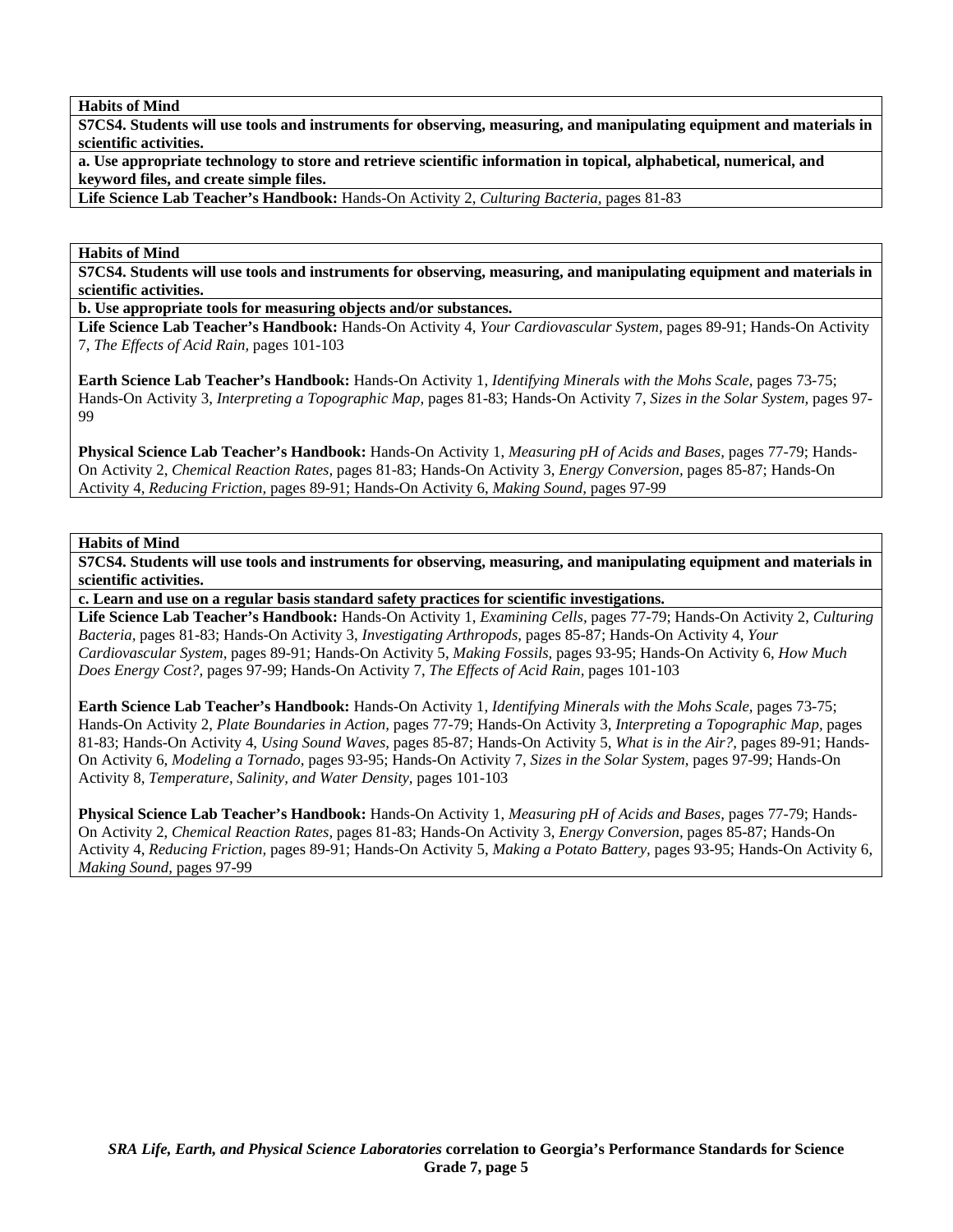**Habits of Mind**

**S7CS4. Students will use tools and instruments for observing, measuring, and manipulating equipment and materials in scientific activities.**

**a. Use appropriate technology to store and retrieve scientific information in topical, alphabetical, numerical, and keyword files, and create simple files.**

**Life Science Lab Teacher's Handbook:** Hands-On Activity 2, *Culturing Bacteria,* pages 81-83

**Habits of Mind**

**S7CS4. Students will use tools and instruments for observing, measuring, and manipulating equipment and materials in scientific activities.**

**b. Use appropriate tools for measuring objects and/or substances.**

**Life Science Lab Teacher's Handbook:** Hands-On Activity 4, *Your Cardiovascular System,* pages 89-91; Hands-On Activity 7, *The Effects of Acid Rain,* pages 101-103

**Earth Science Lab Teacher's Handbook:** Hands-On Activity 1, *Identifying Minerals with the Mohs Scale,* pages 73-75; Hands-On Activity 3, *Interpreting a Topographic Map,* pages 81-83; Hands-On Activity 7, *Sizes in the Solar System,* pages 97-99

**Physical Science Lab Teacher's Handbook:** Hands-On Activity 1, *Measuring pH of Acids and Bases,* pages 77-79; Hands-On Activity 2, *Chemical Reaction Rates,* pages 81-83; Hands-On Activity 3, *Energy Conversion,* pages 85-87; Hands-On Activity 4, *Reducing Friction,* pages 89-91; Hands-On Activity 6, *Making Sound,* pages 97-99

**Habits of Mind**

**S7CS4. Students will use tools and instruments for observing, measuring, and manipulating equipment and materials in scientific activities.**

**c. Learn and use on a regular basis standard safety practices for scientific investigations.**

**Life Science Lab Teacher's Handbook:** Hands-On Activity 1, *Examining Cells,* pages 77-79; Hands-On Activity 2, *Culturing Bacteria,* pages 81-83; Hands-On Activity 3, *Investigating Arthropods,* pages 85-87; Hands-On Activity 4, *Your Cardiovascular System,* pages 89-91; Hands-On Activity 5, *Making Fossils,* pages 93-95; Hands-On Activity 6, *How Much Does Energy Cost?,* pages 97-99; Hands-On Activity 7, *The Effects of Acid Rain,* pages 101-103

**Earth Science Lab Teacher's Handbook:** Hands-On Activity 1, *Identifying Minerals with the Mohs Scale,* pages 73-75; Hands-On Activity 2, *Plate Boundaries in Action,* pages 77-79; Hands-On Activity 3, *Interpreting a Topographic Map,* pages 81-83; Hands-On Activity 4, *Using Sound Waves,* pages 85-87; Hands-On Activity 5, *What is in the Air?,* pages 89-91; Hands-On Activity 6, *Modeling a Tornado,* pages 93-95; Hands-On Activity 7, *Sizes in the Solar System,* pages 97-99; Hands-On Activity 8, *Temperature, Salinity, and Water Density,* pages 101-103

**Physical Science Lab Teacher's Handbook:** Hands-On Activity 1, *Measuring pH of Acids and Bases,* pages 77-79; Hands-On Activity 2, *Chemical Reaction Rates,* pages 81-83; Hands-On Activity 3, *Energy Conversion,* pages 85-87; Hands-On Activity 4, *Reducing Friction,* pages 89-91; Hands-On Activity 5, *Making a Potato Battery,* pages 93-95; Hands-On Activity 6, *Making Sound,* pages 97-99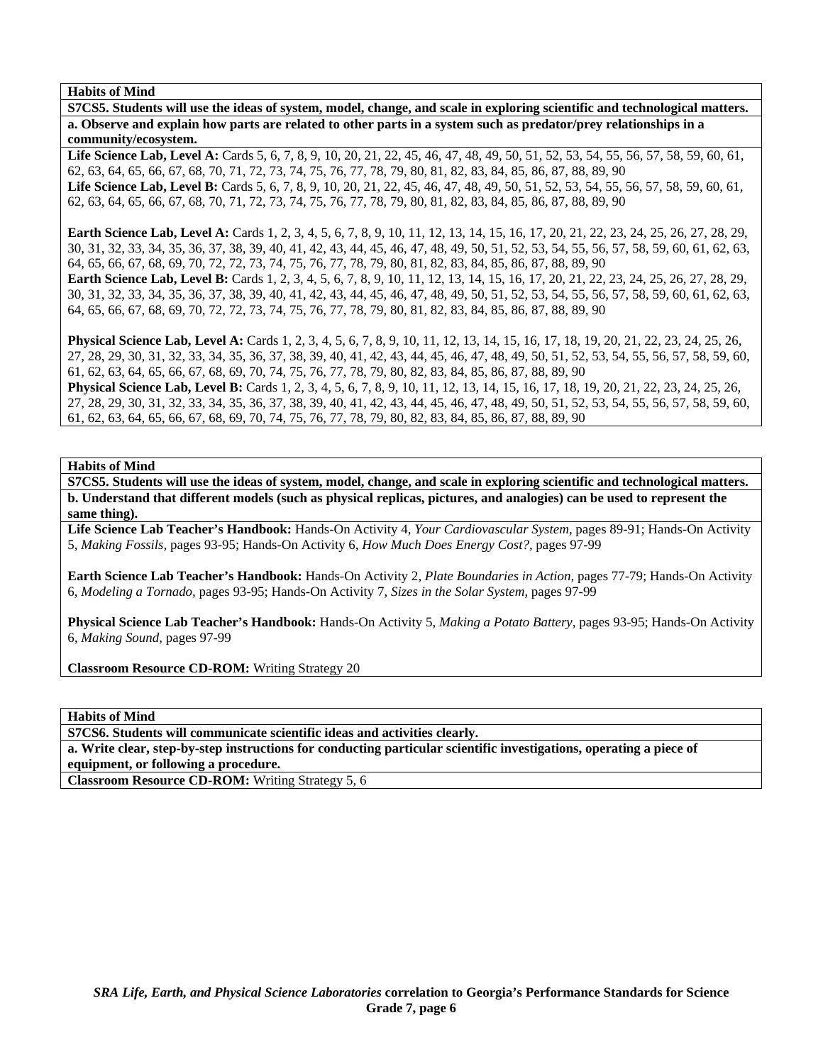**Habits of Mind**

**S7CS5. Students will use the ideas of system, model, change, and scale in exploring scientific and technological matters.**

**a. Observe and explain how parts are related to other parts in a system such as predator/prey relationships in a community/ecosystem.**

**Life Science Lab, Level A:** Cards 5, 6, 7, 8, 9, 10, 20, 21, 22, 45, 46, 47, 48, 49, 50, 51, 52, 53, 54, 55, 56, 57, 58, 59, 60, 61, 62, 63, 64, 65, 66, 67, 68, 70, 71, 72, 73, 74, 75, 76, 77, 78, 79, 80, 81, 82, 83, 84, 85, 86, 87, 88, 89, 90

**Life Science Lab, Level B:** Cards 5, 6, 7, 8, 9, 10, 20, 21, 22, 45, 46, 47, 48, 49, 50, 51, 52, 53, 54, 55, 56, 57, 58, 59, 60, 61, 62, 63, 64, 65, 66, 67, 68, 70, 71, 72, 73, 74, 75, 76, 77, 78, 79, 80, 81, 82, 83, 84, 85, 86, 87, 88, 89, 90

**Earth Science Lab, Level A:** Cards 1, 2, 3, 4, 5, 6, 7, 8, 9, 10, 11, 12, 13, 14, 15, 16, 17, 20, 21, 22, 23, 24, 25, 26, 27, 28, 29, 30, 31, 32, 33, 34, 35, 36, 37, 38, 39, 40, 41, 42, 43, 44, 45, 46, 47, 48, 49, 50, 51, 52, 53, 54, 55, 56, 57, 58, 59, 60, 61, 62, 63, 64, 65, 66, 67, 68, 69, 70, 72, 72, 73, 74, 75, 76, 77, 78, 79, 80, 81, 82, 83, 84, 85, 86, 87, 88, 89, 90

**Earth Science Lab, Level B:** Cards 1, 2, 3, 4, 5, 6, 7, 8, 9, 10, 11, 12, 13, 14, 15, 16, 17, 20, 21, 22, 23, 24, 25, 26, 27, 28, 29, 30, 31, 32, 33, 34, 35, 36, 37, 38, 39, 40, 41, 42, 43, 44, 45, 46, 47, 48, 49, 50, 51, 52, 53, 54, 55, 56, 57, 58, 59, 60, 61, 62, 63, 64, 65, 66, 67, 68, 69, 70, 72, 72, 73, 74, 75, 76, 77, 78, 79, 80, 81, 82, 83, 84, 85, 86, 87, 88, 89, 90

**Physical Science Lab, Level A:** Cards 1, 2, 3, 4, 5, 6, 7, 8, 9, 10, 11, 12, 13, 14, 15, 16, 17, 18, 19, 20, 21, 22, 23, 24, 25, 26, 27, 28, 29, 30, 31, 32, 33, 34, 35, 36, 37, 38, 39, 40, 41, 42, 43, 44, 45, 46, 47, 48, 49, 50, 51, 52, 53, 54, 55, 56, 57, 58, 59, 60, 61, 62, 63, 64, 65, 66, 67, 68, 69, 70, 74, 75, 76, 77, 78, 79, 80, 82, 83, 84, 85, 86, 87, 88, 89, 90

**Physical Science Lab, Level B:** Cards 1, 2, 3, 4, 5, 6, 7, 8, 9, 10, 11, 12, 13, 14, 15, 16, 17, 18, 19, 20, 21, 22, 23, 24, 25, 26, 27, 28, 29, 30, 31, 32, 33, 34, 35, 36, 37, 38, 39, 40, 41, 42, 43, 44, 45, 46, 47, 48, 49, 50, 51, 52, 53, 54, 55, 56, 57, 58, 59, 60, 61, 62, 63, 64, 65, 66, 67, 68, 69, 70, 74, 75, 76, 77, 78, 79, 80, 82, 83, 84, 85, 86, 87, 88, 89, 90

**Habits of Mind**

**S7CS5. Students will use the ideas of system, model, change, and scale in exploring scientific and technological matters.**

**b. Understand that different models (such as physical replicas, pictures, and analogies) can be used to represent the same thing).**

**Life Science Lab Teacher's Handbook:** Hands-On Activity 4, *Your Cardiovascular System,* pages 89-91; Hands-On Activity 5, *Making Fossils,* pages 93-95; Hands-On Activity 6, *How Much Does Energy Cost?,* pages 97-99

**Earth Science Lab Teacher's Handbook:** Hands-On Activity 2, *Plate Boundaries in Action,* pages 77-79; Hands-On Activity 6, *Modeling a Tornado,* pages 93-95; Hands-On Activity 7, *Sizes in the Solar System,* pages 97-99

**Physical Science Lab Teacher's Handbook:** Hands-On Activity 5, *Making a Potato Battery,* pages 93-95; Hands-On Activity 6, *Making Sound,* pages 97-99

**Classroom Resource CD-ROM:** Writing Strategy 20

**Habits of Mind**

**S7CS6. Students will communicate scientific ideas and activities clearly.**

**a. Write clear, step-by-step instructions for conducting particular scientific investigations, operating a piece of equipment, or following a procedure.**

**Classroom Resource CD-ROM:** Writing Strategy 5, 6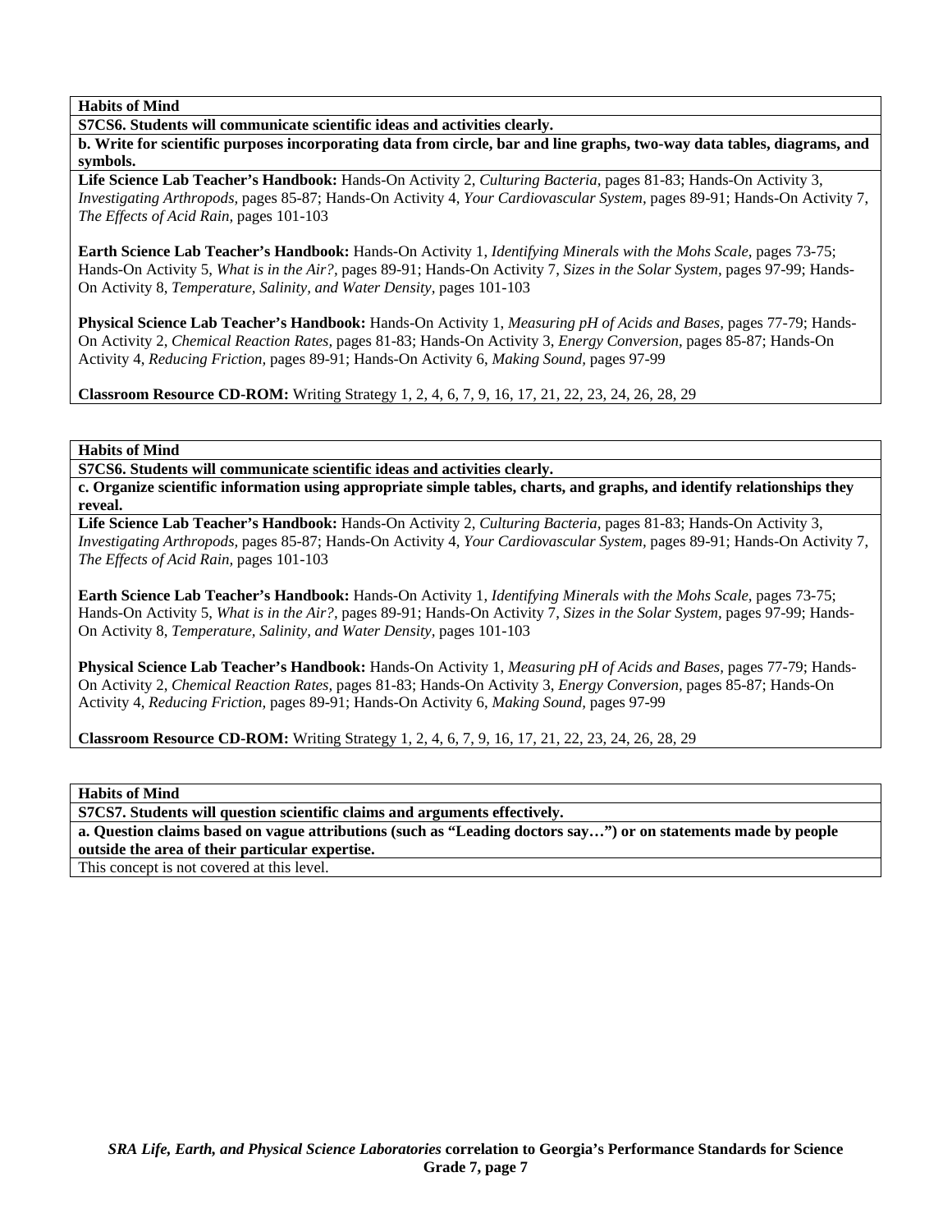**Habits of Mind**

**S7CS6. Students will communicate scientific ideas and activities clearly.**

**b. Write for scientific purposes incorporating data from circle, bar and line graphs, two-way data tables, diagrams, and symbols.**

**Life Science Lab Teacher's Handbook:** Hands-On Activity 2, *Culturing Bacteria,* pages 81-83; Hands-On Activity 3, *Investigating Arthropods,* pages 85-87; Hands-On Activity 4, *Your Cardiovascular System,* pages 89-91; Hands-On Activity 7, *The Effects of Acid Rain,* pages 101-103

**Earth Science Lab Teacher's Handbook:** Hands-On Activity 1, *Identifying Minerals with the Mohs Scale,* pages 73-75; Hands-On Activity 5, *What is in the Air?,* pages 89-91; Hands-On Activity 7, *Sizes in the Solar System,* pages 97-99; Hands-On Activity 8, *Temperature, Salinity, and Water Density,* pages 101-103

**Physical Science Lab Teacher's Handbook:** Hands-On Activity 1, *Measuring pH of Acids and Bases,* pages 77-79; Hands-On Activity 2, *Chemical Reaction Rates,* pages 81-83; Hands-On Activity 3, *Energy Conversion,* pages 85-87; Hands-On Activity 4, *Reducing Friction,* pages 89-91; Hands-On Activity 6, *Making Sound,* pages 97-99

**Classroom Resource CD-ROM:** Writing Strategy 1, 2, 4, 6, 7, 9, 16, 17, 21, 22, 23, 24, 26, 28, 29

**Habits of Mind**

**S7CS6. Students will communicate scientific ideas and activities clearly.**

**c. Organize scientific information using appropriate simple tables, charts, and graphs, and identify relationships they reveal.**

**Life Science Lab Teacher's Handbook:** Hands-On Activity 2, *Culturing Bacteria,* pages 81-83; Hands-On Activity 3, *Investigating Arthropods,* pages 85-87; Hands-On Activity 4, *Your Cardiovascular System,* pages 89-91; Hands-On Activity 7, *The Effects of Acid Rain,* pages 101-103

**Earth Science Lab Teacher's Handbook:** Hands-On Activity 1, *Identifying Minerals with the Mohs Scale,* pages 73-75; Hands-On Activity 5, *What is in the Air?,* pages 89-91; Hands-On Activity 7, *Sizes in the Solar System,* pages 97-99; Hands-On Activity 8, *Temperature, Salinity, and Water Density,* pages 101-103

**Physical Science Lab Teacher's Handbook:** Hands-On Activity 1, *Measuring pH of Acids and Bases,* pages 77-79; Hands-On Activity 2, *Chemical Reaction Rates,* pages 81-83; Hands-On Activity 3, *Energy Conversion,* pages 85-87; Hands-On Activity 4, *Reducing Friction,* pages 89-91; Hands-On Activity 6, *Making Sound,* pages 97-99

**Classroom Resource CD-ROM:** Writing Strategy 1, 2, 4, 6, 7, 9, 16, 17, 21, 22, 23, 24, 26, 28, 29

**Habits of Mind**

**S7CS7. Students will question scientific claims and arguments effectively.**

**a. Question claims based on vague attributions (such as "Leading doctors say…") or on statements made by people outside the area of their particular expertise.**

This concept is not covered at this level.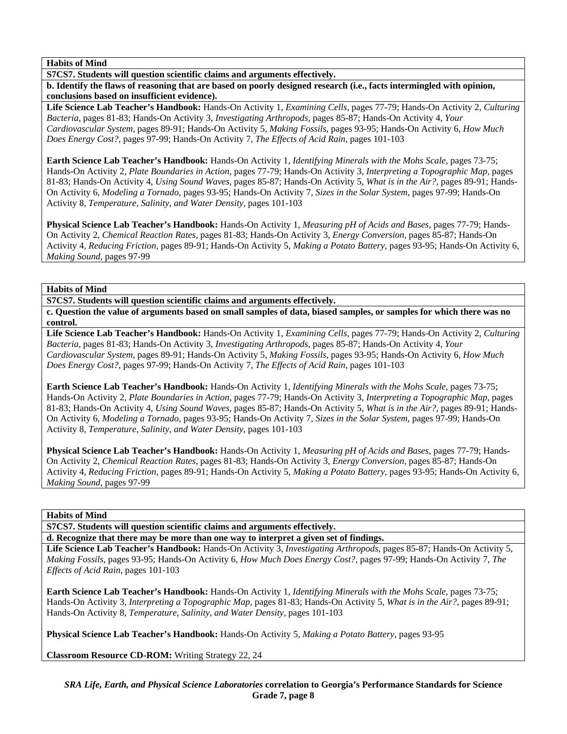**Habits of Mind**

**S7CS7. Students will question scientific claims and arguments effectively.**

**b. Identify the flaws of reasoning that are based on poorly designed research (i.e., facts intermingled with opinion, conclusions based on insufficient evidence).**

**Life Science Lab Teacher's Handbook:** Hands-On Activity 1, *Examining Cells,* pages 77-79; Hands-On Activity 2, *Culturing Bacteria,* pages 81-83; Hands-On Activity 3, *Investigating Arthropods,* pages 85-87; Hands-On Activity 4, *Your Cardiovascular System,* pages 89-91; Hands-On Activity 5, *Making Fossils,* pages 93-95; Hands-On Activity 6, *How Much Does Energy Cost?,* pages 97-99; Hands-On Activity 7, *The Effects of Acid Rain,* pages 101-103

**Earth Science Lab Teacher's Handbook:** Hands-On Activity 1, *Identifying Minerals with the Mohs Scale,* pages 73-75; Hands-On Activity 2, *Plate Boundaries in Action,* pages 77-79; Hands-On Activity 3, *Interpreting a Topographic Map,* pages 81-83; Hands-On Activity 4, *Using Sound Waves,* pages 85-87; Hands-On Activity 5, *What is in the Air?,* pages 89-91; Hands-On Activity 6, *Modeling a Tornado,* pages 93-95; Hands-On Activity 7, *Sizes in the Solar System,* pages 97-99; Hands-On Activity 8, *Temperature, Salinity, and Water Density,* pages 101-103

**Physical Science Lab Teacher's Handbook:** Hands-On Activity 1, *Measuring pH of Acids and Bases,* pages 77-79; Hands-On Activity 2, *Chemical Reaction Rates,* pages 81-83; Hands-On Activity 3, *Energy Conversion,* pages 85-87; Hands-On Activity 4, *Reducing Friction,* pages 89-91; Hands-On Activity 5, *Making a Potato Battery,* pages 93-95; Hands-On Activity 6, *Making Sound,* pages 97-99

**Habits of Mind**

**S7CS7. Students will question scientific claims and arguments effectively.**

**c. Question the value of arguments based on small samples of data, biased samples, or samples for which there was no control.**

**Life Science Lab Teacher's Handbook:** Hands-On Activity 1, *Examining Cells,* pages 77-79; Hands-On Activity 2, *Culturing Bacteria,* pages 81-83; Hands-On Activity 3, *Investigating Arthropods,* pages 85-87; Hands-On Activity 4, *Your Cardiovascular System,* pages 89-91; Hands-On Activity 5, *Making Fossils,* pages 93-95; Hands-On Activity 6, *How Much Does Energy Cost?,* pages 97-99; Hands-On Activity 7, *The Effects of Acid Rain,* pages 101-103

**Earth Science Lab Teacher's Handbook:** Hands-On Activity 1, *Identifying Minerals with the Mohs Scale,* pages 73-75; Hands-On Activity 2, *Plate Boundaries in Action,* pages 77-79; Hands-On Activity 3, *Interpreting a Topographic Map,* pages 81-83; Hands-On Activity 4, *Using Sound Waves,* pages 85-87; Hands-On Activity 5, *What is in the Air?,* pages 89-91; Hands-On Activity 6, *Modeling a Tornado,* pages 93-95; Hands-On Activity 7, *Sizes in the Solar System,* pages 97-99; Hands-On Activity 8, *Temperature, Salinity, and Water Density,* pages 101-103

**Physical Science Lab Teacher's Handbook:** Hands-On Activity 1, *Measuring pH of Acids and Bases,* pages 77-79; Hands-On Activity 2, *Chemical Reaction Rates,* pages 81-83; Hands-On Activity 3, *Energy Conversion,* pages 85-87; Hands-On Activity 4, *Reducing Friction,* pages 89-91; Hands-On Activity 5, *Making a Potato Battery,* pages 93-95; Hands-On Activity 6, *Making Sound,* pages 97-99

**Habits of Mind**

**S7CS7. Students will question scientific claims and arguments effectively.**

**d. Recognize that there may be more than one way to interpret a given set of findings.**

**Life Science Lab Teacher's Handbook:** Hands-On Activity 3, *Investigating Arthropods,* pages 85-87; Hands-On Activity 5, *Making Fossils,* pages 93-95; Hands-On Activity 6, *How Much Does Energy Cost?,* pages 97-99; Hands-On Activity 7, *The Effects of Acid Rain,* pages 101-103

**Earth Science Lab Teacher's Handbook:** Hands-On Activity 1, *Identifying Minerals with the Mohs Scale,* pages 73-75; Hands-On Activity 3, *Interpreting a Topographic Map,* pages 81-83; Hands-On Activity 5, *What is in the Air?,* pages 89-91; Hands-On Activity 8, *Temperature, Salinity, and Water Density,* pages 101-103

**Physical Science Lab Teacher's Handbook:** Hands-On Activity 5, *Making a Potato Battery,* pages 93-95

**Classroom Resource CD-ROM:** Writing Strategy 22, 24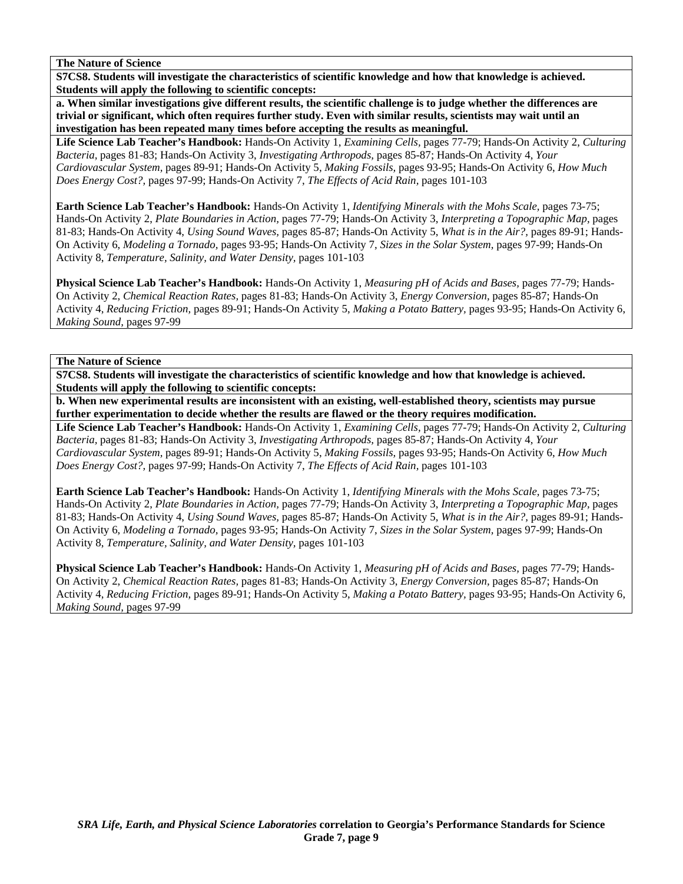**The Nature of Science**

**S7CS8. Students will investigate the characteristics of scientific knowledge and how that knowledge is achieved. Students will apply the following to scientific concepts:**

**a. When similar investigations give different results, the scientific challenge is to judge whether the differences are trivial or significant, which often requires further study. Even with similar results, scientists may wait until an investigation has been repeated many times before accepting the results as meaningful.**

**Life Science Lab Teacher's Handbook:** Hands-On Activity 1, *Examining Cells,* pages 77-79; Hands-On Activity 2, *Culturing Bacteria,* pages 81-83; Hands-On Activity 3, *Investigating Arthropods,* pages 85-87; Hands-On Activity 4, *Your Cardiovascular System,* pages 89-91; Hands-On Activity 5, *Making Fossils,* pages 93-95; Hands-On Activity 6, *How Much Does Energy Cost?,* pages 97-99; Hands-On Activity 7, *The Effects of Acid Rain,* pages 101-103

**Earth Science Lab Teacher's Handbook:** Hands-On Activity 1, *Identifying Minerals with the Mohs Scale*, pages 73-75; Hands-On Activity 2, *Plate Boundaries in Action,* pages 77-79; Hands-On Activity 3, *Interpreting a Topographic Map*, pages 81-83; Hands-On Activity 4, *Using Sound Waves,* pages 85-87; Hands-On Activity 5, *What is in the Air?,* pages 89-91; Hands-On Activity 6, *Modeling a Tornado,* pages 93-95; Hands-On Activity 7, *Sizes in the Solar System,* pages 97-99; Hands-On Activity 8, *Temperature, Salinity, and Water Density*, pages 101-103

**Physical Science Lab Teacher's Handbook:** Hands-On Activity 1, *Measuring pH of Acids and Bases,* pages 77-79; Hands-On Activity 2, *Chemical Reaction Rates,* pages 81-83; Hands-On Activity 3, *Energy Conversion,* pages 85-87; Hands-On Activity 4, *Reducing Friction,* pages 89-91; Hands-On Activity 5, *Making a Potato Battery,* pages 93-95; Hands-On Activity 6, *Making Sound,* pages 97-99

**The Nature of Science**

**S7CS8. Students will investigate the characteristics of scientific knowledge and how that knowledge is achieved. Students will apply the following to scientific concepts:**

**b. When new experimental results are inconsistent with an existing, well-established theory, scientists may pursue further experimentation to decide whether the results are flawed or the theory requires modification.**

**Life Science Lab Teacher's Handbook:** Hands-On Activity 1, *Examining Cells,* pages 77-79; Hands-On Activity 2, *Culturing Bacteria,* pages 81-83; Hands-On Activity 3, *Investigating Arthropods,* pages 85-87; Hands-On Activity 4, *Your Cardiovascular System,* pages 89-91; Hands-On Activity 5, *Making Fossils,* pages 93-95; Hands-On Activity 6, *How Much Does Energy Cost?,* pages 97-99; Hands-On Activity 7, *The Effects of Acid Rain,* pages 101-103

**Earth Science Lab Teacher's Handbook:** Hands-On Activity 1, *Identifying Minerals with the Mohs Scale*, pages 73-75; Hands-On Activity 2, *Plate Boundaries in Action,* pages 77-79; Hands-On Activity 3, *Interpreting a Topographic Map*, pages 81-83; Hands-On Activity 4, *Using Sound Waves,* pages 85-87; Hands-On Activity 5, *What is in the Air?,* pages 89-91; Hands-On Activity 6, *Modeling a Tornado,* pages 93-95; Hands-On Activity 7, *Sizes in the Solar System,* pages 97-99; Hands-On Activity 8, *Temperature, Salinity, and Water Density,* pages 101-103

**Physical Science Lab Teacher's Handbook:** Hands-On Activity 1, *Measuring pH of Acids and Bases,* pages 77-79; Hands-On Activity 2, *Chemical Reaction Rates,* pages 81-83; Hands-On Activity 3, *Energy Conversion,* pages 85-87; Hands-On Activity 4, *Reducing Friction,* pages 89-91; Hands-On Activity 5, *Making a Potato Battery,* pages 93-95; Hands-On Activity 6, *Making Sound,* pages 97-99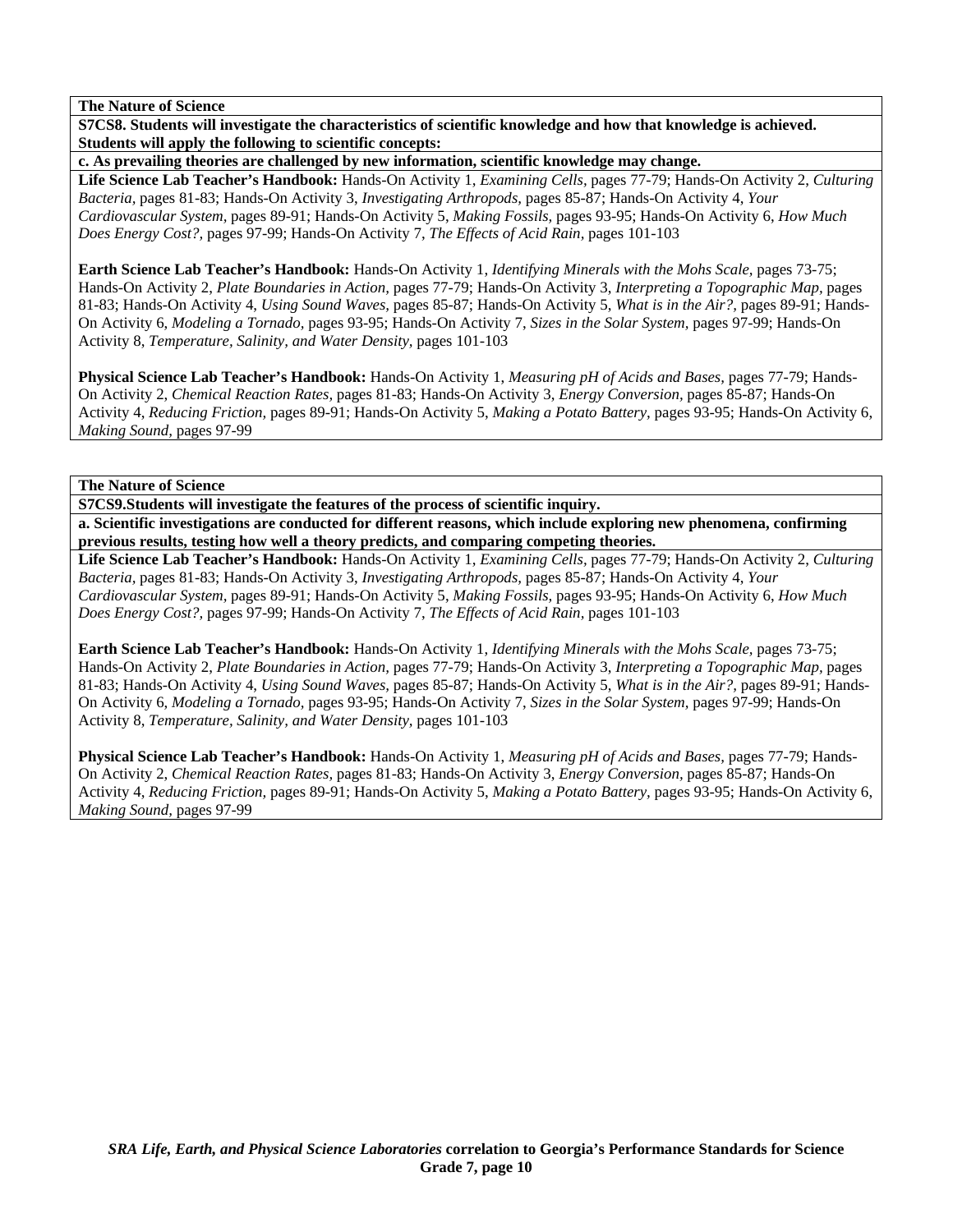**The Nature of Science**

**S7CS8. Students will investigate the characteristics of scientific knowledge and how that knowledge is achieved. Students will apply the following to scientific concepts:**

**c. As prevailing theories are challenged by new information, scientific knowledge may change.**

**Life Science Lab Teacher's Handbook:** Hands-On Activity 1, *Examining Cells,* pages 77-79; Hands-On Activity 2, *Culturing Bacteria,* pages 81-83; Hands-On Activity 3, *Investigating Arthropods,* pages 85-87; Hands-On Activity 4, *Your Cardiovascular System,* pages 89-91; Hands-On Activity 5, *Making Fossils,* pages 93-95; Hands-On Activity 6, *How Much Does Energy Cost?,* pages 97-99; Hands-On Activity 7, *The Effects of Acid Rain,* pages 101-103

**Earth Science Lab Teacher's Handbook:** Hands-On Activity 1, *Identifying Minerals with the Mohs Scale,* pages 73-75; Hands-On Activity 2, *Plate Boundaries in Action,* pages 77-79; Hands-On Activity 3, *Interpreting a Topographic Map,* pages 81-83; Hands-On Activity 4, *Using Sound Waves,* pages 85-87; Hands-On Activity 5, *What is in the Air?,* pages 89-91; Hands-On Activity 6, *Modeling a Tornado,* pages 93-95; Hands-On Activity 7, *Sizes in the Solar System,* pages 97-99; Hands-On Activity 8, *Temperature, Salinity, and Water Density,* pages 101-103

**Physical Science Lab Teacher's Handbook:** Hands-On Activity 1, *Measuring pH of Acids and Bases,* pages 77-79; Hands-On Activity 2, *Chemical Reaction Rates,* pages 81-83; Hands-On Activity 3, *Energy Conversion,* pages 85-87; Hands-On Activity 4, *Reducing Friction,* pages 89-91; Hands-On Activity 5, *Making a Potato Battery,* pages 93-95; Hands-On Activity 6, *Making Sound,* pages 97-99

**The Nature of Science**

**S7CS9.Students will investigate the features of the process of scientific inquiry.**

**a. Scientific investigations are conducted for different reasons, which include exploring new phenomena, confirming previous results, testing how well a theory predicts, and comparing competing theories.**

**Life Science Lab Teacher's Handbook:** Hands-On Activity 1, *Examining Cells,* pages 77-79; Hands-On Activity 2, *Culturing Bacteria,* pages 81-83; Hands-On Activity 3, *Investigating Arthropods,* pages 85-87; Hands-On Activity 4, *Your Cardiovascular System,* pages 89-91; Hands-On Activity 5, *Making Fossils,* pages 93-95; Hands-On Activity 6, *How Much Does Energy Cost?,* pages 97-99; Hands-On Activity 7, *The Effects of Acid Rain,* pages 101-103

**Earth Science Lab Teacher's Handbook:** Hands-On Activity 1, *Identifying Minerals with the Mohs Scale,* pages 73-75; Hands-On Activity 2, *Plate Boundaries in Action,* pages 77-79; Hands-On Activity 3, *Interpreting a Topographic Map,* pages 81-83; Hands-On Activity 4, *Using Sound Waves,* pages 85-87; Hands-On Activity 5, *What is in the Air?,* pages 89-91; Hands-On Activity 6, *Modeling a Tornado,* pages 93-95; Hands-On Activity 7, *Sizes in the Solar System,* pages 97-99; Hands-On Activity 8, *Temperature, Salinity, and Water Density,* pages 101-103

**Physical Science Lab Teacher's Handbook:** Hands-On Activity 1, *Measuring pH of Acids and Bases,* pages 77-79; Hands-On Activity 2, *Chemical Reaction Rates,* pages 81-83; Hands-On Activity 3, *Energy Conversion,* pages 85-87; Hands-On Activity 4, *Reducing Friction,* pages 89-91; Hands-On Activity 5, *Making a Potato Battery,* pages 93-95; Hands-On Activity 6, *Making Sound,* pages 97-99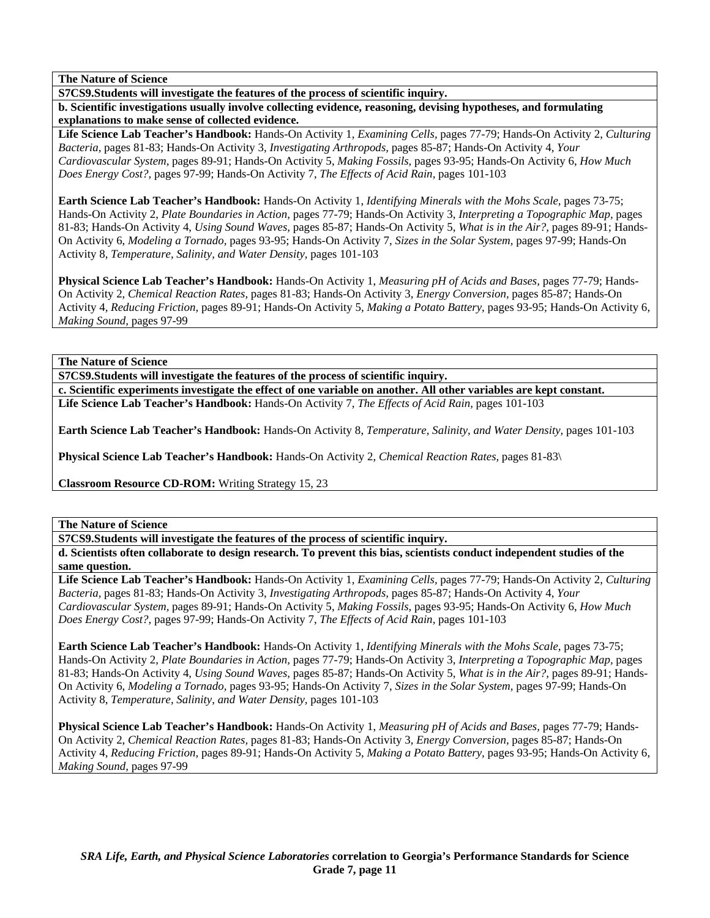**The Nature of Science**

**S7CS9.Students will investigate the features of the process of scientific inquiry.**

**b. Scientific investigations usually involve collecting evidence, reasoning, devising hypotheses, and formulating explanations to make sense of collected evidence.**

**Life Science Lab Teacher's Handbook:** Hands-On Activity 1, *Examining Cells,* pages 77-79; Hands-On Activity 2, *Culturing Bacteria,* pages 81-83; Hands-On Activity 3, *Investigating Arthropods,* pages 85-87; Hands-On Activity 4, *Your Cardiovascular System,* pages 89-91; Hands-On Activity 5, *Making Fossils*, pages 93-95; Hands-On Activity 6, *How Much Does Energy Cost?,* pages 97-99; Hands-On Activity 7, *The Effects of Acid Rain,* pages 101-103

**Earth Science Lab Teacher's Handbook:** Hands-On Activity 1, *Identifying Minerals with the Mohs Scale*, pages 73-75; Hands-On Activity 2, *Plate Boundaries in Action,* pages 77-79; Hands-On Activity 3, *Interpreting a Topographic Map,* pages 81-83; Hands-On Activity 4, *Using Sound Waves,* pages 85-87; Hands-On Activity 5, *What is in the Air?,* pages 89-91; Hands-On Activity 6, *Modeling a Tornado,* pages 93-95; Hands-On Activity 7, *Sizes in the Solar System,* pages 97-99; Hands-On Activity 8, *Temperature, Salinity, and Water Density,* pages 101-103

**Physical Science Lab Teacher's Handbook:** Hands-On Activity 1, *Measuring pH of Acids and Bases,* pages 77-79; Hands-On Activity 2, *Chemical Reaction Rates,* pages 81-83; Hands-On Activity 3, *Energy Conversion,* pages 85-87; Hands-On Activity 4, *Reducing Friction,* pages 89-91; Hands-On Activity 5, *Making a Potato Battery*, pages 93-95; Hands-On Activity 6, *Making Sound,* pages 97-99

**The Nature of Science**

**S7CS9.Students will investigate the features of the process of scientific inquiry.**

**c. Scientific experiments investigate the effect of one variable on another. All other variables are kept constant.**

**Life Science Lab Teacher's Handbook:** Hands-On Activity 7, *The Effects of Acid Rain,* pages 101-103

**Earth Science Lab Teacher's Handbook:** Hands-On Activity 8, *Temperature, Salinity, and Water Density,* pages 101-103

**Physical Science Lab Teacher's Handbook:** Hands-On Activity 2, *Chemical Reaction Rates,* pages 81-83\

**Classroom Resource CD-ROM:** Writing Strategy 15, 23

**The Nature of Science**

**S7CS9.Students will investigate the features of the process of scientific inquiry.**

**d. Scientists often collaborate to design research. To prevent this bias, scientists conduct independent studies of the same question.**

**Life Science Lab Teacher's Handbook:** Hands-On Activity 1, *Examining Cells,* pages 77-79; Hands-On Activity 2, *Culturing Bacteria,* pages 81-83; Hands-On Activity 3, *Investigating Arthropods,* pages 85-87; Hands-On Activity 4, *Your Cardiovascular System,* pages 89-91; Hands-On Activity 5, *Making Fossils*, pages 93-95; Hands-On Activity 6, *How Much Does Energy Cost?,* pages 97-99; Hands-On Activity 7, *The Effects of Acid Rain,* pages 101-103

**Earth Science Lab Teacher's Handbook:** Hands-On Activity 1, *Identifying Minerals with the Mohs Scale*, pages 73-75; Hands-On Activity 2, *Plate Boundaries in Action,* pages 77-79; Hands-On Activity 3, *Interpreting a Topographic Map,* pages 81-83; Hands-On Activity 4, *Using Sound Waves,* pages 85-87; Hands-On Activity 5, *What is in the Air?,* pages 89-91; Hands-On Activity 6, *Modeling a Tornado,* pages 93-95; Hands-On Activity 7, *Sizes in the Solar System,* pages 97-99; Hands-On Activity 8, *Temperature, Salinity, and Water Density,* pages 101-103

**Physical Science Lab Teacher's Handbook:** Hands-On Activity 1, *Measuring pH of Acids and Bases,* pages 77-79; Hands-On Activity 2, *Chemical Reaction Rates,* pages 81-83; Hands-On Activity 3, *Energy Conversion,* pages 85-87; Hands-On Activity 4, *Reducing Friction,* pages 89-91; Hands-On Activity 5, *Making a Potato Battery*, pages 93-95; Hands-On Activity 6, *Making Sound,* pages 97-99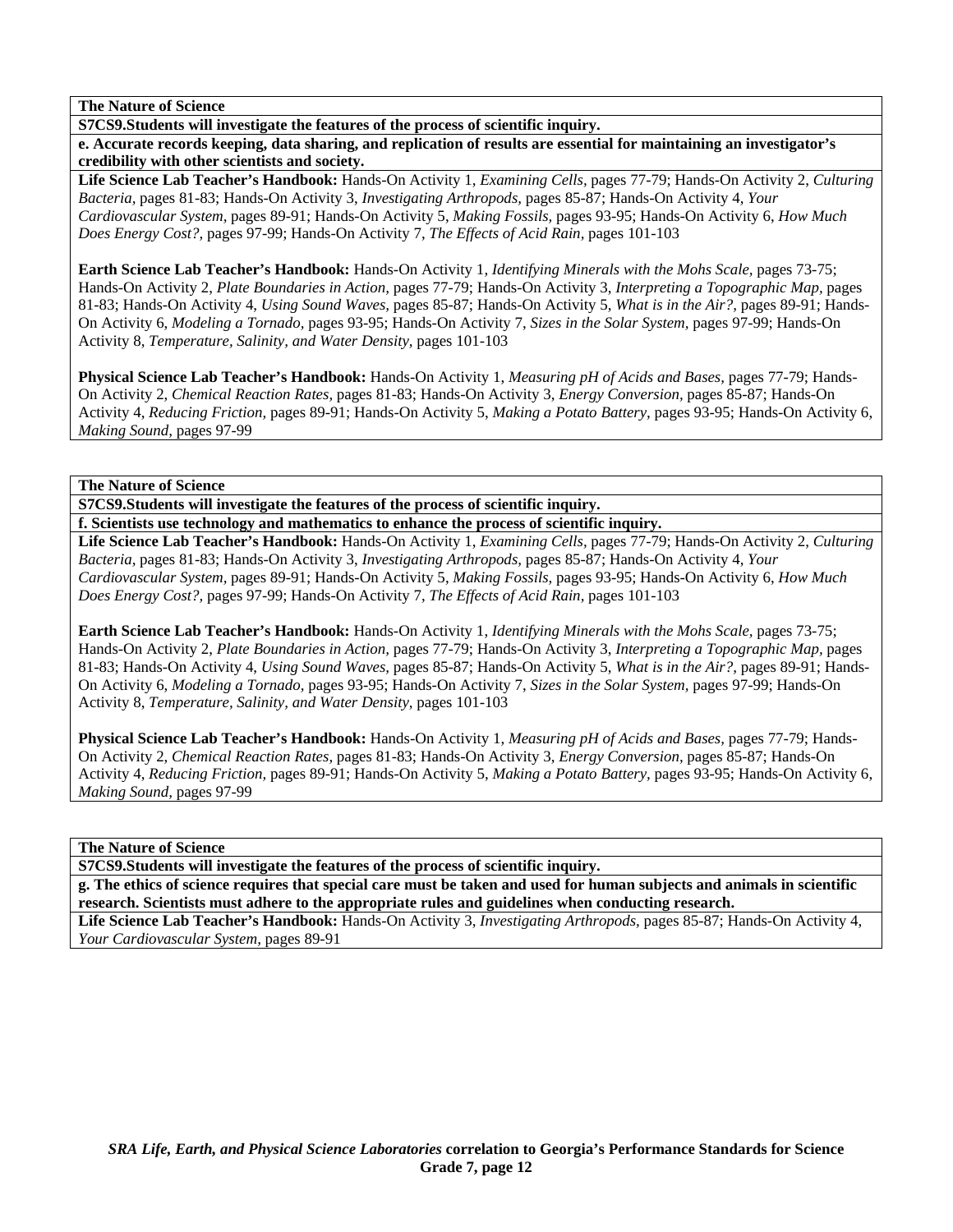**The Nature of Science**

**S7CS9.Students will investigate the features of the process of scientific inquiry.**

**e. Accurate records keeping, data sharing, and replication of results are essential for maintaining an investigator's credibility with other scientists and society.**

**Life Science Lab Teacher's Handbook:** Hands-On Activity 1, *Examining Cells,* pages 77-79; Hands-On Activity 2, *Culturing Bacteria,* pages 81-83; Hands-On Activity 3, *Investigating Arthropods,* pages 85-87; Hands-On Activity 4, *Your Cardiovascular System,* pages 89-91; Hands-On Activity 5, *Making Fossils,* pages 93-95; Hands-On Activity 6, *How Much Does Energy Cost?,* pages 97-99; Hands-On Activity 7, *The Effects of Acid Rain,* pages 101-103

**Earth Science Lab Teacher's Handbook:** Hands-On Activity 1, *Identifying Minerals with the Mohs Scale,* pages 73-75; Hands-On Activity 2, *Plate Boundaries in Action,* pages 77-79; Hands-On Activity 3, *Interpreting a Topographic Map,* pages 81-83; Hands-On Activity 4, *Using Sound Waves,* pages 85-87; Hands-On Activity 5, *What is in the Air?,* pages 89-91; Hands-On Activity 6, *Modeling a Tornado,* pages 93-95; Hands-On Activity 7, *Sizes in the Solar System,* pages 97-99; Hands-On Activity 8, *Temperature, Salinity, and Water Density,* pages 101-103

**Physical Science Lab Teacher's Handbook:** Hands-On Activity 1, *Measuring pH of Acids and Bases,* pages 77-79; Hands-On Activity 2, *Chemical Reaction Rates,* pages 81-83; Hands-On Activity 3, *Energy Conversion,* pages 85-87; Hands-On Activity 4, *Reducing Friction,* pages 89-91; Hands-On Activity 5, *Making a Potato Battery,* pages 93-95; Hands-On Activity 6, *Making Sound,* pages 97-99

**The Nature of Science**

**S7CS9.Students will investigate the features of the process of scientific inquiry.**

**f. Scientists use technology and mathematics to enhance the process of scientific inquiry.**

**Life Science Lab Teacher's Handbook:** Hands-On Activity 1, *Examining Cells,* pages 77-79; Hands-On Activity 2, *Culturing Bacteria,* pages 81-83; Hands-On Activity 3, *Investigating Arthropods,* pages 85-87; Hands-On Activity 4, *Your Cardiovascular System,* pages 89-91; Hands-On Activity 5, *Making Fossils,* pages 93-95; Hands-On Activity 6, *How Much Does Energy Cost?,* pages 97-99; Hands-On Activity 7, *The Effects of Acid Rain,* pages 101-103

**Earth Science Lab Teacher's Handbook:** Hands-On Activity 1, *Identifying Minerals with the Mohs Scale,* pages 73-75; Hands-On Activity 2, *Plate Boundaries in Action,* pages 77-79; Hands-On Activity 3, *Interpreting a Topographic Map,* pages 81-83; Hands-On Activity 4, *Using Sound Waves,* pages 85-87; Hands-On Activity 5, *What is in the Air?,* pages 89-91; Hands-On Activity 6, *Modeling a Tornado,* pages 93-95; Hands-On Activity 7, *Sizes in the Solar System,* pages 97-99; Hands-On Activity 8, *Temperature, Salinity, and Water Density,* pages 101-103

**Physical Science Lab Teacher's Handbook:** Hands-On Activity 1, *Measuring pH of Acids and Bases,* pages 77-79; Hands-On Activity 2, *Chemical Reaction Rates,* pages 81-83; Hands-On Activity 3, *Energy Conversion,* pages 85-87; Hands-On Activity 4, *Reducing Friction,* pages 89-91; Hands-On Activity 5, *Making a Potato Battery,* pages 93-95; Hands-On Activity 6, *Making Sound,* pages 97-99

**The Nature of Science**

**S7CS9.Students will investigate the features of the process of scientific inquiry.**

**g. The ethics of science requires that special care must be taken and used for human subjects and animals in scientific research. Scientists must adhere to the appropriate rules and guidelines when conducting research.**

**Life Science Lab Teacher's Handbook:** Hands-On Activity 3, *Investigating Arthropods,* pages 85-87; Hands-On Activity 4, *Your Cardiovascular System,* pages 89-91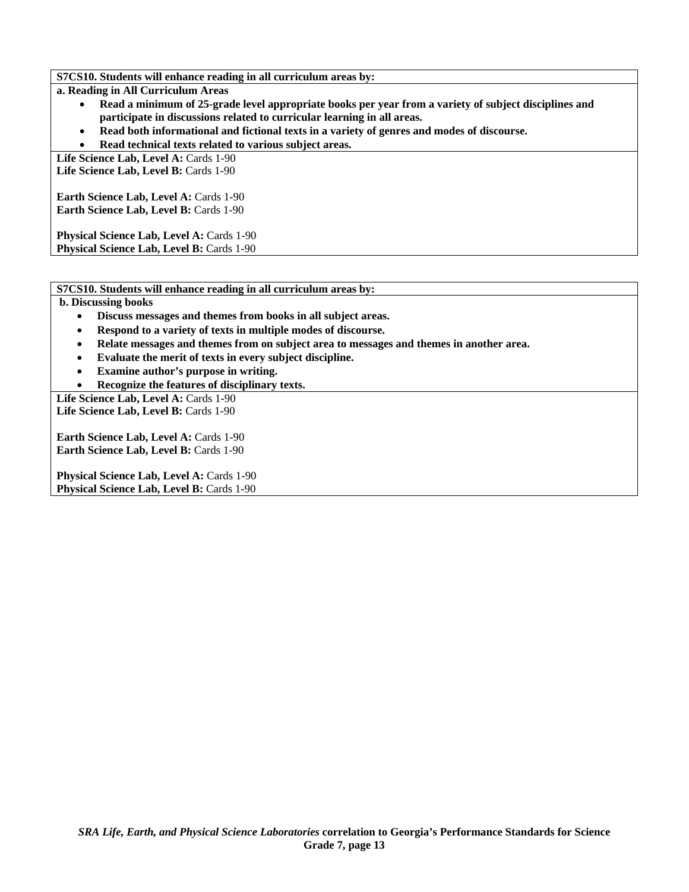**S7CS10. Students will enhance reading in all curriculum areas by:**

**a. Reading in All Curriculum Areas**

- **Read a minimum of 25-grade level appropriate books per year from a variety of subject disciplines and participate in discussions related to curricular learning in all areas.**
- **Read both informational and fictional texts in a variety of genres and modes of discourse.**
- **Read technical texts related to various subject areas.**

**Life Science Lab, Level A:** Cards 1-90
**Life Science Lab, Level B:** Cards 1-90

**Earth Science Lab, Level A:** Cards 1-90
**Earth Science Lab, Level B:** Cards 1-90

**Physical Science Lab, Level A:** Cards 1-90
**Physical Science Lab, Level B:** Cards 1-90

**S7CS10. Students will enhance reading in all curriculum areas by:**

**b. Discussing books**

- **Discuss messages and themes from books in all subject areas.**
- **Respond to a variety of texts in multiple modes of discourse.**
- **Relate messages and themes from on subject area to messages and themes in another area.**
- **Evaluate the merit of texts in every subject discipline.**
- **Examine author's purpose in writing.**
- **Recognize the features of disciplinary texts.**

**Life Science Lab, Level A:** Cards 1-90
**Life Science Lab, Level B:** Cards 1-90

**Earth Science Lab, Level A:** Cards 1-90
**Earth Science Lab, Level B:** Cards 1-90

**Physical Science Lab, Level A:** Cards 1-90
**Physical Science Lab, Level B:** Cards 1-90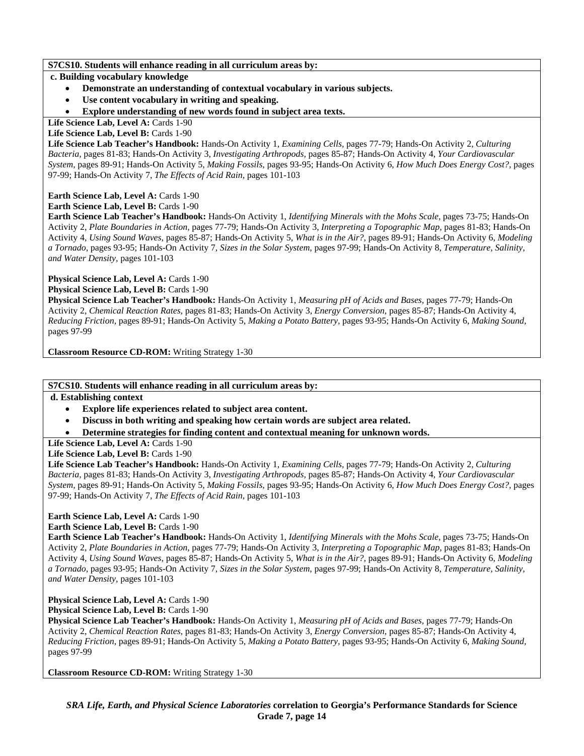**S7CS10. Students will enhance reading in all curriculum areas by:**

**c. Building vocabulary knowledge**

- **Demonstrate an understanding of contextual vocabulary in various subjects.**
- **Use content vocabulary in writing and speaking.**
- **Explore understanding of new words found in subject area texts.**

**Life Science Lab, Level A:** Cards 1-90

**Life Science Lab, Level B:** Cards 1-90

**Life Science Lab Teacher's Handbook:** Hands-On Activity 1, *Examining Cells,* pages 77-79; Hands-On Activity 2, *Culturing Bacteria,* pages 81-83; Hands-On Activity 3, *Investigating Arthropods,* pages 85-87; Hands-On Activity 4, *Your Cardiovascular System,* pages 89-91; Hands-On Activity 5, *Making Fossils,* pages 93-95; Hands-On Activity 6, *How Much Does Energy Cost?,* pages 97-99; Hands-On Activity 7, *The Effects of Acid Rain,* pages 101-103

**Earth Science Lab, Level A:** Cards 1-90

**Earth Science Lab, Level B:** Cards 1-90

**Earth Science Lab Teacher's Handbook:** Hands-On Activity 1, *Identifying Minerals with the Mohs Scale,* pages 73-75; Hands-On Activity 2, *Plate Boundaries in Action,* pages 77-79; Hands-On Activity 3, *Interpreting a Topographic Map,* pages 81-83; Hands-On Activity 4, *Using Sound Waves,* pages 85-87; Hands-On Activity 5, *What is in the Air?,* pages 89-91; Hands-On Activity 6, *Modeling a Tornado,* pages 93-95; Hands-On Activity 7, *Sizes in the Solar System,* pages 97-99; Hands-On Activity 8, *Temperature, Salinity, and Water Density,* pages 101-103

**Physical Science Lab, Level A:** Cards 1-90

**Physical Science Lab, Level B:** Cards 1-90

**Physical Science Lab Teacher's Handbook:** Hands-On Activity 1, *Measuring pH of Acids and Bases,* pages 77-79; Hands-On Activity 2, *Chemical Reaction Rates,* pages 81-83; Hands-On Activity 3, *Energy Conversion,* pages 85-87; Hands-On Activity 4, *Reducing Friction,* pages 89-91; Hands-On Activity 5, *Making a Potato Battery,* pages 93-95; Hands-On Activity 6, *Making Sound,* pages 97-99

**Classroom Resource CD-ROM:** Writing Strategy 1-30

**S7CS10. Students will enhance reading in all curriculum areas by:**

**d. Establishing context**

- **Explore life experiences related to subject area content.**
- **Discuss in both writing and speaking how certain words are subject area related.**
- **Determine strategies for finding content and contextual meaning for unknown words.**

**Life Science Lab, Level A:** Cards 1-90

**Life Science Lab, Level B:** Cards 1-90

**Life Science Lab Teacher's Handbook:** Hands-On Activity 1, *Examining Cells,* pages 77-79; Hands-On Activity 2, *Culturing Bacteria,* pages 81-83; Hands-On Activity 3, *Investigating Arthropods,* pages 85-87; Hands-On Activity 4, *Your Cardiovascular System,* pages 89-91; Hands-On Activity 5, *Making Fossils,* pages 93-95; Hands-On Activity 6, *How Much Does Energy Cost?,* pages 97-99; Hands-On Activity 7, *The Effects of Acid Rain,* pages 101-103

**Earth Science Lab, Level A:** Cards 1-90

**Earth Science Lab, Level B:** Cards 1-90

**Earth Science Lab Teacher's Handbook:** Hands-On Activity 1, *Identifying Minerals with the Mohs Scale,* pages 73-75; Hands-On Activity 2, *Plate Boundaries in Action,* pages 77-79; Hands-On Activity 3, *Interpreting a Topographic Map,* pages 81-83; Hands-On Activity 4, *Using Sound Waves,* pages 85-87; Hands-On Activity 5, *What is in the Air?,* pages 89-91; Hands-On Activity 6, *Modeling a Tornado,* pages 93-95; Hands-On Activity 7, *Sizes in the Solar System,* pages 97-99; Hands-On Activity 8, *Temperature, Salinity, and Water Density,* pages 101-103

**Physical Science Lab, Level A:** Cards 1-90

**Physical Science Lab, Level B:** Cards 1-90

**Physical Science Lab Teacher's Handbook:** Hands-On Activity 1, *Measuring pH of Acids and Bases,* pages 77-79; Hands-On Activity 2, *Chemical Reaction Rates,* pages 81-83; Hands-On Activity 3, *Energy Conversion,* pages 85-87; Hands-On Activity 4, *Reducing Friction,* pages 89-91; Hands-On Activity 5, *Making a Potato Battery,* pages 93-95; Hands-On Activity 6, *Making Sound,* pages 97-99

**Classroom Resource CD-ROM:** Writing Strategy 1-30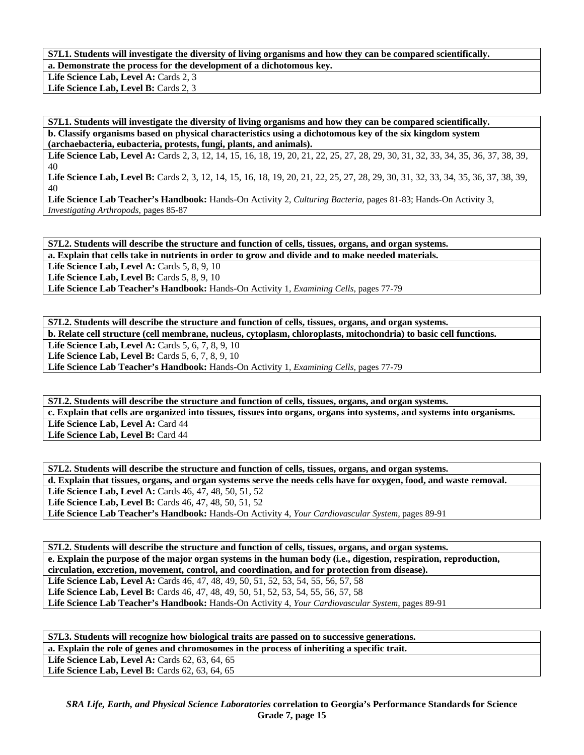**S7L1. Students will investigate the diversity of living organisms and how they can be compared scientifically.**

**a. Demonstrate the process for the development of a dichotomous key.**

**Life Science Lab, Level A:** Cards 2, 3
**Life Science Lab, Level B:** Cards 2, 3

**S7L1. Students will investigate the diversity of living organisms and how they can be compared scientifically.**

**b. Classify organisms based on physical characteristics using a dichotomous key of the six kingdom system (archaebacteria, eubacteria, protests, fungi, plants, and animals).**

**Life Science Lab, Level A:** Cards 2, 3, 12, 14, 15, 16, 18, 19, 20, 21, 22, 25, 27, 28, 29, 30, 31, 32, 33, 34, 35, 36, 37, 38, 39, 40
**Life Science Lab, Level B:** Cards 2, 3, 12, 14, 15, 16, 18, 19, 20, 21, 22, 25, 27, 28, 29, 30, 31, 32, 33, 34, 35, 36, 37, 38, 39, 40
**Life Science Lab Teacher's Handbook:** Hands-On Activity 2, *Culturing Bacteria,* pages 81-83; Hands-On Activity 3, *Investigating Arthropods,* pages 85-87

**S7L2. Students will describe the structure and function of cells, tissues, organs, and organ systems.**

**a. Explain that cells take in nutrients in order to grow and divide and to make needed materials.**

**Life Science Lab, Level A:** Cards 5, 8, 9, 10
**Life Science Lab, Level B:** Cards 5, 8, 9, 10
**Life Science Lab Teacher's Handbook:** Hands-On Activity 1, *Examining Cells,* pages 77-79

**S7L2. Students will describe the structure and function of cells, tissues, organs, and organ systems.**

**b. Relate cell structure (cell membrane, nucleus, cytoplasm, chloroplasts, mitochondria) to basic cell functions.**

**Life Science Lab, Level A:** Cards 5, 6, 7, 8, 9, 10
**Life Science Lab, Level B:** Cards 5, 6, 7, 8, 9, 10
**Life Science Lab Teacher's Handbook:** Hands-On Activity 1, *Examining Cells,* pages 77-79

**S7L2. Students will describe the structure and function of cells, tissues, organs, and organ systems.**

**c. Explain that cells are organized into tissues, tissues into organs, organs into systems, and systems into organisms.**

**Life Science Lab, Level A:** Card 44
**Life Science Lab, Level B:** Card 44

**S7L2. Students will describe the structure and function of cells, tissues, organs, and organ systems.**

**d. Explain that tissues, organs, and organ systems serve the needs cells have for oxygen, food, and waste removal.**

**Life Science Lab, Level A:** Cards 46, 47, 48, 50, 51, 52
**Life Science Lab, Level B:** Cards 46, 47, 48, 50, 51, 52
**Life Science Lab Teacher's Handbook:** Hands-On Activity 4, *Your Cardiovascular System,* pages 89-91

**S7L2. Students will describe the structure and function of cells, tissues, organs, and organ systems.**

**e. Explain the purpose of the major organ systems in the human body (i.e., digestion, respiration, reproduction, circulation, excretion, movement, control, and coordination, and for protection from disease).**

**Life Science Lab, Level A:** Cards 46, 47, 48, 49, 50, 51, 52, 53, 54, 55, 56, 57, 58
**Life Science Lab, Level B:** Cards 46, 47, 48, 49, 50, 51, 52, 53, 54, 55, 56, 57, 58
**Life Science Lab Teacher's Handbook:** Hands-On Activity 4, *Your Cardiovascular System,* pages 89-91

**S7L3. Students will recognize how biological traits are passed on to successive generations.**

**a. Explain the role of genes and chromosomes in the process of inheriting a specific trait.**

**Life Science Lab, Level A:** Cards 62, 63, 64, 65
**Life Science Lab, Level B:** Cards 62, 63, 64, 65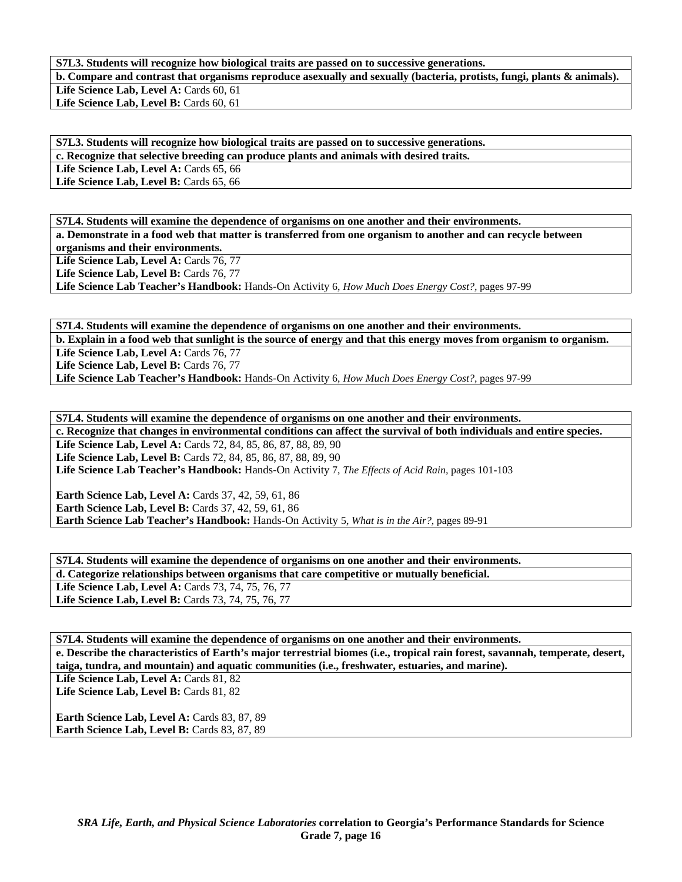**S7L3. Students will recognize how biological traits are passed on to successive generations.**

**b. Compare and contrast that organisms reproduce asexually and sexually (bacteria, protists, fungi, plants & animals).**

**Life Science Lab, Level A:** Cards 60, 61
**Life Science Lab, Level B:** Cards 60, 61

**S7L3. Students will recognize how biological traits are passed on to successive generations.**

**c. Recognize that selective breeding can produce plants and animals with desired traits.**

**Life Science Lab, Level A:** Cards 65, 66
**Life Science Lab, Level B:** Cards 65, 66

**S7L4. Students will examine the dependence of organisms on one another and their environments.**

**a. Demonstrate in a food web that matter is transferred from one organism to another and can recycle between organisms and their environments.**

**Life Science Lab, Level A:** Cards 76, 77
**Life Science Lab, Level B:** Cards 76, 77
**Life Science Lab Teacher's Handbook:** Hands-On Activity 6, *How Much Does Energy Cost?*, pages 97-99

**S7L4. Students will examine the dependence of organisms on one another and their environments.**

**b. Explain in a food web that sunlight is the source of energy and that this energy moves from organism to organism.**

**Life Science Lab, Level A:** Cards 76, 77
**Life Science Lab, Level B:** Cards 76, 77
**Life Science Lab Teacher's Handbook:** Hands-On Activity 6, *How Much Does Energy Cost?*, pages 97-99

**S7L4. Students will examine the dependence of organisms on one another and their environments.**

**c. Recognize that changes in environmental conditions can affect the survival of both individuals and entire species.**

**Life Science Lab, Level A:** Cards 72, 84, 85, 86, 87, 88, 89, 90
**Life Science Lab, Level B:** Cards 72, 84, 85, 86, 87, 88, 89, 90
**Life Science Lab Teacher's Handbook:** Hands-On Activity 7, *The Effects of Acid Rain*, pages 101-103

**Earth Science Lab, Level A:** Cards 37, 42, 59, 61, 86
**Earth Science Lab, Level B:** Cards 37, 42, 59, 61, 86
**Earth Science Lab Teacher's Handbook:** Hands-On Activity 5, *What is in the Air?*, pages 89-91

**S7L4. Students will examine the dependence of organisms on one another and their environments.**

**d. Categorize relationships between organisms that care competitive or mutually beneficial.**

**Life Science Lab, Level A:** Cards 73, 74, 75, 76, 77
**Life Science Lab, Level B:** Cards 73, 74, 75, 76, 77

**S7L4. Students will examine the dependence of organisms on one another and their environments.**

**e. Describe the characteristics of Earth's major terrestrial biomes (i.e., tropical rain forest, savannah, temperate, desert, taiga, tundra, and mountain) and aquatic communities (i.e., freshwater, estuaries, and marine).**

**Life Science Lab, Level A:** Cards 81, 82
**Life Science Lab, Level B:** Cards 81, 82

**Earth Science Lab, Level A:** Cards 83, 87, 89
**Earth Science Lab, Level B:** Cards 83, 87, 89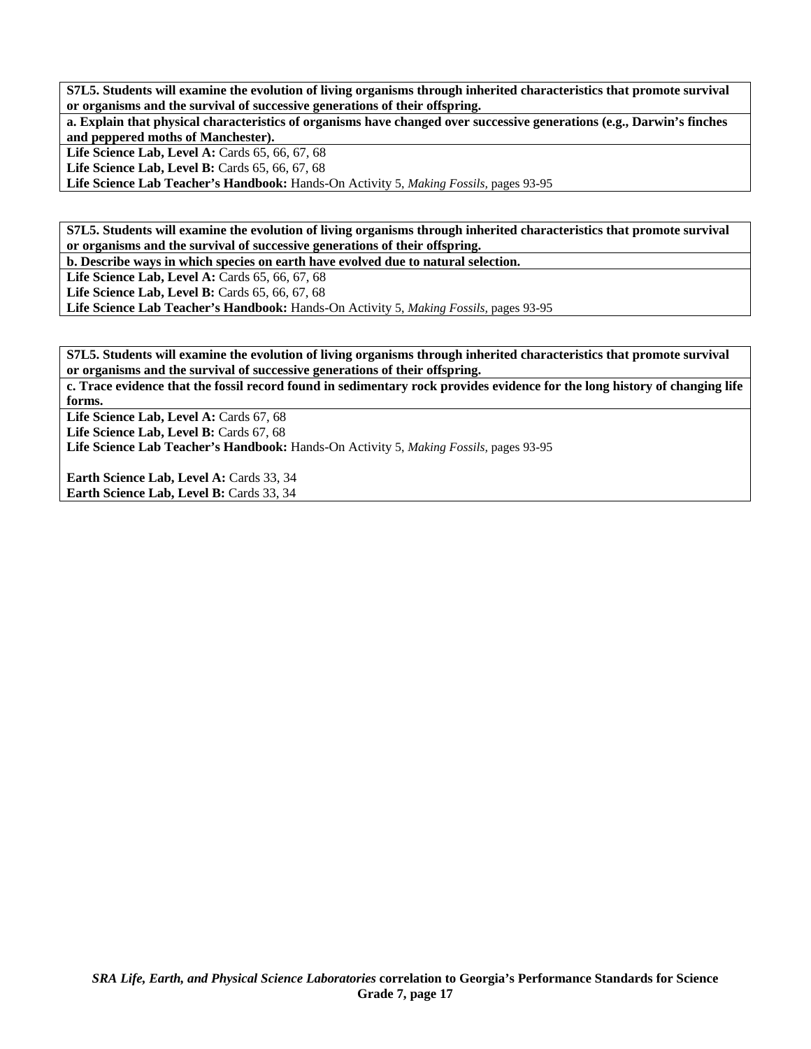**S7L5. Students will examine the evolution of living organisms through inherited characteristics that promote survival or organisms and the survival of successive generations of their offspring.**

**a. Explain that physical characteristics of organisms have changed over successive generations (e.g., Darwin's finches and peppered moths of Manchester).**

**Life Science Lab, Level A:** Cards 65, 66, 67, 68
**Life Science Lab, Level B:** Cards 65, 66, 67, 68
**Life Science Lab Teacher's Handbook:** Hands-On Activity 5, *Making Fossils,* pages 93-95

**S7L5. Students will examine the evolution of living organisms through inherited characteristics that promote survival or organisms and the survival of successive generations of their offspring.**

**b. Describe ways in which species on earth have evolved due to natural selection.**

**Life Science Lab, Level A:** Cards 65, 66, 67, 68
**Life Science Lab, Level B:** Cards 65, 66, 67, 68
**Life Science Lab Teacher's Handbook:** Hands-On Activity 5, *Making Fossils,* pages 93-95

**S7L5. Students will examine the evolution of living organisms through inherited characteristics that promote survival or organisms and the survival of successive generations of their offspring.**

**c. Trace evidence that the fossil record found in sedimentary rock provides evidence for the long history of changing life forms.**

**Life Science Lab, Level A:** Cards 67, 68
**Life Science Lab, Level B:** Cards 67, 68
**Life Science Lab Teacher's Handbook:** Hands-On Activity 5, *Making Fossils,* pages 93-95

**Earth Science Lab, Level A:** Cards 33, 34
**Earth Science Lab, Level B:** Cards 33, 34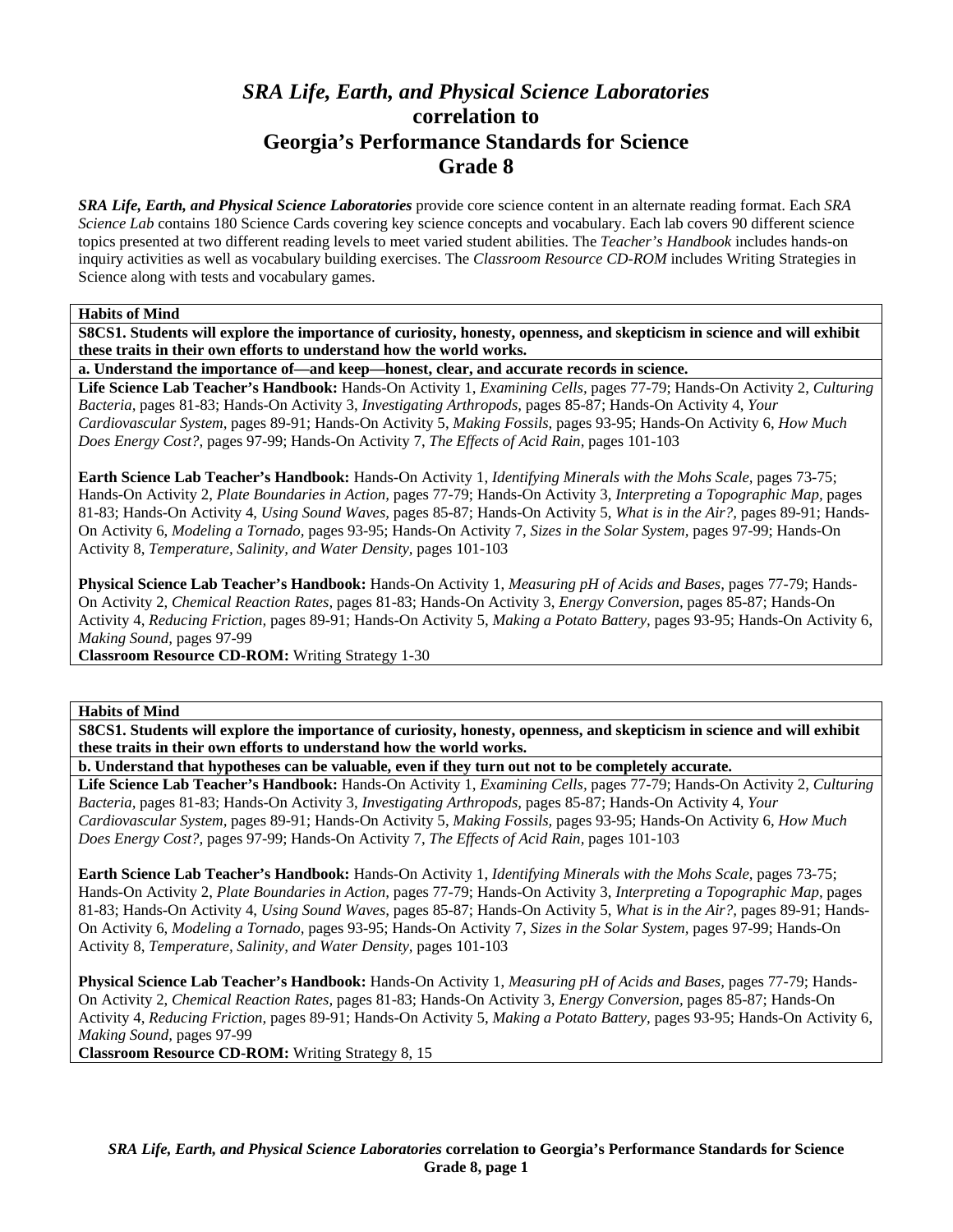# *SRA Life, Earth, and Physical Science Laboratories* correlation to Georgia's Performance Standards for Science Grade 8

***SRA Life, Earth, and Physical Science Laboratories*** provide core science content in an alternate reading format. Each *SRA Science Lab* contains 180 Science Cards covering key science concepts and vocabulary. Each lab covers 90 different science topics presented at two different reading levels to meet varied student abilities. The *Teacher's Handbook* includes hands-on inquiry activities as well as vocabulary building exercises. The *Classroom Resource CD-ROM* includes Writing Strategies in Science along with tests and vocabulary games.

**Habits of Mind**

**S8CS1. Students will explore the importance of curiosity, honesty, openness, and skepticism in science and will exhibit these traits in their own efforts to understand how the world works.**

**a. Understand the importance of—and keep—honest, clear, and accurate records in science.**

**Life Science Lab Teacher's Handbook:** Hands-On Activity 1, *Examining Cells,* pages 77-79; Hands-On Activity 2, *Culturing Bacteria,* pages 81-83; Hands-On Activity 3, *Investigating Arthropods,* pages 85-87; Hands-On Activity 4, *Your Cardiovascular System,* pages 89-91; Hands-On Activity 5, *Making Fossils,* pages 93-95; Hands-On Activity 6, *How Much Does Energy Cost?,* pages 97-99; Hands-On Activity 7, *The Effects of Acid Rain,* pages 101-103

**Earth Science Lab Teacher's Handbook:** Hands-On Activity 1, *Identifying Minerals with the Mohs Scale,* pages 73-75; Hands-On Activity 2, *Plate Boundaries in Action,* pages 77-79; Hands-On Activity 3, *Interpreting a Topographic Map,* pages 81-83; Hands-On Activity 4, *Using Sound Waves,* pages 85-87; Hands-On Activity 5, *What is in the Air?,* pages 89-91; Hands-On Activity 6, *Modeling a Tornado,* pages 93-95; Hands-On Activity 7, *Sizes in the Solar System,* pages 97-99; Hands-On Activity 8, *Temperature, Salinity, and Water Density,* pages 101-103

**Physical Science Lab Teacher's Handbook:** Hands-On Activity 1, *Measuring pH of Acids and Bases,* pages 77-79; Hands-On Activity 2, *Chemical Reaction Rates,* pages 81-83; Hands-On Activity 3, *Energy Conversion,* pages 85-87; Hands-On Activity 4, *Reducing Friction,* pages 89-91; Hands-On Activity 5, *Making a Potato Battery,* pages 93-95; Hands-On Activity 6, *Making Sound,* pages 97-99

**Classroom Resource CD-ROM:** Writing Strategy 1-30

**Habits of Mind**

**S8CS1. Students will explore the importance of curiosity, honesty, openness, and skepticism in science and will exhibit these traits in their own efforts to understand how the world works.**

**b. Understand that hypotheses can be valuable, even if they turn out not to be completely accurate.**

**Life Science Lab Teacher's Handbook:** Hands-On Activity 1, *Examining Cells,* pages 77-79; Hands-On Activity 2, *Culturing Bacteria,* pages 81-83; Hands-On Activity 3, *Investigating Arthropods,* pages 85-87; Hands-On Activity 4, *Your Cardiovascular System,* pages 89-91; Hands-On Activity 5, *Making Fossils,* pages 93-95; Hands-On Activity 6, *How Much Does Energy Cost?,* pages 97-99; Hands-On Activity 7, *The Effects of Acid Rain,* pages 101-103

**Earth Science Lab Teacher's Handbook:** Hands-On Activity 1, *Identifying Minerals with the Mohs Scale,* pages 73-75; Hands-On Activity 2, *Plate Boundaries in Action,* pages 77-79; Hands-On Activity 3, *Interpreting a Topographic Map,* pages 81-83; Hands-On Activity 4, *Using Sound Waves,* pages 85-87; Hands-On Activity 5, *What is in the Air?,* pages 89-91; Hands-On Activity 6, *Modeling a Tornado,* pages 93-95; Hands-On Activity 7, *Sizes in the Solar System,* pages 97-99; Hands-On Activity 8, *Temperature, Salinity, and Water Density,* pages 101-103

**Physical Science Lab Teacher's Handbook:** Hands-On Activity 1, *Measuring pH of Acids and Bases,* pages 77-79; Hands-On Activity 2, *Chemical Reaction Rates,* pages 81-83; Hands-On Activity 3, *Energy Conversion,* pages 85-87; Hands-On Activity 4, *Reducing Friction,* pages 89-91; Hands-On Activity 5, *Making a Potato Battery,* pages 93-95; Hands-On Activity 6, *Making Sound,* pages 97-99

**Classroom Resource CD-ROM:** Writing Strategy 8, 15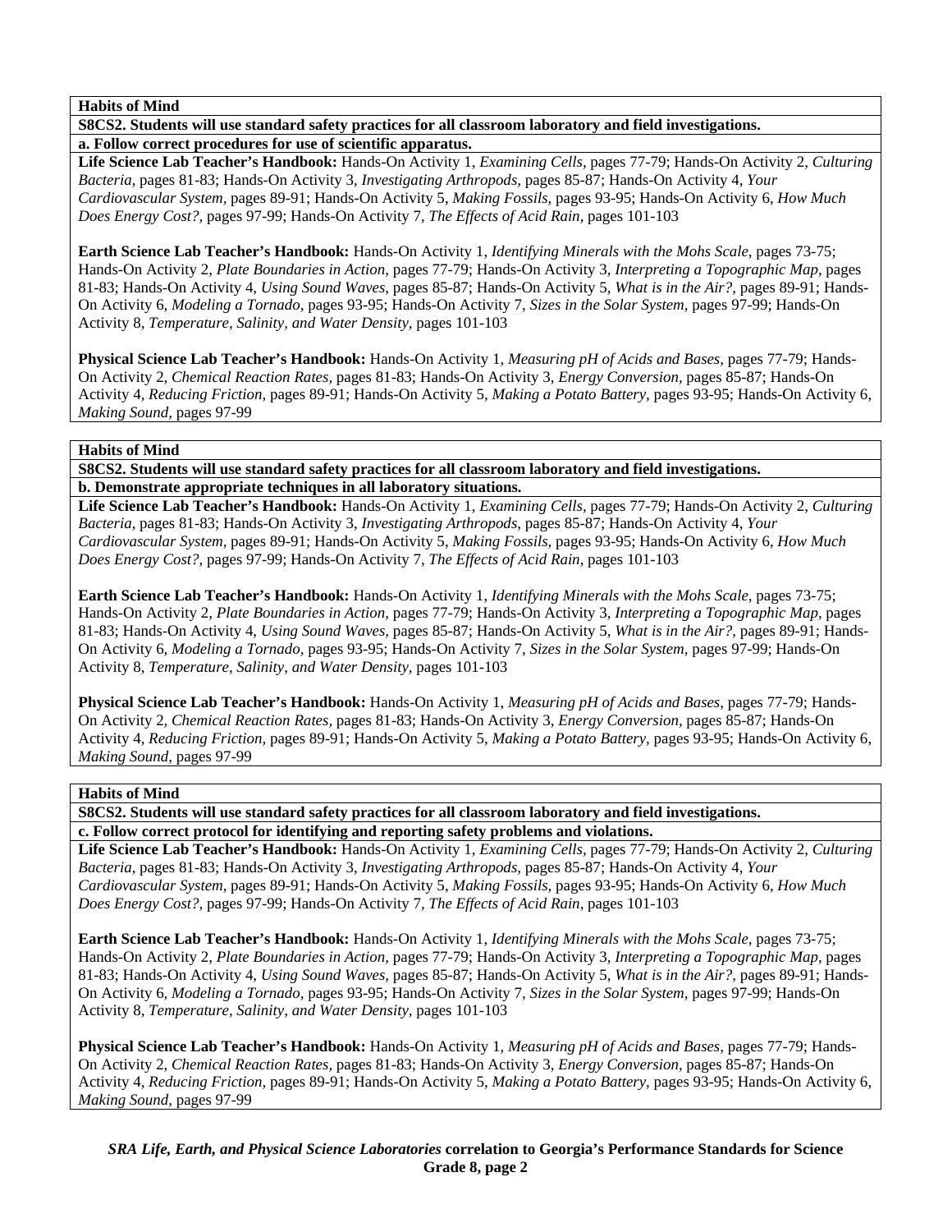**Habits of Mind**

**S8CS2. Students will use standard safety practices for all classroom laboratory and field investigations.**

**a. Follow correct procedures for use of scientific apparatus.**

**Life Science Lab Teacher's Handbook:** Hands-On Activity 1, *Examining Cells,* pages 77-79; Hands-On Activity 2, *Culturing Bacteria,* pages 81-83; Hands-On Activity 3, *Investigating Arthropods,* pages 85-87; Hands-On Activity 4, *Your Cardiovascular System,* pages 89-91; Hands-On Activity 5, *Making Fossils,* pages 93-95; Hands-On Activity 6, *How Much Does Energy Cost?,* pages 97-99; Hands-On Activity 7, *The Effects of Acid Rain,* pages 101-103

**Earth Science Lab Teacher's Handbook:** Hands-On Activity 1, *Identifying Minerals with the Mohs Scale,* pages 73-75; Hands-On Activity 2, *Plate Boundaries in Action,* pages 77-79; Hands-On Activity 3, *Interpreting a Topographic Map,* pages 81-83; Hands-On Activity 4, *Using Sound Waves,* pages 85-87; Hands-On Activity 5, *What is in the Air?,* pages 89-91; Hands-On Activity 6, *Modeling a Tornado,* pages 93-95; Hands-On Activity 7, *Sizes in the Solar System,* pages 97-99; Hands-On Activity 8, *Temperature, Salinity, and Water Density,* pages 101-103

**Physical Science Lab Teacher's Handbook:** Hands-On Activity 1, *Measuring pH of Acids and Bases,* pages 77-79; Hands-On Activity 2, *Chemical Reaction Rates,* pages 81-83; Hands-On Activity 3, *Energy Conversion,* pages 85-87; Hands-On Activity 4, *Reducing Friction,* pages 89-91; Hands-On Activity 5, *Making a Potato Battery,* pages 93-95; Hands-On Activity 6, *Making Sound,* pages 97-99

**Habits of Mind**

**S8CS2. Students will use standard safety practices for all classroom laboratory and field investigations.**

**b. Demonstrate appropriate techniques in all laboratory situations.**

**Life Science Lab Teacher's Handbook:** Hands-On Activity 1, *Examining Cells,* pages 77-79; Hands-On Activity 2, *Culturing Bacteria,* pages 81-83; Hands-On Activity 3, *Investigating Arthropods,* pages 85-87; Hands-On Activity 4, *Your Cardiovascular System,* pages 89-91; Hands-On Activity 5, *Making Fossils,* pages 93-95; Hands-On Activity 6, *How Much Does Energy Cost?,* pages 97-99; Hands-On Activity 7, *The Effects of Acid Rain,* pages 101-103

**Earth Science Lab Teacher's Handbook:** Hands-On Activity 1, *Identifying Minerals with the Mohs Scale,* pages 73-75; Hands-On Activity 2, *Plate Boundaries in Action,* pages 77-79; Hands-On Activity 3, *Interpreting a Topographic Map,* pages 81-83; Hands-On Activity 4, *Using Sound Waves,* pages 85-87; Hands-On Activity 5, *What is in the Air?,* pages 89-91; Hands-On Activity 6, *Modeling a Tornado,* pages 93-95; Hands-On Activity 7, *Sizes in the Solar System,* pages 97-99; Hands-On Activity 8, *Temperature, Salinity, and Water Density,* pages 101-103

**Physical Science Lab Teacher's Handbook:** Hands-On Activity 1, *Measuring pH of Acids and Bases,* pages 77-79; Hands-On Activity 2, *Chemical Reaction Rates,* pages 81-83; Hands-On Activity 3, *Energy Conversion,* pages 85-87; Hands-On Activity 4, *Reducing Friction,* pages 89-91; Hands-On Activity 5, *Making a Potato Battery,* pages 93-95; Hands-On Activity 6, *Making Sound,* pages 97-99

**Habits of Mind**

**S8CS2. Students will use standard safety practices for all classroom laboratory and field investigations.**

**c. Follow correct protocol for identifying and reporting safety problems and violations.**

**Life Science Lab Teacher's Handbook:** Hands-On Activity 1, *Examining Cells,* pages 77-79; Hands-On Activity 2, *Culturing Bacteria,* pages 81-83; Hands-On Activity 3, *Investigating Arthropods,* pages 85-87; Hands-On Activity 4, *Your Cardiovascular System,* pages 89-91; Hands-On Activity 5, *Making Fossils,* pages 93-95; Hands-On Activity 6, *How Much Does Energy Cost?,* pages 97-99; Hands-On Activity 7, *The Effects of Acid Rain,* pages 101-103

**Earth Science Lab Teacher's Handbook:** Hands-On Activity 1, *Identifying Minerals with the Mohs Scale,* pages 73-75; Hands-On Activity 2, *Plate Boundaries in Action,* pages 77-79; Hands-On Activity 3, *Interpreting a Topographic Map,* pages 81-83; Hands-On Activity 4, *Using Sound Waves,* pages 85-87; Hands-On Activity 5, *What is in the Air?,* pages 89-91; Hands-On Activity 6, *Modeling a Tornado,* pages 93-95; Hands-On Activity 7, *Sizes in the Solar System,* pages 97-99; Hands-On Activity 8, *Temperature, Salinity, and Water Density,* pages 101-103

**Physical Science Lab Teacher's Handbook:** Hands-On Activity 1, *Measuring pH of Acids and Bases,* pages 77-79; Hands-On Activity 2, *Chemical Reaction Rates,* pages 81-83; Hands-On Activity 3, *Energy Conversion,* pages 85-87; Hands-On Activity 4, *Reducing Friction,* pages 89-91; Hands-On Activity 5, *Making a Potato Battery,* pages 93-95; Hands-On Activity 6, *Making Sound,* pages 97-99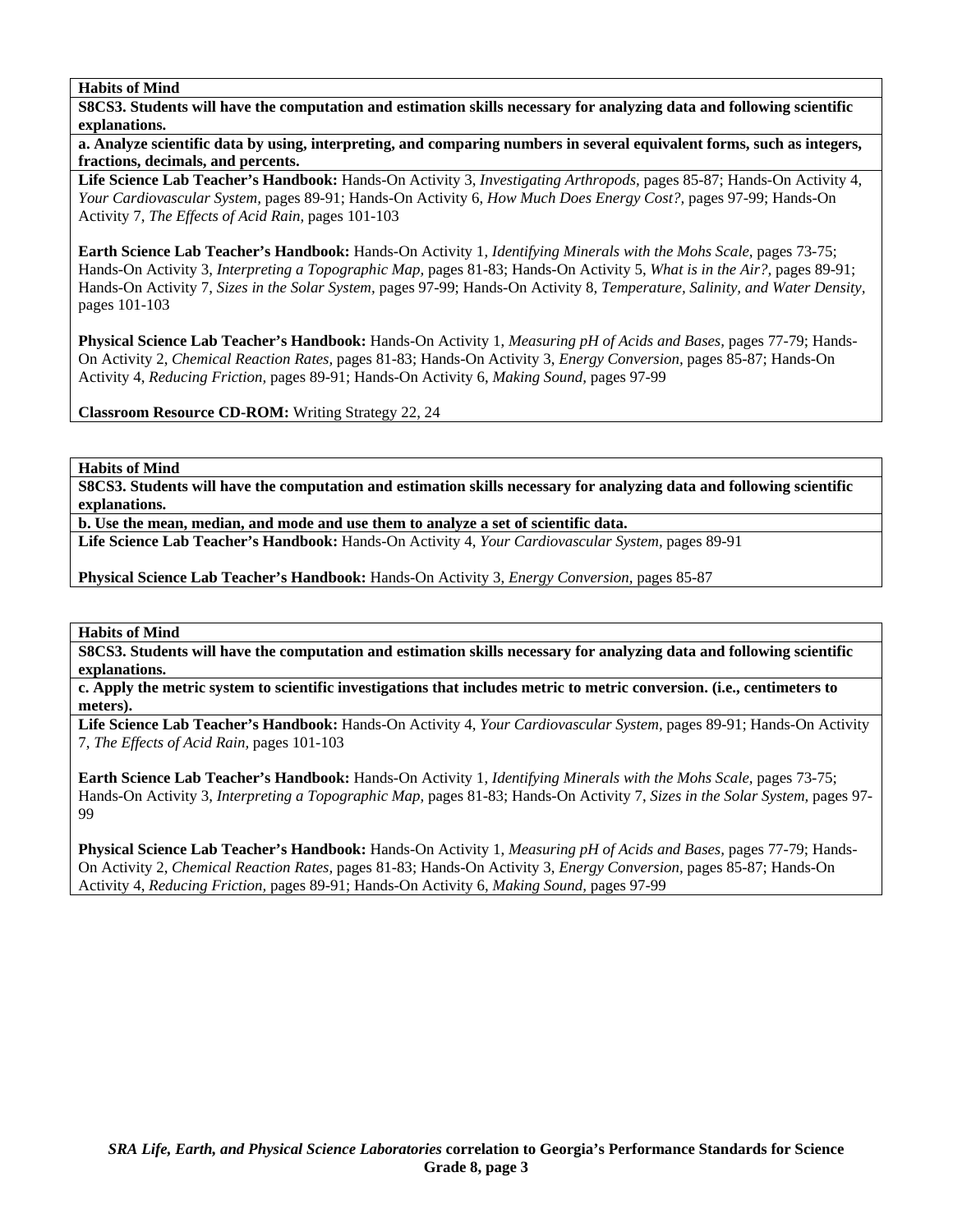**Habits of Mind**

**S8CS3. Students will have the computation and estimation skills necessary for analyzing data and following scientific explanations.**

**a. Analyze scientific data by using, interpreting, and comparing numbers in several equivalent forms, such as integers, fractions, decimals, and percents.**

**Life Science Lab Teacher's Handbook:** Hands-On Activity 3, *Investigating Arthropods,* pages 85-87; Hands-On Activity 4, *Your Cardiovascular System,* pages 89-91; Hands-On Activity 6, *How Much Does Energy Cost?,* pages 97-99; Hands-On Activity 7, *The Effects of Acid Rain,* pages 101-103

**Earth Science Lab Teacher's Handbook:** Hands-On Activity 1, *Identifying Minerals with the Mohs Scale,* pages 73-75; Hands-On Activity 3, *Interpreting a Topographic Map,* pages 81-83; Hands-On Activity 5, *What is in the Air?,* pages 89-91; Hands-On Activity 7, *Sizes in the Solar System,* pages 97-99; Hands-On Activity 8, *Temperature, Salinity, and Water Density,* pages 101-103

**Physical Science Lab Teacher's Handbook:** Hands-On Activity 1, *Measuring pH of Acids and Bases,* pages 77-79; Hands-On Activity 2, *Chemical Reaction Rates,* pages 81-83; Hands-On Activity 3, *Energy Conversion,* pages 85-87; Hands-On Activity 4, *Reducing Friction,* pages 89-91; Hands-On Activity 6, *Making Sound,* pages 97-99

**Classroom Resource CD-ROM:** Writing Strategy 22, 24

**Habits of Mind**

**S8CS3. Students will have the computation and estimation skills necessary for analyzing data and following scientific explanations.**

**b. Use the mean, median, and mode and use them to analyze a set of scientific data.**

**Life Science Lab Teacher's Handbook:** Hands-On Activity 4, *Your Cardiovascular System,* pages 89-91

**Physical Science Lab Teacher's Handbook:** Hands-On Activity 3, *Energy Conversion,* pages 85-87

**Habits of Mind**

**S8CS3. Students will have the computation and estimation skills necessary for analyzing data and following scientific explanations.**

**c. Apply the metric system to scientific investigations that includes metric to metric conversion. (i.e., centimeters to meters).**

**Life Science Lab Teacher's Handbook:** Hands-On Activity 4, *Your Cardiovascular System,* pages 89-91; Hands-On Activity 7, *The Effects of Acid Rain,* pages 101-103

**Earth Science Lab Teacher's Handbook:** Hands-On Activity 1, *Identifying Minerals with the Mohs Scale,* pages 73-75; Hands-On Activity 3, *Interpreting a Topographic Map,* pages 81-83; Hands-On Activity 7, *Sizes in the Solar System,* pages 97-99

**Physical Science Lab Teacher's Handbook:** Hands-On Activity 1, *Measuring pH of Acids and Bases,* pages 77-79; Hands-On Activity 2, *Chemical Reaction Rates,* pages 81-83; Hands-On Activity 3, *Energy Conversion,* pages 85-87; Hands-On Activity 4, *Reducing Friction,* pages 89-91; Hands-On Activity 6, *Making Sound,* pages 97-99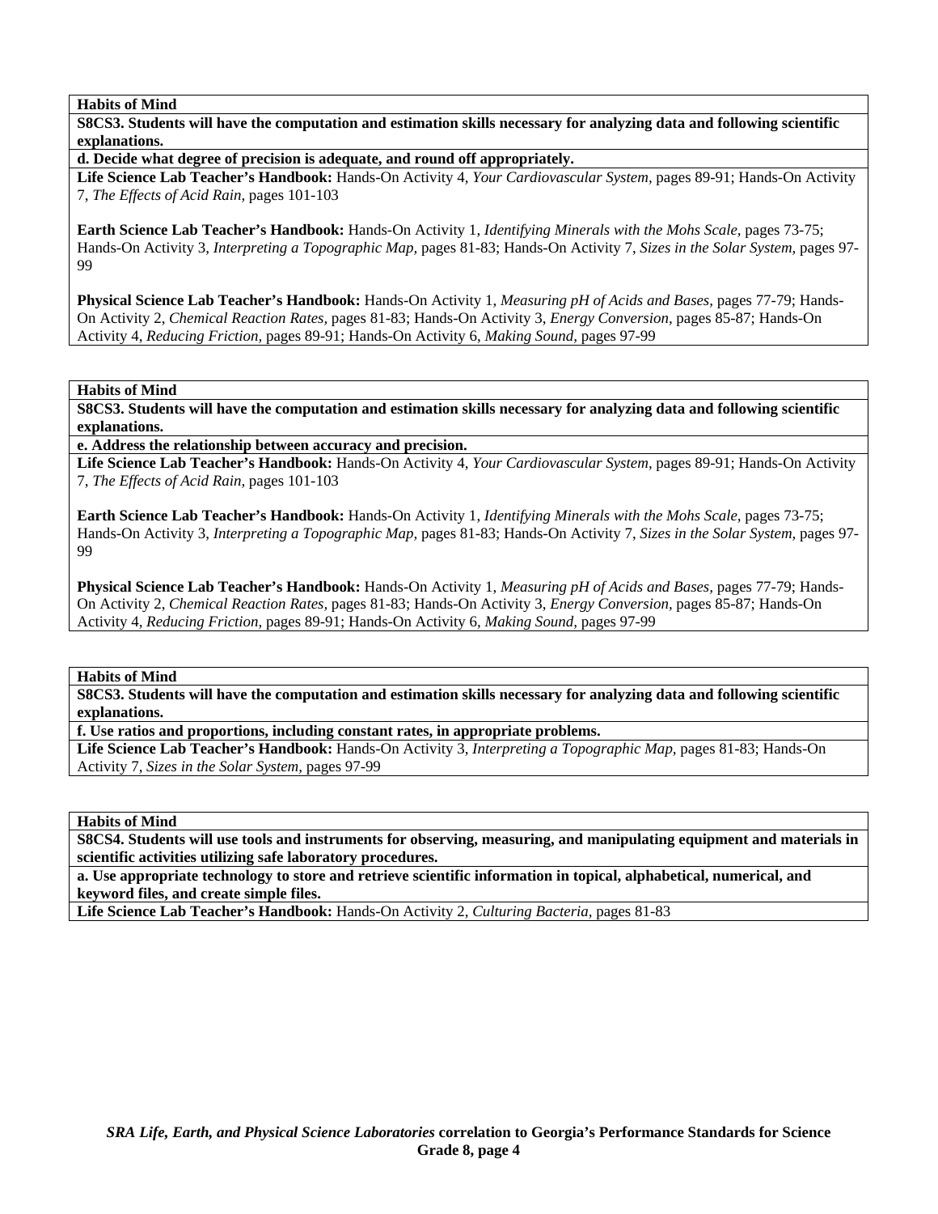**Habits of Mind**

**S8CS3. Students will have the computation and estimation skills necessary for analyzing data and following scientific explanations.**

**d. Decide what degree of precision is adequate, and round off appropriately.**

**Life Science Lab Teacher's Handbook:** Hands-On Activity 4, *Your Cardiovascular System,* pages 89-91; Hands-On Activity 7, *The Effects of Acid Rain,* pages 101-103

**Earth Science Lab Teacher's Handbook:** Hands-On Activity 1, *Identifying Minerals with the Mohs Scale,* pages 73-75; Hands-On Activity 3, *Interpreting a Topographic Map,* pages 81-83; Hands-On Activity 7, *Sizes in the Solar System,* pages 97-99

**Physical Science Lab Teacher's Handbook:** Hands-On Activity 1, *Measuring pH of Acids and Bases,* pages 77-79; Hands-On Activity 2, *Chemical Reaction Rates,* pages 81-83; Hands-On Activity 3, *Energy Conversion,* pages 85-87; Hands-On Activity 4, *Reducing Friction,* pages 89-91; Hands-On Activity 6, *Making Sound,* pages 97-99

**Habits of Mind**

**S8CS3. Students will have the computation and estimation skills necessary for analyzing data and following scientific explanations.**

**e. Address the relationship between accuracy and precision.**

**Life Science Lab Teacher's Handbook:** Hands-On Activity 4, *Your Cardiovascular System,* pages 89-91; Hands-On Activity 7, *The Effects of Acid Rain,* pages 101-103

**Earth Science Lab Teacher's Handbook:** Hands-On Activity 1, *Identifying Minerals with the Mohs Scale,* pages 73-75; Hands-On Activity 3, *Interpreting a Topographic Map,* pages 81-83; Hands-On Activity 7, *Sizes in the Solar System,* pages 97-99

**Physical Science Lab Teacher's Handbook:** Hands-On Activity 1, *Measuring pH of Acids and Bases,* pages 77-79; Hands-On Activity 2, *Chemical Reaction Rates,* pages 81-83; Hands-On Activity 3, *Energy Conversion,* pages 85-87; Hands-On Activity 4, *Reducing Friction,* pages 89-91; Hands-On Activity 6, *Making Sound,* pages 97-99

**Habits of Mind**

**S8CS3. Students will have the computation and estimation skills necessary for analyzing data and following scientific explanations.**

**f. Use ratios and proportions, including constant rates, in appropriate problems.**

**Life Science Lab Teacher's Handbook:** Hands-On Activity 3, *Interpreting a Topographic Map,* pages 81-83; Hands-On Activity 7, *Sizes in the Solar System,* pages 97-99

**Habits of Mind**

**S8CS4. Students will use tools and instruments for observing, measuring, and manipulating equipment and materials in scientific activities utilizing safe laboratory procedures.**

**a. Use appropriate technology to store and retrieve scientific information in topical, alphabetical, numerical, and keyword files, and create simple files.**

**Life Science Lab Teacher's Handbook:** Hands-On Activity 2, *Culturing Bacteria,* pages 81-83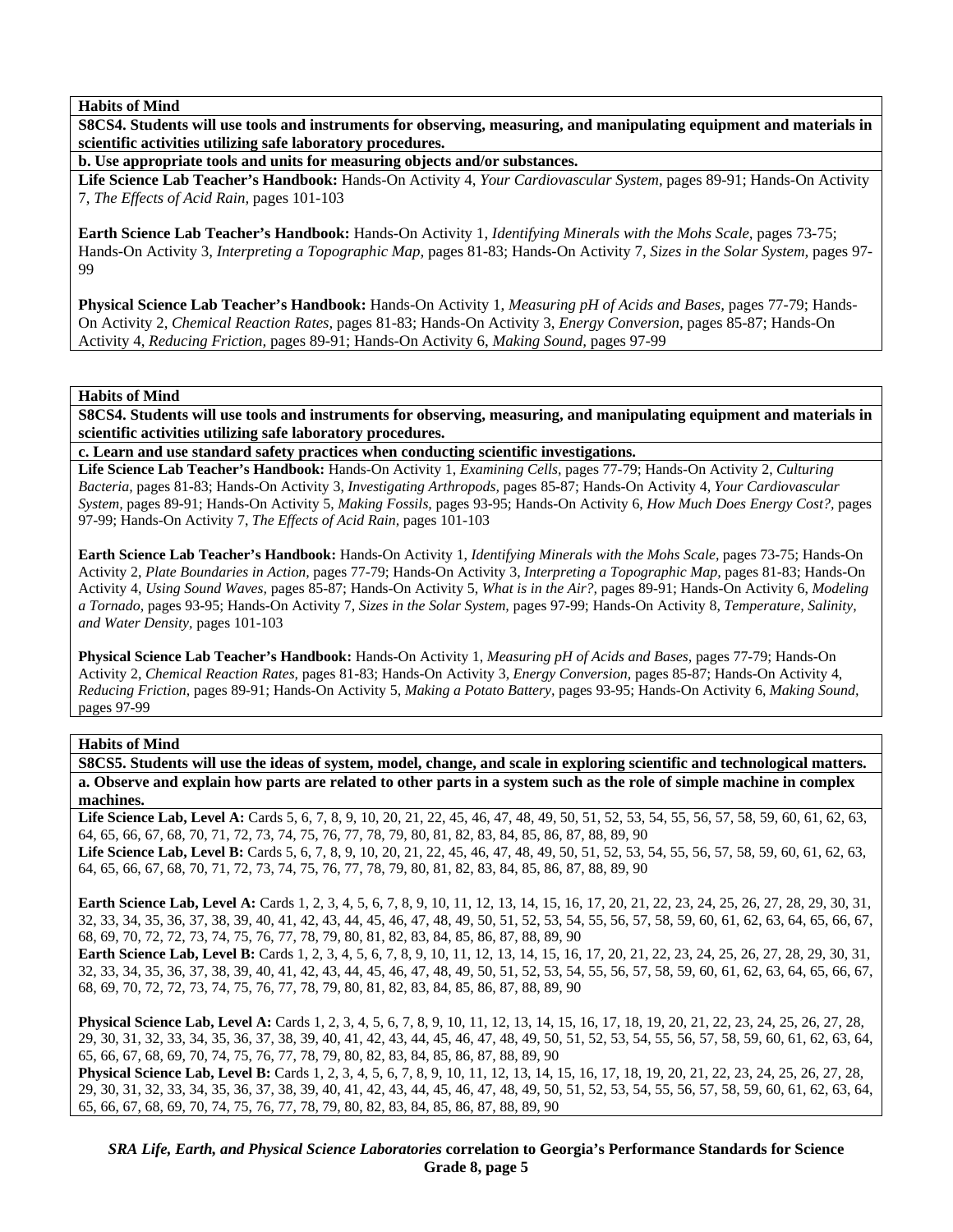**Habits of Mind**

**S8CS4. Students will use tools and instruments for observing, measuring, and manipulating equipment and materials in scientific activities utilizing safe laboratory procedures.**

**b. Use appropriate tools and units for measuring objects and/or substances.**

**Life Science Lab Teacher's Handbook:** Hands-On Activity 4, *Your Cardiovascular System,* pages 89-91; Hands-On Activity 7, *The Effects of Acid Rain,* pages 101-103

**Earth Science Lab Teacher's Handbook:** Hands-On Activity 1, *Identifying Minerals with the Mohs Scale,* pages 73-75; Hands-On Activity 3, *Interpreting a Topographic Map,* pages 81-83; Hands-On Activity 7, *Sizes in the Solar System,* pages 97-99

**Physical Science Lab Teacher's Handbook:** Hands-On Activity 1, *Measuring pH of Acids and Bases,* pages 77-79; Hands-On Activity 2, *Chemical Reaction Rates,* pages 81-83; Hands-On Activity 3, *Energy Conversion,* pages 85-87; Hands-On Activity 4, *Reducing Friction,* pages 89-91; Hands-On Activity 6, *Making Sound,* pages 97-99

**Habits of Mind**

**S8CS4. Students will use tools and instruments for observing, measuring, and manipulating equipment and materials in scientific activities utilizing safe laboratory procedures.**

**c. Learn and use standard safety practices when conducting scientific investigations.**

**Life Science Lab Teacher's Handbook:** Hands-On Activity 1, *Examining Cells,* pages 77-79; Hands-On Activity 2, *Culturing Bacteria,* pages 81-83; Hands-On Activity 3, *Investigating Arthropods,* pages 85-87; Hands-On Activity 4, *Your Cardiovascular System,* pages 89-91; Hands-On Activity 5, *Making Fossils,* pages 93-95; Hands-On Activity 6, *How Much Does Energy Cost?,* pages 97-99; Hands-On Activity 7, *The Effects of Acid Rain,* pages 101-103

**Earth Science Lab Teacher's Handbook:** Hands-On Activity 1, *Identifying Minerals with the Mohs Scale,* pages 73-75; Hands-On Activity 2, *Plate Boundaries in Action,* pages 77-79; Hands-On Activity 3, *Interpreting a Topographic Map,* pages 81-83; Hands-On Activity 4, *Using Sound Waves,* pages 85-87; Hands-On Activity 5, *What is in the Air?,* pages 89-91; Hands-On Activity 6, *Modeling a Tornado,* pages 93-95; Hands-On Activity 7, *Sizes in the Solar System,* pages 97-99; Hands-On Activity 8, *Temperature, Salinity, and Water Density,* pages 101-103

**Physical Science Lab Teacher's Handbook:** Hands-On Activity 1, *Measuring pH of Acids and Bases,* pages 77-79; Hands-On Activity 2, *Chemical Reaction Rates,* pages 81-83; Hands-On Activity 3, *Energy Conversion,* pages 85-87; Hands-On Activity 4, *Reducing Friction,* pages 89-91; Hands-On Activity 5, *Making a Potato Battery,* pages 93-95; Hands-On Activity 6, *Making Sound,* pages 97-99

**Habits of Mind**

**S8CS5. Students will use the ideas of system, model, change, and scale in exploring scientific and technological matters.**

**a. Observe and explain how parts are related to other parts in a system such as the role of simple machine in complex machines.**

**Life Science Lab, Level A:** Cards 5, 6, 7, 8, 9, 10, 20, 21, 22, 45, 46, 47, 48, 49, 50, 51, 52, 53, 54, 55, 56, 57, 58, 59, 60, 61, 62, 63, 64, 65, 66, 67, 68, 70, 71, 72, 73, 74, 75, 76, 77, 78, 79, 80, 81, 82, 83, 84, 85, 86, 87, 88, 89, 90
**Life Science Lab, Level B:** Cards 5, 6, 7, 8, 9, 10, 20, 21, 22, 45, 46, 47, 48, 49, 50, 51, 52, 53, 54, 55, 56, 57, 58, 59, 60, 61, 62, 63, 64, 65, 66, 67, 68, 70, 71, 72, 73, 74, 75, 76, 77, 78, 79, 80, 81, 82, 83, 84, 85, 86, 87, 88, 89, 90

**Earth Science Lab, Level A:** Cards 1, 2, 3, 4, 5, 6, 7, 8, 9, 10, 11, 12, 13, 14, 15, 16, 17, 20, 21, 22, 23, 24, 25, 26, 27, 28, 29, 30, 31, 32, 33, 34, 35, 36, 37, 38, 39, 40, 41, 42, 43, 44, 45, 46, 47, 48, 49, 50, 51, 52, 53, 54, 55, 56, 57, 58, 59, 60, 61, 62, 63, 64, 65, 66, 67, 68, 69, 70, 72, 72, 73, 74, 75, 76, 77, 78, 79, 80, 81, 82, 83, 84, 85, 86, 87, 88, 89, 90
**Earth Science Lab, Level B:** Cards 1, 2, 3, 4, 5, 6, 7, 8, 9, 10, 11, 12, 13, 14, 15, 16, 17, 20, 21, 22, 23, 24, 25, 26, 27, 28, 29, 30, 31, 32, 33, 34, 35, 36, 37, 38, 39, 40, 41, 42, 43, 44, 45, 46, 47, 48, 49, 50, 51, 52, 53, 54, 55, 56, 57, 58, 59, 60, 61, 62, 63, 64, 65, 66, 67, 68, 69, 70, 72, 72, 73, 74, 75, 76, 77, 78, 79, 80, 81, 82, 83, 84, 85, 86, 87, 88, 89, 90

**Physical Science Lab, Level A:** Cards 1, 2, 3, 4, 5, 6, 7, 8, 9, 10, 11, 12, 13, 14, 15, 16, 17, 18, 19, 20, 21, 22, 23, 24, 25, 26, 27, 28, 29, 30, 31, 32, 33, 34, 35, 36, 37, 38, 39, 40, 41, 42, 43, 44, 45, 46, 47, 48, 49, 50, 51, 52, 53, 54, 55, 56, 57, 58, 59, 60, 61, 62, 63, 64, 65, 66, 67, 68, 69, 70, 74, 75, 76, 77, 78, 79, 80, 82, 83, 84, 85, 86, 87, 88, 89, 90
**Physical Science Lab, Level B:** Cards 1, 2, 3, 4, 5, 6, 7, 8, 9, 10, 11, 12, 13, 14, 15, 16, 17, 18, 19, 20, 21, 22, 23, 24, 25, 26, 27, 28, 29, 30, 31, 32, 33, 34, 35, 36, 37, 38, 39, 40, 41, 42, 43, 44, 45, 46, 47, 48, 49, 50, 51, 52, 53, 54, 55, 56, 57, 58, 59, 60, 61, 62, 63, 64, 65, 66, 67, 68, 69, 70, 74, 75, 76, 77, 78, 79, 80, 82, 83, 84, 85, 86, 87, 88, 89, 90

***SRA Life, Earth, and Physical Science Laboratories* correlation to Georgia's Performance Standards for Science Grade 8, page 5**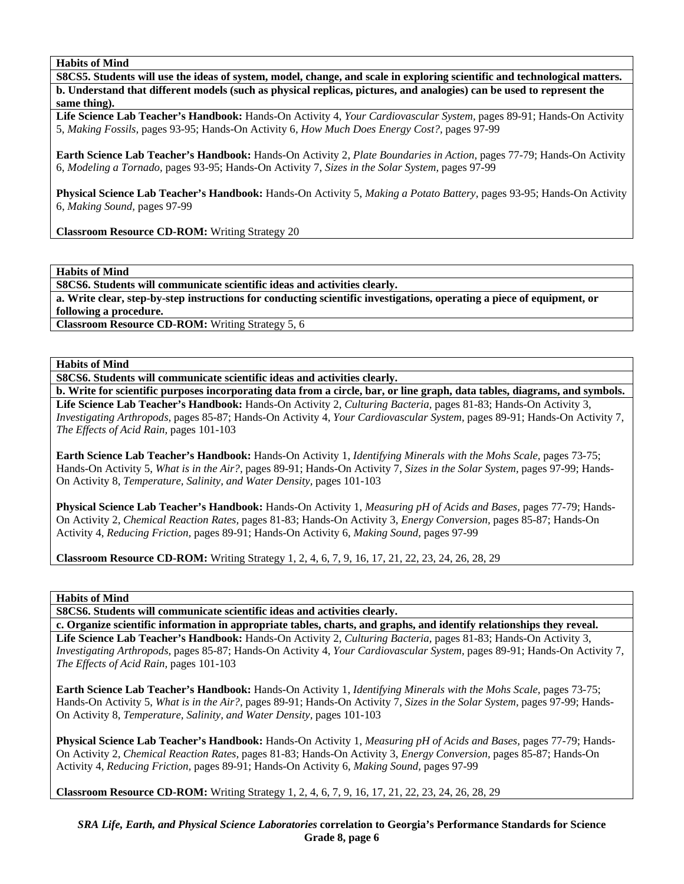**Habits of Mind**

**S8CS5. Students will use the ideas of system, model, change, and scale in exploring scientific and technological matters.**

**b. Understand that different models (such as physical replicas, pictures, and analogies) can be used to represent the same thing).**

**Life Science Lab Teacher's Handbook:** Hands-On Activity 4, *Your Cardiovascular System,* pages 89-91; Hands-On Activity 5, *Making Fossils,* pages 93-95; Hands-On Activity 6, *How Much Does Energy Cost?,* pages 97-99

**Earth Science Lab Teacher's Handbook:** Hands-On Activity 2, *Plate Boundaries in Action,* pages 77-79; Hands-On Activity 6, *Modeling a Tornado,* pages 93-95; Hands-On Activity 7, *Sizes in the Solar System,* pages 97-99

**Physical Science Lab Teacher's Handbook:** Hands-On Activity 5, *Making a Potato Battery,* pages 93-95; Hands-On Activity 6, *Making Sound,* pages 97-99

**Classroom Resource CD-ROM:** Writing Strategy 20

**Habits of Mind**

**S8CS6. Students will communicate scientific ideas and activities clearly.**

**a. Write clear, step-by-step instructions for conducting scientific investigations, operating a piece of equipment, or following a procedure.**

**Classroom Resource CD-ROM:** Writing Strategy 5, 6

**Habits of Mind**

**S8CS6. Students will communicate scientific ideas and activities clearly.**

**b. Write for scientific purposes incorporating data from a circle, bar, or line graph, data tables, diagrams, and symbols.**

**Life Science Lab Teacher's Handbook:** Hands-On Activity 2, *Culturing Bacteria,* pages 81-83; Hands-On Activity 3, *Investigating Arthropods,* pages 85-87; Hands-On Activity 4, *Your Cardiovascular System,* pages 89-91; Hands-On Activity 7, *The Effects of Acid Rain,* pages 101-103

**Earth Science Lab Teacher's Handbook:** Hands-On Activity 1, *Identifying Minerals with the Mohs Scale,* pages 73-75; Hands-On Activity 5, *What is in the Air?,* pages 89-91; Hands-On Activity 7, *Sizes in the Solar System,* pages 97-99; Hands-On Activity 8, *Temperature, Salinity, and Water Density,* pages 101-103

**Physical Science Lab Teacher's Handbook:** Hands-On Activity 1, *Measuring pH of Acids and Bases,* pages 77-79; Hands-On Activity 2, *Chemical Reaction Rates,* pages 81-83; Hands-On Activity 3, *Energy Conversion,* pages 85-87; Hands-On Activity 4, *Reducing Friction,* pages 89-91; Hands-On Activity 6, *Making Sound,* pages 97-99

**Classroom Resource CD-ROM:** Writing Strategy 1, 2, 4, 6, 7, 9, 16, 17, 21, 22, 23, 24, 26, 28, 29

**Habits of Mind**

**S8CS6. Students will communicate scientific ideas and activities clearly.**

**c. Organize scientific information in appropriate tables, charts, and graphs, and identify relationships they reveal.**

**Life Science Lab Teacher's Handbook:** Hands-On Activity 2, *Culturing Bacteria,* pages 81-83; Hands-On Activity 3, *Investigating Arthropods,* pages 85-87; Hands-On Activity 4, *Your Cardiovascular System,* pages 89-91; Hands-On Activity 7, *The Effects of Acid Rain,* pages 101-103

**Earth Science Lab Teacher's Handbook:** Hands-On Activity 1, *Identifying Minerals with the Mohs Scale,* pages 73-75; Hands-On Activity 5, *What is in the Air?,* pages 89-91; Hands-On Activity 7, *Sizes in the Solar System,* pages 97-99; Hands-On Activity 8, *Temperature, Salinity, and Water Density,* pages 101-103

**Physical Science Lab Teacher's Handbook:** Hands-On Activity 1, *Measuring pH of Acids and Bases,* pages 77-79; Hands-On Activity 2, *Chemical Reaction Rates,* pages 81-83; Hands-On Activity 3, *Energy Conversion,* pages 85-87; Hands-On Activity 4, *Reducing Friction,* pages 89-91; Hands-On Activity 6, *Making Sound,* pages 97-99

**Classroom Resource CD-ROM:** Writing Strategy 1, 2, 4, 6, 7, 9, 16, 17, 21, 22, 23, 24, 26, 28, 29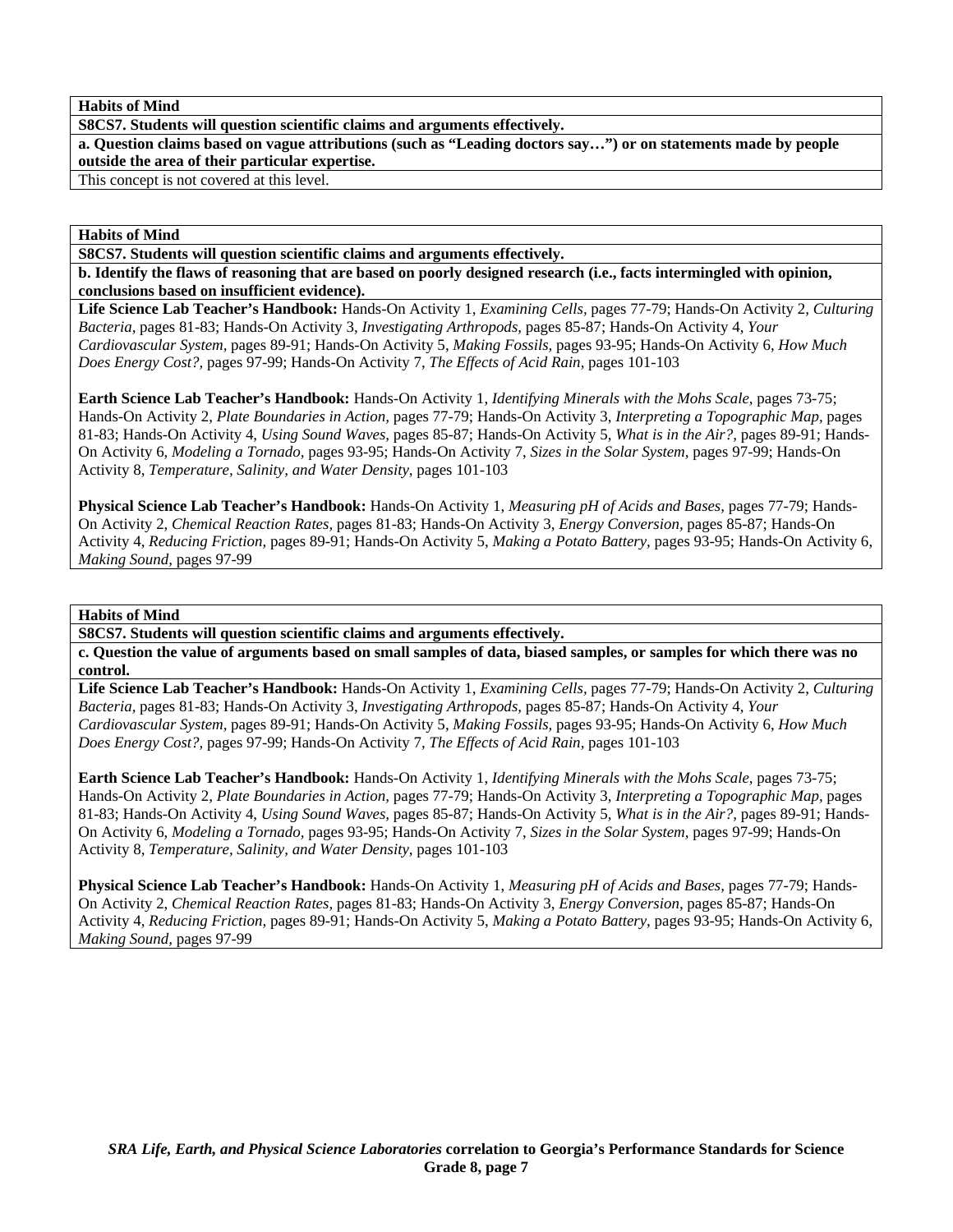**Habits of Mind**

**S8CS7. Students will question scientific claims and arguments effectively.**

**a. Question claims based on vague attributions (such as "Leading doctors say…") or on statements made by people outside the area of their particular expertise.**

This concept is not covered at this level.

**Habits of Mind**

**S8CS7. Students will question scientific claims and arguments effectively.**

**b. Identify the flaws of reasoning that are based on poorly designed research (i.e., facts intermingled with opinion, conclusions based on insufficient evidence).**

**Life Science Lab Teacher's Handbook:** Hands-On Activity 1, *Examining Cells,* pages 77-79; Hands-On Activity 2, *Culturing Bacteria,* pages 81-83; Hands-On Activity 3, *Investigating Arthropods,* pages 85-87; Hands-On Activity 4, *Your Cardiovascular System,* pages 89-91; Hands-On Activity 5, *Making Fossils,* pages 93-95; Hands-On Activity 6, *How Much Does Energy Cost?,* pages 97-99; Hands-On Activity 7, *The Effects of Acid Rain,* pages 101-103

**Earth Science Lab Teacher's Handbook:** Hands-On Activity 1, *Identifying Minerals with the Mohs Scale,* pages 73-75; Hands-On Activity 2, *Plate Boundaries in Action,* pages 77-79; Hands-On Activity 3, *Interpreting a Topographic Map,* pages 81-83; Hands-On Activity 4, *Using Sound Waves,* pages 85-87; Hands-On Activity 5, *What is in the Air?,* pages 89-91; Hands-On Activity 6, *Modeling a Tornado,* pages 93-95; Hands-On Activity 7, *Sizes in the Solar System,* pages 97-99; Hands-On Activity 8, *Temperature, Salinity, and Water Density,* pages 101-103

**Physical Science Lab Teacher's Handbook:** Hands-On Activity 1, *Measuring pH of Acids and Bases,* pages 77-79; Hands-On Activity 2, *Chemical Reaction Rates,* pages 81-83; Hands-On Activity 3, *Energy Conversion,* pages 85-87; Hands-On Activity 4, *Reducing Friction,* pages 89-91; Hands-On Activity 5, *Making a Potato Battery,* pages 93-95; Hands-On Activity 6, *Making Sound,* pages 97-99

**Habits of Mind**

**S8CS7. Students will question scientific claims and arguments effectively.**

**c. Question the value of arguments based on small samples of data, biased samples, or samples for which there was no control.**

**Life Science Lab Teacher's Handbook:** Hands-On Activity 1, *Examining Cells,* pages 77-79; Hands-On Activity 2, *Culturing Bacteria,* pages 81-83; Hands-On Activity 3, *Investigating Arthropods,* pages 85-87; Hands-On Activity 4, *Your Cardiovascular System,* pages 89-91; Hands-On Activity 5, *Making Fossils,* pages 93-95; Hands-On Activity 6, *How Much Does Energy Cost?,* pages 97-99; Hands-On Activity 7, *The Effects of Acid Rain,* pages 101-103

**Earth Science Lab Teacher's Handbook:** Hands-On Activity 1, *Identifying Minerals with the Mohs Scale,* pages 73-75; Hands-On Activity 2, *Plate Boundaries in Action,* pages 77-79; Hands-On Activity 3, *Interpreting a Topographic Map,* pages 81-83; Hands-On Activity 4, *Using Sound Waves,* pages 85-87; Hands-On Activity 5, *What is in the Air?,* pages 89-91; Hands-On Activity 6, *Modeling a Tornado,* pages 93-95; Hands-On Activity 7, *Sizes in the Solar System,* pages 97-99; Hands-On Activity 8, *Temperature, Salinity, and Water Density,* pages 101-103

**Physical Science Lab Teacher's Handbook:** Hands-On Activity 1, *Measuring pH of Acids and Bases,* pages 77-79; Hands-On Activity 2, *Chemical Reaction Rates,* pages 81-83; Hands-On Activity 3, *Energy Conversion,* pages 85-87; Hands-On Activity 4, *Reducing Friction,* pages 89-91; Hands-On Activity 5, *Making a Potato Battery,* pages 93-95; Hands-On Activity 6, *Making Sound,* pages 97-99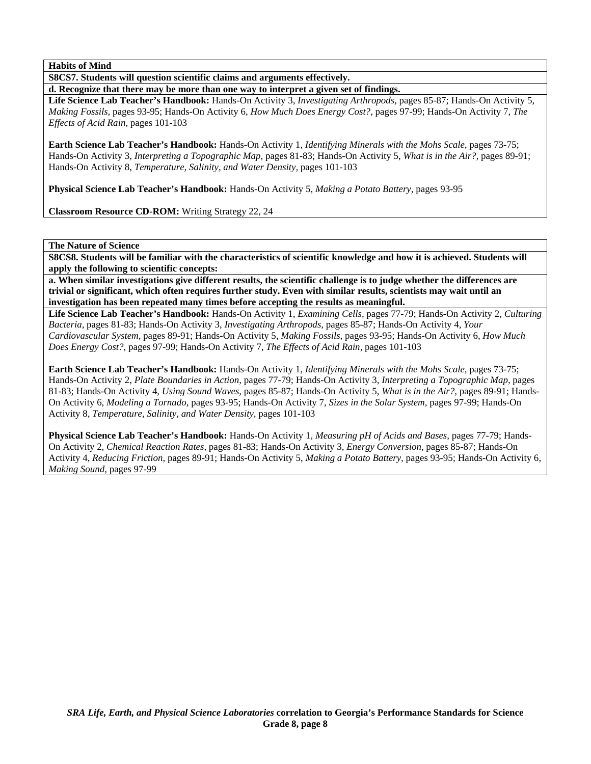**Habits of Mind**

**S8CS7. Students will question scientific claims and arguments effectively.**

**d. Recognize that there may be more than one way to interpret a given set of findings.**

**Life Science Lab Teacher's Handbook:** Hands-On Activity 3, *Investigating Arthropods,* pages 85-87; Hands-On Activity 5, *Making Fossils,* pages 93-95; Hands-On Activity 6, *How Much Does Energy Cost?,* pages 97-99; Hands-On Activity 7, *The Effects of Acid Rain,* pages 101-103

**Earth Science Lab Teacher's Handbook:** Hands-On Activity 1, *Identifying Minerals with the Mohs Scale,* pages 73-75; Hands-On Activity 3, *Interpreting a Topographic Map,* pages 81-83; Hands-On Activity 5, *What is in the Air?,* pages 89-91; Hands-On Activity 8, *Temperature, Salinity, and Water Density,* pages 101-103

**Physical Science Lab Teacher's Handbook:** Hands-On Activity 5, *Making a Potato Battery,* pages 93-95

**Classroom Resource CD-ROM:** Writing Strategy 22, 24

**The Nature of Science**

**S8CS8. Students will be familiar with the characteristics of scientific knowledge and how it is achieved. Students will apply the following to scientific concepts:**

**a. When similar investigations give different results, the scientific challenge is to judge whether the differences are trivial or significant, which often requires further study. Even with similar results, scientists may wait until an investigation has been repeated many times before accepting the results as meaningful.**

**Life Science Lab Teacher's Handbook:** Hands-On Activity 1, *Examining Cells,* pages 77-79; Hands-On Activity 2, *Culturing Bacteria,* pages 81-83; Hands-On Activity 3, *Investigating Arthropods,* pages 85-87; Hands-On Activity 4, *Your Cardiovascular System,* pages 89-91; Hands-On Activity 5, *Making Fossils,* pages 93-95; Hands-On Activity 6, *How Much Does Energy Cost?,* pages 97-99; Hands-On Activity 7, *The Effects of Acid Rain,* pages 101-103

**Earth Science Lab Teacher's Handbook:** Hands-On Activity 1, *Identifying Minerals with the Mohs Scale,* pages 73-75; Hands-On Activity 2, *Plate Boundaries in Action,* pages 77-79; Hands-On Activity 3, *Interpreting a Topographic Map,* pages 81-83; Hands-On Activity 4, *Using Sound Waves,* pages 85-87; Hands-On Activity 5, *What is in the Air?,* pages 89-91; Hands-On Activity 6, *Modeling a Tornado,* pages 93-95; Hands-On Activity 7, *Sizes in the Solar System,* pages 97-99; Hands-On Activity 8, *Temperature, Salinity, and Water Density,* pages 101-103

**Physical Science Lab Teacher's Handbook:** Hands-On Activity 1, *Measuring pH of Acids and Bases,* pages 77-79; Hands-On Activity 2, *Chemical Reaction Rates,* pages 81-83; Hands-On Activity 3, *Energy Conversion,* pages 85-87; Hands-On Activity 4, *Reducing Friction,* pages 89-91; Hands-On Activity 5, *Making a Potato Battery,* pages 93-95; Hands-On Activity 6, *Making Sound,* pages 97-99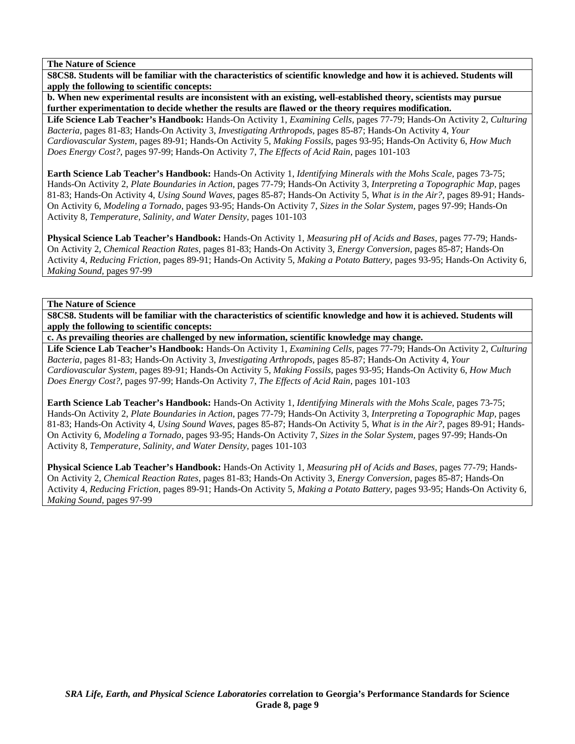**The Nature of Science**

**S8CS8. Students will be familiar with the characteristics of scientific knowledge and how it is achieved. Students will apply the following to scientific concepts:**

**b. When new experimental results are inconsistent with an existing, well-established theory, scientists may pursue further experimentation to decide whether the results are flawed or the theory requires modification.**

**Life Science Lab Teacher's Handbook:** Hands-On Activity 1, *Examining Cells,* pages 77-79; Hands-On Activity 2, *Culturing Bacteria,* pages 81-83; Hands-On Activity 3, *Investigating Arthropods,* pages 85-87; Hands-On Activity 4, *Your Cardiovascular System,* pages 89-91; Hands-On Activity 5, *Making Fossils,* pages 93-95; Hands-On Activity 6, *How Much Does Energy Cost?,* pages 97-99; Hands-On Activity 7, *The Effects of Acid Rain,* pages 101-103

**Earth Science Lab Teacher's Handbook:** Hands-On Activity 1, *Identifying Minerals with the Mohs Scale,* pages 73-75; Hands-On Activity 2, *Plate Boundaries in Action,* pages 77-79; Hands-On Activity 3, *Interpreting a Topographic Map,* pages 81-83; Hands-On Activity 4, *Using Sound Waves,* pages 85-87; Hands-On Activity 5, *What is in the Air?,* pages 89-91; Hands-On Activity 6, *Modeling a Tornado,* pages 93-95; Hands-On Activity 7, *Sizes in the Solar System,* pages 97-99; Hands-On Activity 8, *Temperature, Salinity, and Water Density,* pages 101-103

**Physical Science Lab Teacher's Handbook:** Hands-On Activity 1, *Measuring pH of Acids and Bases,* pages 77-79; Hands-On Activity 2, *Chemical Reaction Rates,* pages 81-83; Hands-On Activity 3, *Energy Conversion,* pages 85-87; Hands-On Activity 4, *Reducing Friction,* pages 89-91; Hands-On Activity 5, *Making a Potato Battery,* pages 93-95; Hands-On Activity 6, *Making Sound,* pages 97-99

**The Nature of Science**

**S8CS8. Students will be familiar with the characteristics of scientific knowledge and how it is achieved. Students will apply the following to scientific concepts:**

**c. As prevailing theories are challenged by new information, scientific knowledge may change.**

**Life Science Lab Teacher's Handbook:** Hands-On Activity 1, *Examining Cells,* pages 77-79; Hands-On Activity 2, *Culturing Bacteria,* pages 81-83; Hands-On Activity 3, *Investigating Arthropods,* pages 85-87; Hands-On Activity 4, *Your Cardiovascular System,* pages 89-91; Hands-On Activity 5, *Making Fossils,* pages 93-95; Hands-On Activity 6, *How Much Does Energy Cost?,* pages 97-99; Hands-On Activity 7, *The Effects of Acid Rain,* pages 101-103

**Earth Science Lab Teacher's Handbook:** Hands-On Activity 1, *Identifying Minerals with the Mohs Scale,* pages 73-75; Hands-On Activity 2, *Plate Boundaries in Action,* pages 77-79; Hands-On Activity 3, *Interpreting a Topographic Map,* pages 81-83; Hands-On Activity 4, *Using Sound Waves,* pages 85-87; Hands-On Activity 5, *What is in the Air?,* pages 89-91; Hands-On Activity 6, *Modeling a Tornado,* pages 93-95; Hands-On Activity 7, *Sizes in the Solar System,* pages 97-99; Hands-On Activity 8, *Temperature, Salinity, and Water Density,* pages 101-103

**Physical Science Lab Teacher's Handbook:** Hands-On Activity 1, *Measuring pH of Acids and Bases,* pages 77-79; Hands-On Activity 2, *Chemical Reaction Rates,* pages 81-83; Hands-On Activity 3, *Energy Conversion,* pages 85-87; Hands-On Activity 4, *Reducing Friction,* pages 89-91; Hands-On Activity 5, *Making a Potato Battery,* pages 93-95; Hands-On Activity 6, *Making Sound,* pages 97-99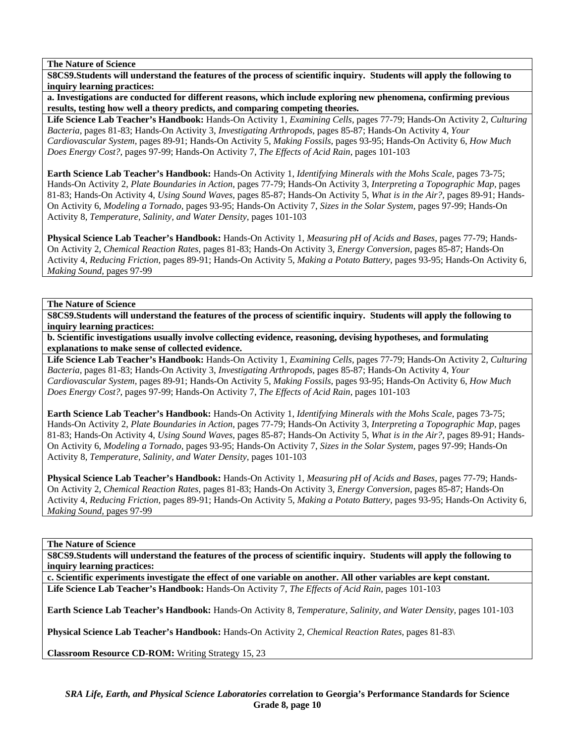**The Nature of Science**

**S8CS9.Students will understand the features of the process of scientific inquiry. Students will apply the following to inquiry learning practices:**

**a. Investigations are conducted for different reasons, which include exploring new phenomena, confirming previous results, testing how well a theory predicts, and comparing competing theories.**

**Life Science Lab Teacher's Handbook:** Hands-On Activity 1, *Examining Cells,* pages 77-79; Hands-On Activity 2, *Culturing Bacteria,* pages 81-83; Hands-On Activity 3, *Investigating Arthropods,* pages 85-87; Hands-On Activity 4, *Your Cardiovascular System,* pages 89-91; Hands-On Activity 5, *Making Fossils,* pages 93-95; Hands-On Activity 6, *How Much Does Energy Cost?,* pages 97-99; Hands-On Activity 7, *The Effects of Acid Rain,* pages 101-103

**Earth Science Lab Teacher's Handbook:** Hands-On Activity 1, *Identifying Minerals with the Mohs Scale,* pages 73-75; Hands-On Activity 2, *Plate Boundaries in Action,* pages 77-79; Hands-On Activity 3, *Interpreting a Topographic Map,* pages 81-83; Hands-On Activity 4, *Using Sound Waves,* pages 85-87; Hands-On Activity 5, *What is in the Air?,* pages 89-91; Hands-On Activity 6, *Modeling a Tornado,* pages 93-95; Hands-On Activity 7, *Sizes in the Solar System,* pages 97-99; Hands-On Activity 8, *Temperature, Salinity, and Water Density,* pages 101-103

**Physical Science Lab Teacher's Handbook:** Hands-On Activity 1, *Measuring pH of Acids and Bases,* pages 77-79; Hands-On Activity 2, *Chemical Reaction Rates,* pages 81-83; Hands-On Activity 3, *Energy Conversion,* pages 85-87; Hands-On Activity 4, *Reducing Friction,* pages 89-91; Hands-On Activity 5, *Making a Potato Battery,* pages 93-95; Hands-On Activity 6, *Making Sound,* pages 97-99

**The Nature of Science**

**S8CS9.Students will understand the features of the process of scientific inquiry. Students will apply the following to inquiry learning practices:**

**b. Scientific investigations usually involve collecting evidence, reasoning, devising hypotheses, and formulating explanations to make sense of collected evidence.**

**Life Science Lab Teacher's Handbook:** Hands-On Activity 1, *Examining Cells,* pages 77-79; Hands-On Activity 2, *Culturing Bacteria,* pages 81-83; Hands-On Activity 3, *Investigating Arthropods,* pages 85-87; Hands-On Activity 4, *Your Cardiovascular System,* pages 89-91; Hands-On Activity 5, *Making Fossils,* pages 93-95; Hands-On Activity 6, *How Much Does Energy Cost?,* pages 97-99; Hands-On Activity 7, *The Effects of Acid Rain,* pages 101-103

**Earth Science Lab Teacher's Handbook:** Hands-On Activity 1, *Identifying Minerals with the Mohs Scale,* pages 73-75; Hands-On Activity 2, *Plate Boundaries in Action,* pages 77-79; Hands-On Activity 3, *Interpreting a Topographic Map,* pages 81-83; Hands-On Activity 4, *Using Sound Waves,* pages 85-87; Hands-On Activity 5, *What is in the Air?,* pages 89-91; Hands-On Activity 6, *Modeling a Tornado,* pages 93-95; Hands-On Activity 7, *Sizes in the Solar System,* pages 97-99; Hands-On Activity 8, *Temperature, Salinity, and Water Density,* pages 101-103

**Physical Science Lab Teacher's Handbook:** Hands-On Activity 1, *Measuring pH of Acids and Bases,* pages 77-79; Hands-On Activity 2, *Chemical Reaction Rates,* pages 81-83; Hands-On Activity 3, *Energy Conversion,* pages 85-87; Hands-On Activity 4, *Reducing Friction,* pages 89-91; Hands-On Activity 5, *Making a Potato Battery,* pages 93-95; Hands-On Activity 6, *Making Sound,* pages 97-99

**The Nature of Science**

**S8CS9.Students will understand the features of the process of scientific inquiry. Students will apply the following to inquiry learning practices:**

**c. Scientific experiments investigate the effect of one variable on another. All other variables are kept constant.**

**Life Science Lab Teacher's Handbook:** Hands-On Activity 7, *The Effects of Acid Rain,* pages 101-103

**Earth Science Lab Teacher's Handbook:** Hands-On Activity 8, *Temperature, Salinity, and Water Density,* pages 101-103

**Physical Science Lab Teacher's Handbook:** Hands-On Activity 2, *Chemical Reaction Rates,* pages 81-83\

**Classroom Resource CD-ROM:** Writing Strategy 15, 23

***SRA Life, Earth, and Physical Science Laboratories* correlation to Georgia's Performance Standards for Science Grade 8, page 10**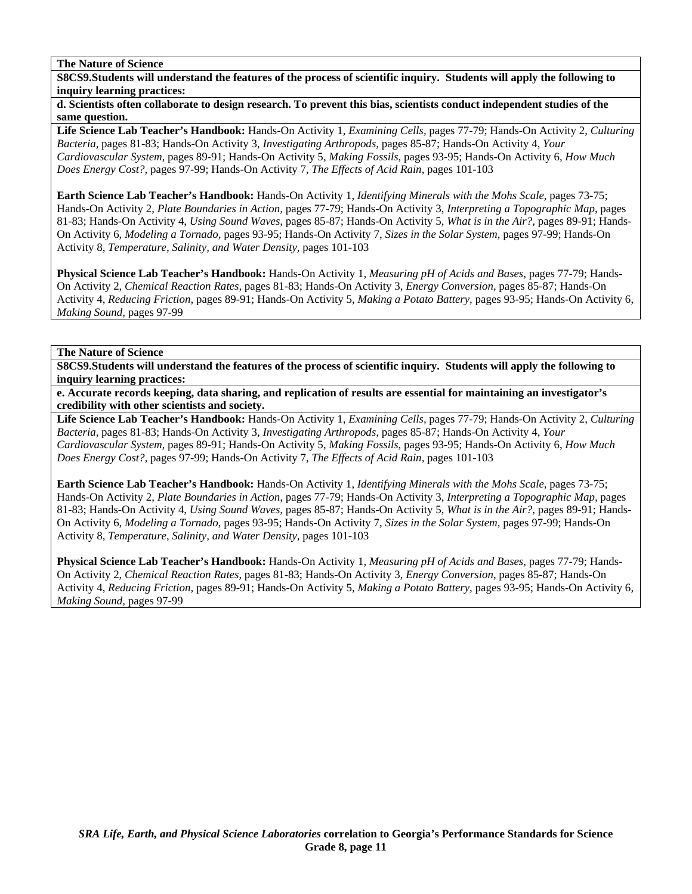**The Nature of Science**

**S8CS9.Students will understand the features of the process of scientific inquiry. Students will apply the following to inquiry learning practices:**

**d. Scientists often collaborate to design research. To prevent this bias, scientists conduct independent studies of the same question.**

**Life Science Lab Teacher's Handbook:** Hands-On Activity 1, *Examining Cells,* pages 77-79; Hands-On Activity 2, *Culturing Bacteria,* pages 81-83; Hands-On Activity 3, *Investigating Arthropods,* pages 85-87; Hands-On Activity 4, *Your Cardiovascular System,* pages 89-91; Hands-On Activity 5, *Making Fossils,* pages 93-95; Hands-On Activity 6, *How Much Does Energy Cost?,* pages 97-99; Hands-On Activity 7, *The Effects of Acid Rain,* pages 101-103

**Earth Science Lab Teacher's Handbook:** Hands-On Activity 1, *Identifying Minerals with the Mohs Scale,* pages 73-75; Hands-On Activity 2, *Plate Boundaries in Action,* pages 77-79; Hands-On Activity 3, *Interpreting a Topographic Map,* pages 81-83; Hands-On Activity 4, *Using Sound Waves,* pages 85-87; Hands-On Activity 5, *What is in the Air?,* pages 89-91; Hands-On Activity 6, *Modeling a Tornado,* pages 93-95; Hands-On Activity 7, *Sizes in the Solar System,* pages 97-99; Hands-On Activity 8, *Temperature, Salinity, and Water Density,* pages 101-103

**Physical Science Lab Teacher's Handbook:** Hands-On Activity 1, *Measuring pH of Acids and Bases,* pages 77-79; Hands-On Activity 2, *Chemical Reaction Rates,* pages 81-83; Hands-On Activity 3, *Energy Conversion,* pages 85-87; Hands-On Activity 4, *Reducing Friction,* pages 89-91; Hands-On Activity 5, *Making a Potato Battery,* pages 93-95; Hands-On Activity 6, *Making Sound,* pages 97-99

**The Nature of Science**

**S8CS9.Students will understand the features of the process of scientific inquiry. Students will apply the following to inquiry learning practices:**

**e. Accurate records keeping, data sharing, and replication of results are essential for maintaining an investigator's credibility with other scientists and society.**

**Life Science Lab Teacher's Handbook:** Hands-On Activity 1, *Examining Cells,* pages 77-79; Hands-On Activity 2, *Culturing Bacteria,* pages 81-83; Hands-On Activity 3, *Investigating Arthropods,* pages 85-87; Hands-On Activity 4, *Your Cardiovascular System,* pages 89-91; Hands-On Activity 5, *Making Fossils,* pages 93-95; Hands-On Activity 6, *How Much Does Energy Cost?,* pages 97-99; Hands-On Activity 7, *The Effects of Acid Rain,* pages 101-103

**Earth Science Lab Teacher's Handbook:** Hands-On Activity 1, *Identifying Minerals with the Mohs Scale,* pages 73-75; Hands-On Activity 2, *Plate Boundaries in Action,* pages 77-79; Hands-On Activity 3, *Interpreting a Topographic Map,* pages 81-83; Hands-On Activity 4, *Using Sound Waves,* pages 85-87; Hands-On Activity 5, *What is in the Air?,* pages 89-91; Hands-On Activity 6, *Modeling a Tornado,* pages 93-95; Hands-On Activity 7, *Sizes in the Solar System,* pages 97-99; Hands-On Activity 8, *Temperature, Salinity, and Water Density,* pages 101-103

**Physical Science Lab Teacher's Handbook:** Hands-On Activity 1, *Measuring pH of Acids and Bases,* pages 77-79; Hands-On Activity 2, *Chemical Reaction Rates,* pages 81-83; Hands-On Activity 3, *Energy Conversion,* pages 85-87; Hands-On Activity 4, *Reducing Friction,* pages 89-91; Hands-On Activity 5, *Making a Potato Battery,* pages 93-95; Hands-On Activity 6, *Making Sound,* pages 97-99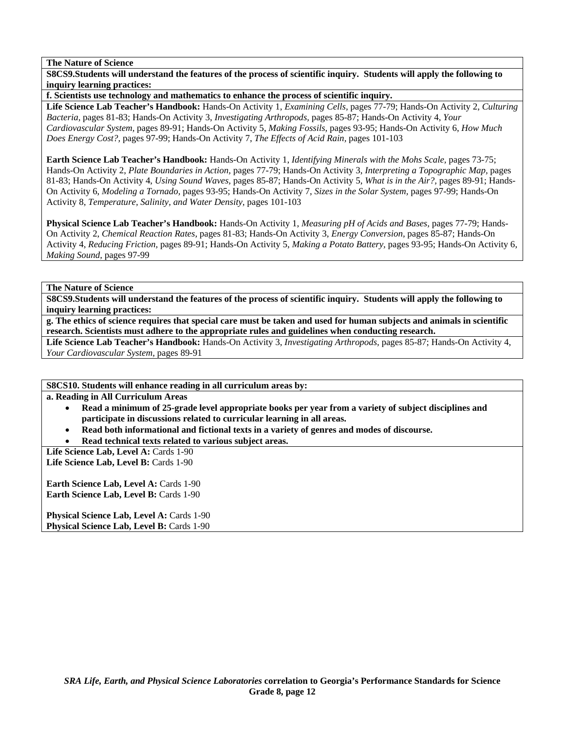**The Nature of Science**

**S8CS9.Students will understand the features of the process of scientific inquiry. Students will apply the following to inquiry learning practices:**

**f. Scientists use technology and mathematics to enhance the process of scientific inquiry.**

**Life Science Lab Teacher's Handbook:** Hands-On Activity 1, *Examining Cells,* pages 77-79; Hands-On Activity 2, *Culturing Bacteria,* pages 81-83; Hands-On Activity 3, *Investigating Arthropods,* pages 85-87; Hands-On Activity 4, *Your Cardiovascular System,* pages 89-91; Hands-On Activity 5, *Making Fossils*, pages 93-95; Hands-On Activity 6, *How Much Does Energy Cost?,* pages 97-99; Hands-On Activity 7, *The Effects of Acid Rain,* pages 101-103

**Earth Science Lab Teacher's Handbook:** Hands-On Activity 1, *Identifying Minerals with the Mohs Scale*, pages 73-75; Hands-On Activity 2, *Plate Boundaries in Action,* pages 77-79; Hands-On Activity 3, *Interpreting a Topographic Map,* pages 81-83; Hands-On Activity 4, *Using Sound Waves,* pages 85-87; Hands-On Activity 5, *What is in the Air?,* pages 89-91; Hands-On Activity 6, *Modeling a Tornado,* pages 93-95; Hands-On Activity 7, *Sizes in the Solar System,* pages 97-99; Hands-On Activity 8, *Temperature, Salinity, and Water Density,* pages 101-103

**Physical Science Lab Teacher's Handbook:** Hands-On Activity 1, *Measuring pH of Acids and Bases,* pages 77-79; Hands-On Activity 2, *Chemical Reaction Rates,* pages 81-83; Hands-On Activity 3, *Energy Conversion,* pages 85-87; Hands-On Activity 4, *Reducing Friction,* pages 89-91; Hands-On Activity 5, *Making a Potato Battery*, pages 93-95; Hands-On Activity 6, *Making Sound,* pages 97-99

**The Nature of Science**

**S8CS9.Students will understand the features of the process of scientific inquiry. Students will apply the following to inquiry learning practices:**

**g. The ethics of science requires that special care must be taken and used for human subjects and animals in scientific research. Scientists must adhere to the appropriate rules and guidelines when conducting research.**

**Life Science Lab Teacher's Handbook:** Hands-On Activity 3, *Investigating Arthropods,* pages 85-87; Hands-On Activity 4, *Your Cardiovascular System*, pages 89-91

**S8CS10. Students will enhance reading in all curriculum areas by:**

**a. Reading in All Curriculum Areas**

- **Read a minimum of 25-grade level appropriate books per year from a variety of subject disciplines and participate in discussions related to curricular learning in all areas.**
- **Read both informational and fictional texts in a variety of genres and modes of discourse.**
- **Read technical texts related to various subject areas.**

**Life Science Lab, Level A:** Cards 1-90
**Life Science Lab, Level B:** Cards 1-90

**Earth Science Lab, Level A:** Cards 1-90
**Earth Science Lab, Level B:** Cards 1-90

**Physical Science Lab, Level A:** Cards 1-90
**Physical Science Lab, Level B:** Cards 1-90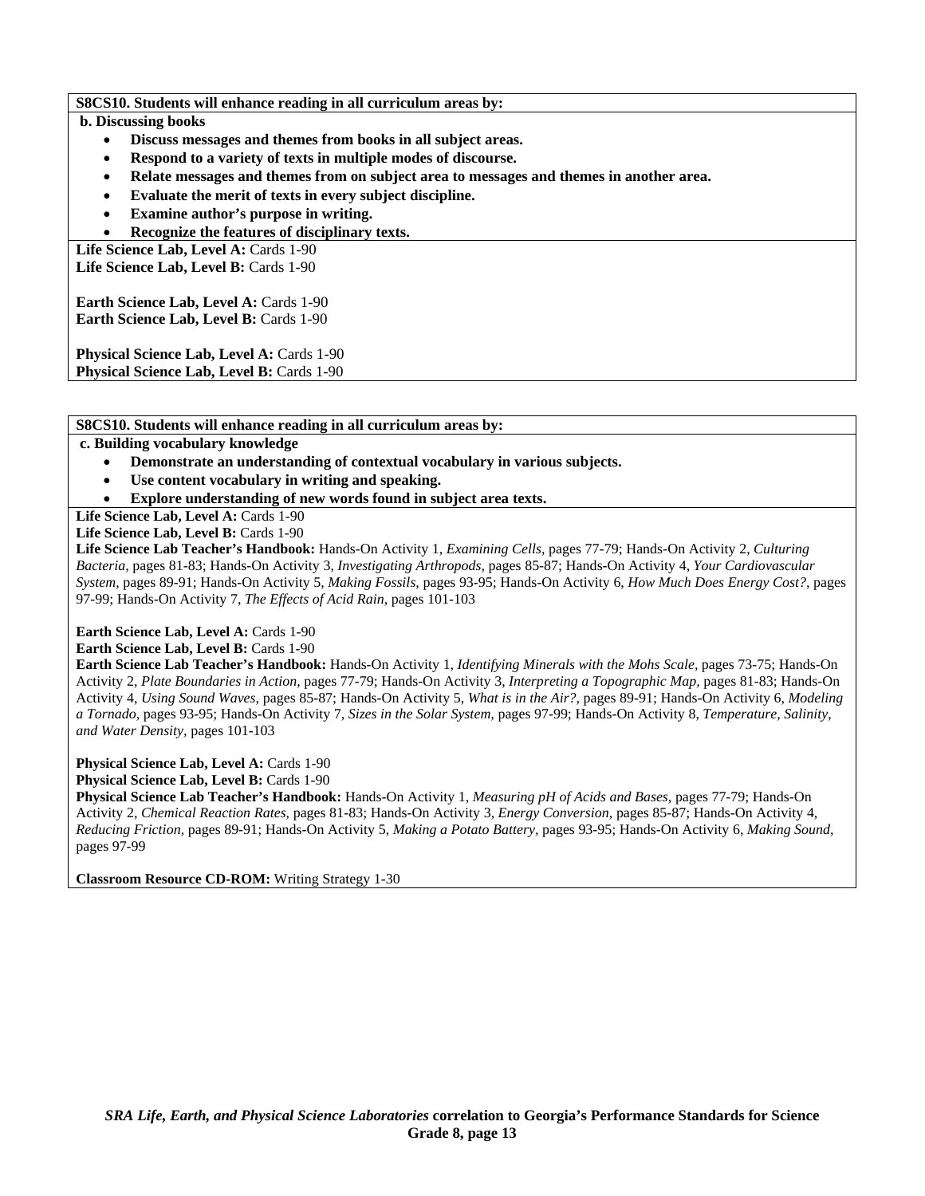**S8CS10. Students will enhance reading in all curriculum areas by:**

**b. Discussing books**

- **Discuss messages and themes from books in all subject areas.**
- **Respond to a variety of texts in multiple modes of discourse.**
- **Relate messages and themes from on subject area to messages and themes in another area.**
- **Evaluate the merit of texts in every subject discipline.**
- **Examine author's purpose in writing.**
- **Recognize the features of disciplinary texts.**

**Life Science Lab, Level A:** Cards 1-90
**Life Science Lab, Level B:** Cards 1-90

**Earth Science Lab, Level A:** Cards 1-90
**Earth Science Lab, Level B:** Cards 1-90

**Physical Science Lab, Level A:** Cards 1-90
**Physical Science Lab, Level B:** Cards 1-90

**S8CS10. Students will enhance reading in all curriculum areas by:**

**c. Building vocabulary knowledge**

- **Demonstrate an understanding of contextual vocabulary in various subjects.**
- **Use content vocabulary in writing and speaking.**
- **Explore understanding of new words found in subject area texts.**

**Life Science Lab, Level A:** Cards 1-90
**Life Science Lab, Level B:** Cards 1-90
**Life Science Lab Teacher's Handbook:** Hands-On Activity 1, *Examining Cells,* pages 77-79; Hands-On Activity 2, *Culturing Bacteria,* pages 81-83; Hands-On Activity 3, *Investigating Arthropods,* pages 85-87; Hands-On Activity 4, *Your Cardiovascular System,* pages 89-91; Hands-On Activity 5, *Making Fossils,* pages 93-95; Hands-On Activity 6, *How Much Does Energy Cost?,* pages 97-99; Hands-On Activity 7, *The Effects of Acid Rain,* pages 101-103

**Earth Science Lab, Level A:** Cards 1-90
**Earth Science Lab, Level B:** Cards 1-90
**Earth Science Lab Teacher's Handbook:** Hands-On Activity 1, *Identifying Minerals with the Mohs Scale,* pages 73-75; Hands-On Activity 2, *Plate Boundaries in Action,* pages 77-79; Hands-On Activity 3, *Interpreting a Topographic Map,* pages 81-83; Hands-On Activity 4, *Using Sound Waves,* pages 85-87; Hands-On Activity 5, *What is in the Air?,* pages 89-91; Hands-On Activity 6, *Modeling a Tornado,* pages 93-95; Hands-On Activity 7, *Sizes in the Solar System,* pages 97-99; Hands-On Activity 8, *Temperature, Salinity, and Water Density,* pages 101-103

**Physical Science Lab, Level A:** Cards 1-90
**Physical Science Lab, Level B:** Cards 1-90
**Physical Science Lab Teacher's Handbook:** Hands-On Activity 1, *Measuring pH of Acids and Bases,* pages 77-79; Hands-On Activity 2, *Chemical Reaction Rates,* pages 81-83; Hands-On Activity 3, *Energy Conversion,* pages 85-87; Hands-On Activity 4, *Reducing Friction,* pages 89-91; Hands-On Activity 5, *Making a Potato Battery,* pages 93-95; Hands-On Activity 6, *Making Sound,* pages 97-99

**Classroom Resource CD-ROM:** Writing Strategy 1-30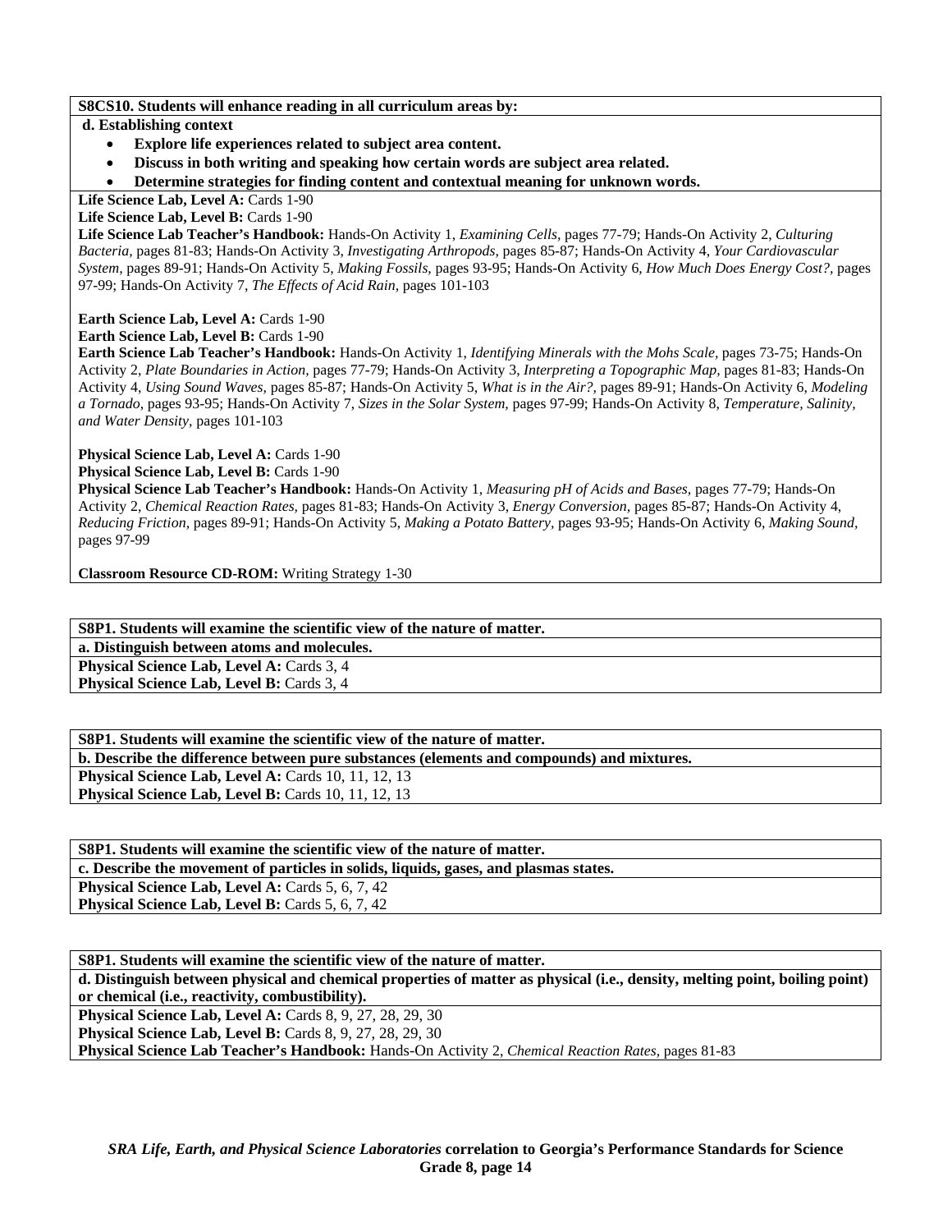**S8CS10. Students will enhance reading in all curriculum areas by:**

**d. Establishing context**

- **Explore life experiences related to subject area content.**
- **Discuss in both writing and speaking how certain words are subject area related.**
- **Determine strategies for finding content and contextual meaning for unknown words.**

**Life Science Lab, Level A:** Cards 1-90
**Life Science Lab, Level B:** Cards 1-90
**Life Science Lab Teacher's Handbook:** Hands-On Activity 1, *Examining Cells,* pages 77-79; Hands-On Activity 2, *Culturing Bacteria,* pages 81-83; Hands-On Activity 3, *Investigating Arthropods,* pages 85-87; Hands-On Activity 4, *Your Cardiovascular System,* pages 89-91; Hands-On Activity 5, *Making Fossils,* pages 93-95; Hands-On Activity 6, *How Much Does Energy Cost?,* pages 97-99; Hands-On Activity 7, *The Effects of Acid Rain,* pages 101-103

**Earth Science Lab, Level A:** Cards 1-90
**Earth Science Lab, Level B:** Cards 1-90
**Earth Science Lab Teacher's Handbook:** Hands-On Activity 1, *Identifying Minerals with the Mohs Scale,* pages 73-75; Hands-On Activity 2, *Plate Boundaries in Action,* pages 77-79; Hands-On Activity 3, *Interpreting a Topographic Map,* pages 81-83; Hands-On Activity 4, *Using Sound Waves,* pages 85-87; Hands-On Activity 5, *What is in the Air?,* pages 89-91; Hands-On Activity 6, *Modeling a Tornado,* pages 93-95; Hands-On Activity 7, *Sizes in the Solar System,* pages 97-99; Hands-On Activity 8, *Temperature, Salinity, and Water Density,* pages 101-103

**Physical Science Lab, Level A:** Cards 1-90
**Physical Science Lab, Level B:** Cards 1-90
**Physical Science Lab Teacher's Handbook:** Hands-On Activity 1, *Measuring pH of Acids and Bases,* pages 77-79; Hands-On Activity 2, *Chemical Reaction Rates,* pages 81-83; Hands-On Activity 3, *Energy Conversion,* pages 85-87; Hands-On Activity 4, *Reducing Friction,* pages 89-91; Hands-On Activity 5, *Making a Potato Battery,* pages 93-95; Hands-On Activity 6, *Making Sound,* pages 97-99

**Classroom Resource CD-ROM:** Writing Strategy 1-30

**S8P1. Students will examine the scientific view of the nature of matter.**

**a. Distinguish between atoms and molecules.**

**Physical Science Lab, Level A:** Cards 3, 4
**Physical Science Lab, Level B:** Cards 3, 4

**S8P1. Students will examine the scientific view of the nature of matter.**

**b. Describe the difference between pure substances (elements and compounds) and mixtures.**

**Physical Science Lab, Level A:** Cards 10, 11, 12, 13
**Physical Science Lab, Level B:** Cards 10, 11, 12, 13

**S8P1. Students will examine the scientific view of the nature of matter.**

**c. Describe the movement of particles in solids, liquids, gases, and plasmas states.**

**Physical Science Lab, Level A:** Cards 5, 6, 7, 42
**Physical Science Lab, Level B:** Cards 5, 6, 7, 42

**S8P1. Students will examine the scientific view of the nature of matter.**

**d. Distinguish between physical and chemical properties of matter as physical (i.e., density, melting point, boiling point) or chemical (i.e., reactivity, combustibility).**

**Physical Science Lab, Level A:** Cards 8, 9, 27, 28, 29, 30
**Physical Science Lab, Level B:** Cards 8, 9, 27, 28, 29, 30
**Physical Science Lab Teacher's Handbook:** Hands-On Activity 2, *Chemical Reaction Rates,* pages 81-83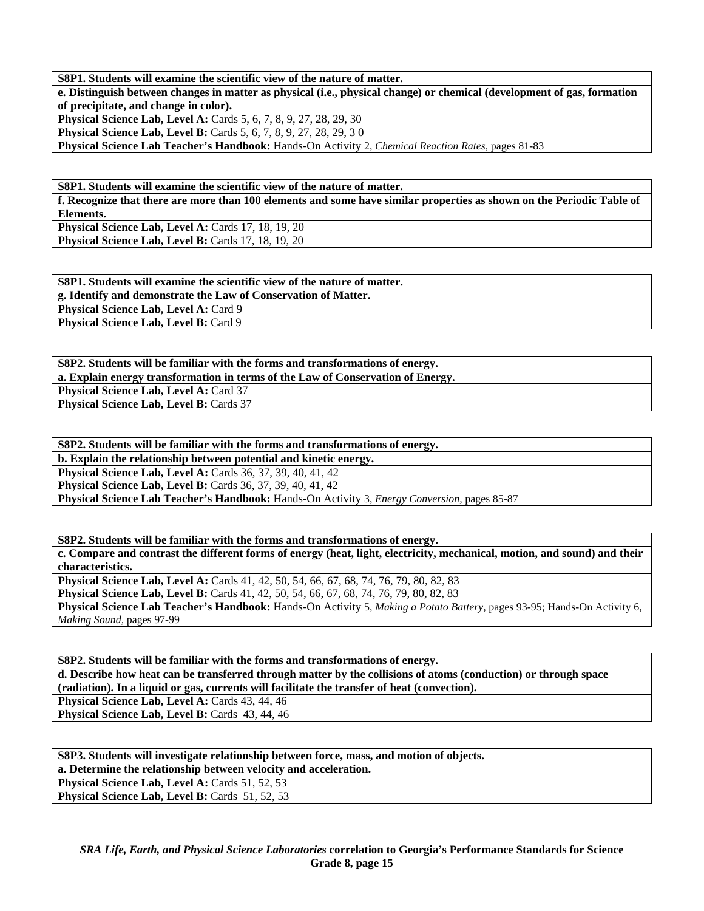**S8P1. Students will examine the scientific view of the nature of matter.**

**e. Distinguish between changes in matter as physical (i.e., physical change) or chemical (development of gas, formation of precipitate, and change in color).**

**Physical Science Lab, Level A:** Cards 5, 6, 7, 8, 9, 27, 28, 29, 30

**Physical Science Lab, Level B:** Cards 5, 6, 7, 8, 9, 27, 28, 29, 3 0

**Physical Science Lab Teacher's Handbook:** Hands-On Activity 2, *Chemical Reaction Rates,* pages 81-83

**S8P1. Students will examine the scientific view of the nature of matter.**

**f. Recognize that there are more than 100 elements and some have similar properties as shown on the Periodic Table of Elements.**

**Physical Science Lab, Level A:** Cards 17, 18, 19, 20

**Physical Science Lab, Level B:** Cards 17, 18, 19, 20

**S8P1. Students will examine the scientific view of the nature of matter.**

**g. Identify and demonstrate the Law of Conservation of Matter.**

**Physical Science Lab, Level A:** Card 9

**Physical Science Lab, Level B:** Card 9

**S8P2. Students will be familiar with the forms and transformations of energy.**

**a. Explain energy transformation in terms of the Law of Conservation of Energy.**

**Physical Science Lab, Level A:** Card 37

**Physical Science Lab, Level B:** Cards 37

**S8P2. Students will be familiar with the forms and transformations of energy.**

**b. Explain the relationship between potential and kinetic energy.**

**Physical Science Lab, Level A:** Cards 36, 37, 39, 40, 41, 42

**Physical Science Lab, Level B:** Cards 36, 37, 39, 40, 41, 42

**Physical Science Lab Teacher's Handbook:** Hands-On Activity 3, *Energy Conversion,* pages 85-87

**S8P2. Students will be familiar with the forms and transformations of energy.**

**c. Compare and contrast the different forms of energy (heat, light, electricity, mechanical, motion, and sound) and their characteristics.**

**Physical Science Lab, Level A:** Cards 41, 42, 50, 54, 66, 67, 68, 74, 76, 79, 80, 82, 83

**Physical Science Lab, Level B:** Cards 41, 42, 50, 54, 66, 67, 68, 74, 76, 79, 80, 82, 83

**Physical Science Lab Teacher's Handbook:** Hands-On Activity 5, *Making a Potato Battery,* pages 93-95; Hands-On Activity 6, *Making Sound,* pages 97-99

**S8P2. Students will be familiar with the forms and transformations of energy.**

**d. Describe how heat can be transferred through matter by the collisions of atoms (conduction) or through space (radiation). In a liquid or gas, currents will facilitate the transfer of heat (convection).**

**Physical Science Lab, Level A:** Cards 43, 44, 46

**Physical Science Lab, Level B:** Cards 43, 44, 46

**S8P3. Students will investigate relationship between force, mass, and motion of objects.**

**a. Determine the relationship between velocity and acceleration.**

**Physical Science Lab, Level A:** Cards 51, 52, 53

**Physical Science Lab, Level B:** Cards 51, 52, 53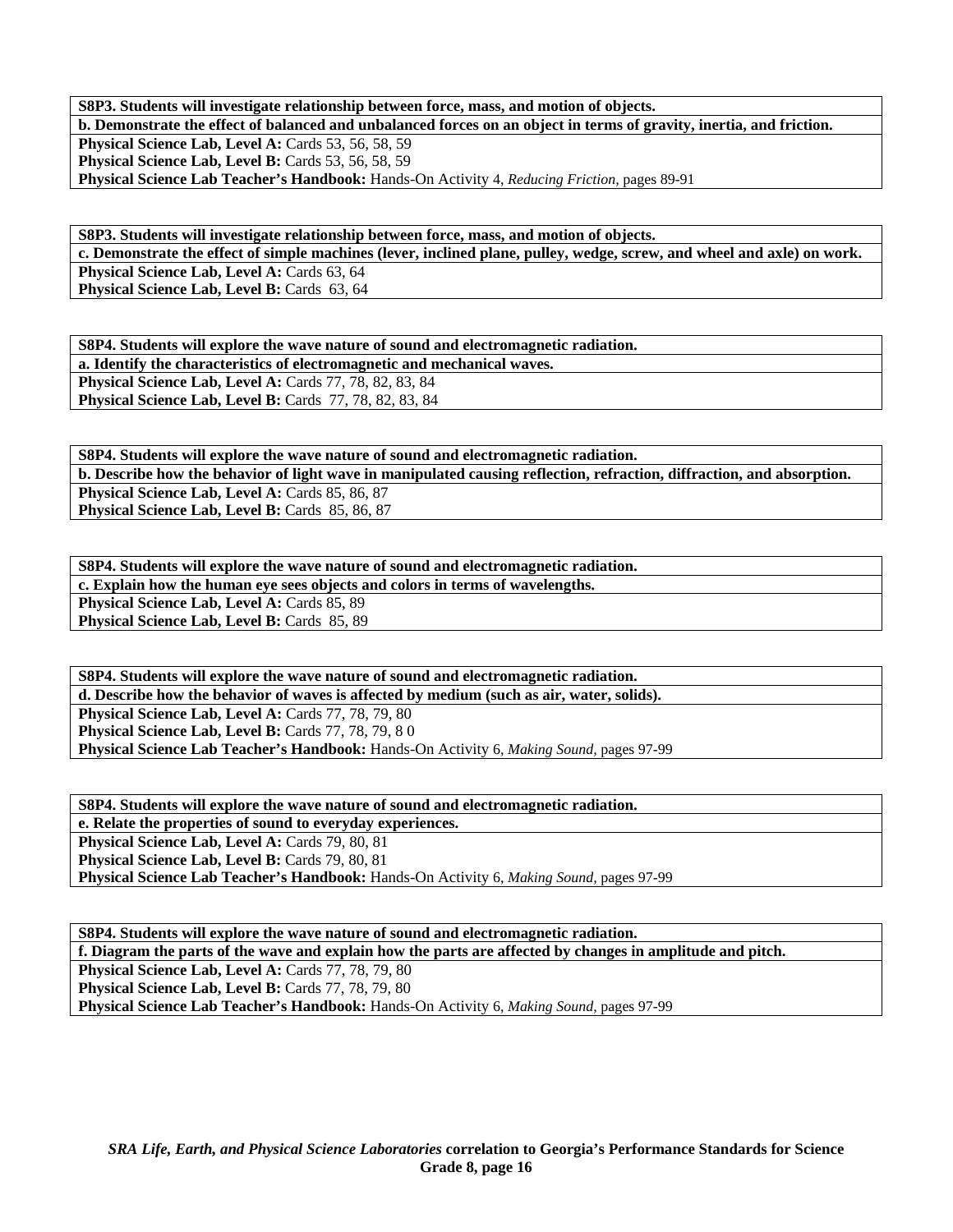| **S8P3. Students will investigate relationship between force, mass, and motion of objects.** |
|---|
| **b. Demonstrate the effect of balanced and unbalanced forces on an object in terms of gravity, inertia, and friction.** |
| **Physical Science Lab, Level A:** Cards 53, 56, 58, 59<br>**Physical Science Lab, Level B:** Cards 53, 56, 58, 59<br>**Physical Science Lab Teacher's Handbook:** Hands-On Activity 4, *Reducing Friction,* pages 89-91 |

| **S8P3. Students will investigate relationship between force, mass, and motion of objects.** |
|---|
| **c. Demonstrate the effect of simple machines (lever, inclined plane, pulley, wedge, screw, and wheel and axle) on work.** |
| **Physical Science Lab, Level A:** Cards 63, 64<br>**Physical Science Lab, Level B:** Cards 63, 64 |

| **S8P4. Students will explore the wave nature of sound and electromagnetic radiation.** |
|---|
| **a. Identify the characteristics of electromagnetic and mechanical waves.** |
| **Physical Science Lab, Level A:** Cards 77, 78, 82, 83, 84<br>**Physical Science Lab, Level B:** Cards 77, 78, 82, 83, 84 |

| **S8P4. Students will explore the wave nature of sound and electromagnetic radiation.** |
|---|
| **b. Describe how the behavior of light wave in manipulated causing reflection, refraction, diffraction, and absorption.** |
| **Physical Science Lab, Level A:** Cards 85, 86, 87<br>**Physical Science Lab, Level B:** Cards 85, 86, 87 |

| **S8P4. Students will explore the wave nature of sound and electromagnetic radiation.** |
|---|
| **c. Explain how the human eye sees objects and colors in terms of wavelengths.** |
| **Physical Science Lab, Level A:** Cards 85, 89<br>**Physical Science Lab, Level B:** Cards 85, 89 |

| **S8P4. Students will explore the wave nature of sound and electromagnetic radiation.** |
|---|
| **d. Describe how the behavior of waves is affected by medium (such as air, water, solids).** |
| **Physical Science Lab, Level A:** Cards 77, 78, 79, 80<br>**Physical Science Lab, Level B:** Cards 77, 78, 79, 8 0<br>**Physical Science Lab Teacher's Handbook:** Hands-On Activity 6, *Making Sound,* pages 97-99 |

| **S8P4. Students will explore the wave nature of sound and electromagnetic radiation.** |
|---|
| **e. Relate the properties of sound to everyday experiences.** |
| **Physical Science Lab, Level A:** Cards 79, 80, 81<br>**Physical Science Lab, Level B:** Cards 79, 80, 81<br>**Physical Science Lab Teacher's Handbook:** Hands-On Activity 6, *Making Sound,* pages 97-99 |

| **S8P4. Students will explore the wave nature of sound and electromagnetic radiation.** |
|---|
| **f. Diagram the parts of the wave and explain how the parts are affected by changes in amplitude and pitch.** |
| **Physical Science Lab, Level A:** Cards 77, 78, 79, 80<br>**Physical Science Lab, Level B:** Cards 77, 78, 79, 80<br>**Physical Science Lab Teacher's Handbook:** Hands-On Activity 6, *Making Sound,* pages 97-99 |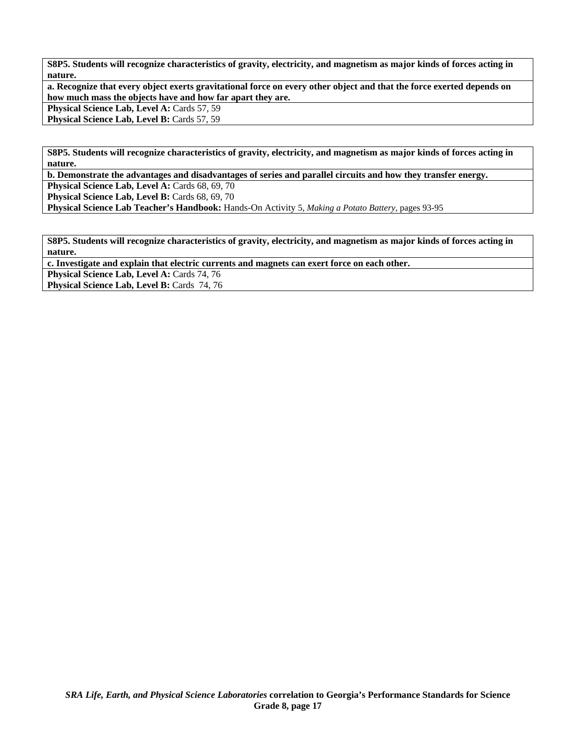**S8P5. Students will recognize characteristics of gravity, electricity, and magnetism as major kinds of forces acting in nature.**

**a. Recognize that every object exerts gravitational force on every other object and that the force exerted depends on how much mass the objects have and how far apart they are.**

**Physical Science Lab, Level A:** Cards 57, 59
**Physical Science Lab, Level B:** Cards 57, 59

**S8P5. Students will recognize characteristics of gravity, electricity, and magnetism as major kinds of forces acting in nature.**

**b. Demonstrate the advantages and disadvantages of series and parallel circuits and how they transfer energy.**

**Physical Science Lab, Level A:** Cards 68, 69, 70
**Physical Science Lab, Level B:** Cards 68, 69, 70
**Physical Science Lab Teacher's Handbook:** Hands-On Activity 5, *Making a Potato Battery,* pages 93-95

**S8P5. Students will recognize characteristics of gravity, electricity, and magnetism as major kinds of forces acting in nature.**

**c. Investigate and explain that electric currents and magnets can exert force on each other.**

**Physical Science Lab, Level A:** Cards 74, 76
**Physical Science Lab, Level B:** Cards 74, 76